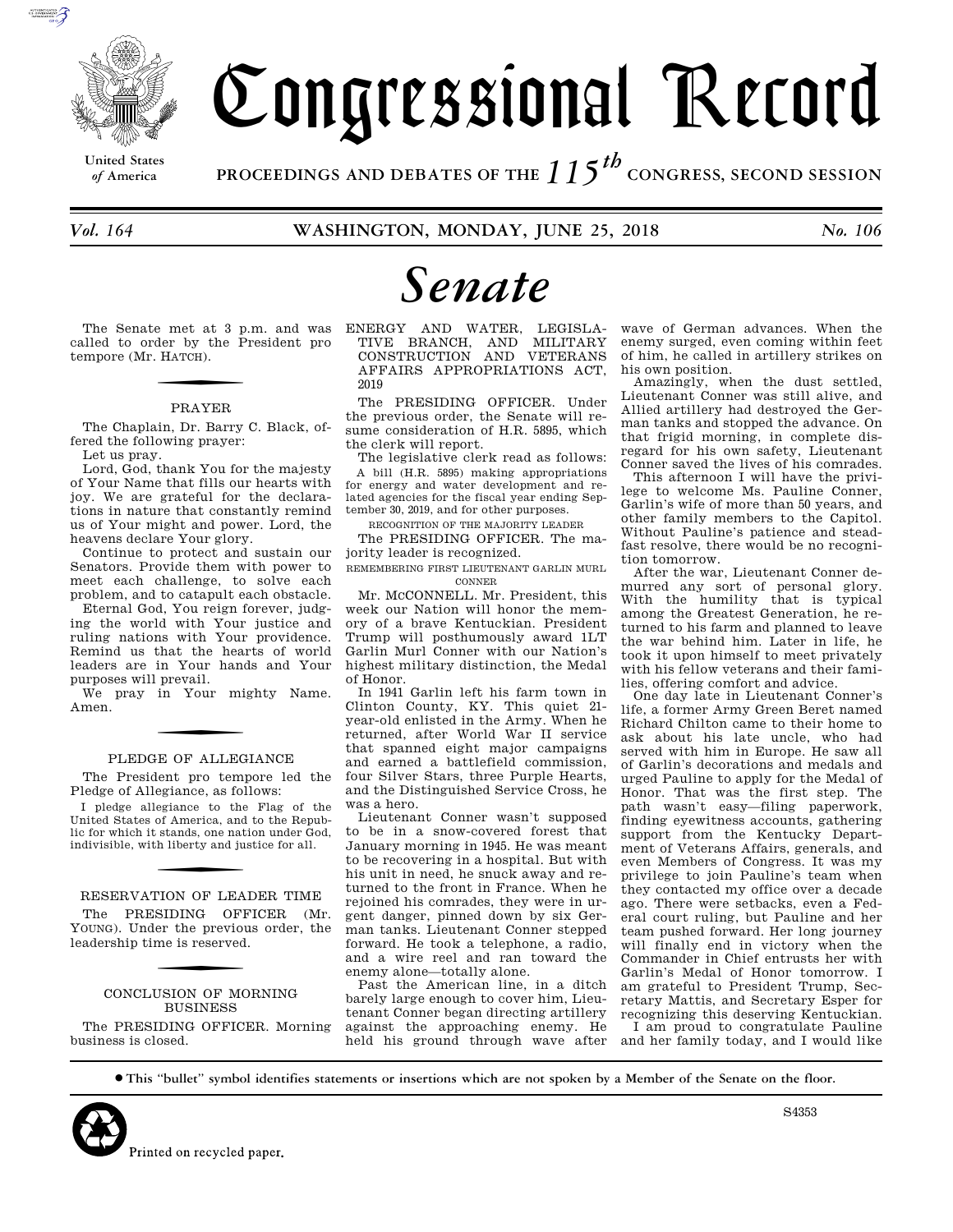# Congressional Record

United States of America

PROCEEDINGS AND DEBATES OF THE 115th CONGRESS, SECOND SESSION

*Vol. 164* **WASHINGTON, MONDAY, JUNE 25, 2018** *No. 106*

# *Senate*

The Senate met at 3 p.m. and was called to order by the President pro tempore (Mr. HATCH).

## PRAYER

The Chaplain, Dr. Barry C. Black, offered the following prayer:

Let us pray.

Lord, God, thank You for the majesty of Your Name that fills our hearts with joy. We are grateful for the declarations in nature that constantly remind us of Your might and power. Lord, the heavens declare Your glory.

Continue to protect and sustain our Senators. Provide them with power to meet each challenge, to solve each problem, and to catapult each obstacle.

Eternal God, You reign forever, judging the world with Your justice and ruling nations with Your providence. Remind us that the hearts of world leaders are in Your hands and Your purposes will prevail.

We pray in Your mighty Name. Amen.

## PLEDGE OF ALLEGIANCE

The President pro tempore led the Pledge of Allegiance, as follows:

I pledge allegiance to the Flag of the United States of America, and to the Republic for which it stands, one nation under God, indivisible, with liberty and justice for all.

## RESERVATION OF LEADER TIME

The PRESIDING OFFICER (Mr. YOUNG). Under the previous order, the leadership time is reserved.

## CONCLUSION OF MORNING BUSINESS

The PRESIDING OFFICER. Morning business is closed.

## ENERGY AND WATER, LEGISLATIVE BRANCH, AND MILITARY CONSTRUCTION AND VETERANS AFFAIRS APPROPRIATIONS ACT, 2019

The PRESIDING OFFICER. Under the previous order, the Senate will resume consideration of H.R. 5895, which the clerk will report.

The legislative clerk read as follows:

A bill (H.R. 5895) making appropriations for energy and water development and related agencies for the fiscal year ending September 30, 2019, and for other purposes.

### RECOGNITION OF THE MAJORITY LEADER

The PRESIDING OFFICER. The majority leader is recognized.

### REMEMBERING FIRST LIEUTENANT GARLIN MURL CONNER

Mr. MCCONNELL. Mr. President, this week our Nation will honor the memory of a brave Kentuckian. President Trump will posthumously award 1LT Garlin Murl Conner with our Nation's highest military distinction, the Medal of Honor.

In 1941 Garlin left his farm town in Clinton County, KY. This quiet 21-year-old enlisted in the Army. When he returned, after World War II service that spanned eight major campaigns and earned a battlefield commission, four Silver Stars, three Purple Hearts, and the Distinguished Service Cross, he was a hero.

Lieutenant Conner wasn't supposed to be in a snow-covered forest that January morning in 1945. He was meant to be recovering in a hospital. But with his unit in need, he snuck away and returned to the front in France. When he rejoined his comrades, they were in urgent danger, pinned down by six German tanks. Lieutenant Conner stepped forward. He took a telephone, a radio, and a wire reel and ran toward the enemy alone—totally alone.

Past the American line, in a ditch barely large enough to cover him, Lieutenant Conner began directing artillery against the approaching enemy. He held his ground through wave after wave of German advances. When the enemy surged, even coming within feet of him, he called in artillery strikes on his own position.

Amazingly, when the dust settled, Lieutenant Conner was still alive, and Allied artillery had destroyed the German tanks and stopped the advance. On that frigid morning, in complete disregard for his own safety, Lieutenant Conner saved the lives of his comrades.

This afternoon I will have the privilege to welcome Ms. Pauline Conner, Garlin's wife of more than 50 years, and other family members to the Capitol. Without Pauline's patience and steadfast resolve, there would be no recognition tomorrow.

After the war, Lieutenant Conner demurred any sort of personal glory. With the humility that is typical among the Greatest Generation, he returned to his farm and planned to leave the war behind him. Later in life, he took it upon himself to meet privately with his fellow veterans and their families, offering comfort and advice.

One day late in Lieutenant Conner's life, a former Army Green Beret named Richard Chilton came to their home to ask about his late uncle, who had served with him in Europe. He saw all of Garlin's decorations and medals and urged Pauline to apply for the Medal of Honor. That was the first step. The path wasn't easy—filing paperwork, finding eyewitness accounts, gathering support from the Kentucky Department of Veterans Affairs, generals, and even Members of Congress. It was my privilege to join Pauline's team when they contacted my office over a decade ago. There were setbacks, even a Federal court ruling, but Pauline and her team pushed forward. Her long journey will finally end in victory when the Commander in Chief entrusts her with Garlin's Medal of Honor tomorrow. I am grateful to President Trump, Secretary Mattis, and Secretary Esper for recognizing this deserving Kentuckian.

I am proud to congratulate Pauline and her family today, and I would like

---

● This "bullet" symbol identifies statements or insertions which are not spoken by a Member of the Senate on the floor.

Printed on recycled paper.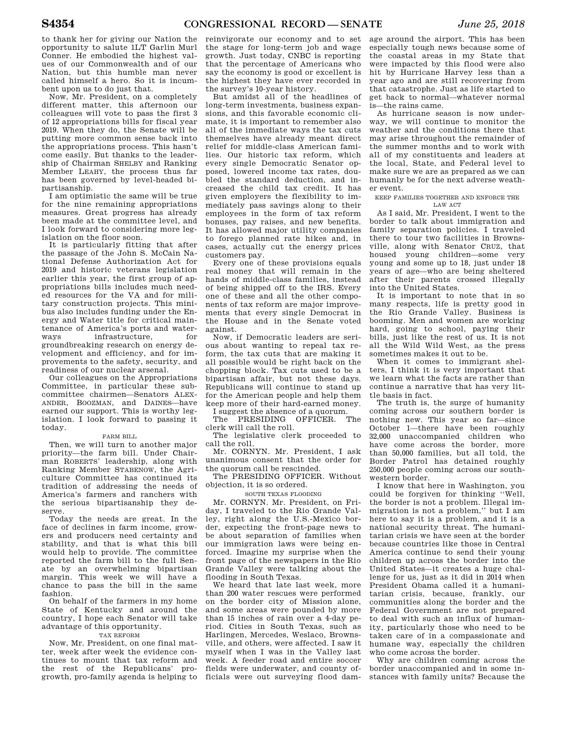to thank her for giving our Nation the opportunity to salute 1LT Garlin Murl Conner. He embodied the highest values of our Commonwealth and of our Nation, but this humble man never called himself a hero. So it is incumbent upon us to do just that.

Now, Mr. President, on a completely different matter, this afternoon our colleagues will vote to pass the first 3 of 12 appropriations bills for fiscal year 2019. When they do, the Senate will be putting more common sense back into the appropriations process. This hasn't come easily. But thanks to the leadership of Chairman SHELBY and Ranking Member LEAHY, the process thus far has been governed by level-headed bipartisanship.

I am optimistic the same will be true for the nine remaining appropriations measures. Great progress has already been made at the committee level, and I look forward to considering more legislation on the floor soon.

It is particularly fitting that after the passage of the John S. McCain National Defense Authorization Act for 2019 and historic veterans legislation earlier this year, the first group of appropriations bills includes much needed resources for the VA and for military construction projects. This minibus also includes funding under the Energy and Water title for critical maintenance of America's ports and waterways infrastructure, for groundbreaking research on energy development and efficiency, and for improvements to the safety, security, and readiness of our nuclear arsenal.

Our colleagues on the Appropriations Committee, in particular these subcommittee chairmen—Senators ALEXANDER, BOOZMAN, and DAINES—have earned our support. This is worthy legislation. I look forward to passing it today.

## FARM BILL

Then, we will turn to another major priority—the farm bill. Under Chairman ROBERTS' leadership, along with Ranking Member STABENOW, the Agriculture Committee has continued its tradition of addressing the needs of America's farmers and ranchers with the serious bipartisanship they deserve.

Today the needs are great. In the face of declines in farm income, growers and producers need certainty and stability, and that is what this bill would help to provide. The committee reported the farm bill to the full Senate by an overwhelming bipartisan margin. This week we will have a chance to pass the bill in the same fashion.

On behalf of the farmers in my home State of Kentucky and around the country, I hope each Senator will take advantage of this opportunity.

## TAX REFORM

Now, Mr. President, on one final matter, week after week the evidence continues to mount that tax reform and the rest of the Republicans' pro-growth, pro-family agenda is helping to reinvigorate our economy and to set the stage for long-term job and wage growth. Just today, CNBC is reporting that the percentage of Americans who say the economy is good or excellent is the highest they have ever recorded in the survey's 10-year history.

But amidst all of the headlines of long-term investments, business expansions, and this favorable economic climate, it is important to remember also all of the immediate ways the tax cuts themselves have already meant direct relief for middle-class American families. Our historic tax reform, which every single Democratic Senator opposed, lowered income tax rates, doubled the standard deduction, and increased the child tax credit. It has given employers the flexibility to immediately pass savings along to their employees in the form of tax reform bonuses, pay raises, and new benefits. It has allowed major utility companies to forego planned rate hikes and, in cases, actually cut the energy prices customers pay.

Every one of these provisions equals real money that will remain in the hands of middle-class families, instead of being shipped off to the IRS. Every one of these and all the other components of tax reform are major improvements that every single Democrat in the House and in the Senate voted against.

Now, if Democratic leaders are serious about wanting to repeal tax reform, the tax cuts that are making it all possible would be right back on the chopping block. Tax cuts used to be a bipartisan affair, but not these days. Republicans will continue to stand up for the American people and help them keep more of their hard-earned money.

I suggest the absence of a quorum.

The PRESIDING OFFICER. The clerk will call the roll.

The legislative clerk proceeded to call the roll.

Mr. CORNYN. Mr. President, I ask unanimous consent that the order for the quorum call be rescinded.

The PRESIDING OFFICER. Without objection, it is so ordered.

## SOUTH TEXAS FLOODING

Mr. CORNYN. Mr. President, on Friday, I traveled to the Rio Grande Valley, right along the U.S.-Mexico border, expecting the front-page news to be about separation of families when our immigration laws were being enforced. Imagine my surprise when the front page of the newspapers in the Rio Grande Valley were talking about the flooding in South Texas.

We heard that late last week, more than 200 water rescues were performed on the border city of Mission alone, and some areas were pounded by more than 15 inches of rain over a 4-day period. Cities in South Texas, such as Harlingen, Mercedes, Weslaco, Brownsville, and others, were affected. I saw it myself when I was in the Valley last week. A feeder road and entire soccer fields were underwater, and county officials were out surveying flood damage around the airport. This has been especially tough news because some of the coastal areas in my State that were impacted by this flood were also hit by Hurricane Harvey less than a year ago and are still recovering from that catastrophe. Just as life started to get back to normal—whatever normal is—the rains came.

As hurricane season is now underway, we will continue to monitor the weather and the conditions there that may arise throughout the remainder of the summer months and to work with all of my constituents and leaders at the local, State, and Federal level to make sure we are as prepared as we can humanly be for the next adverse weather event.

## KEEP FAMILIES TOGETHER AND ENFORCE THE LAW ACT

As I said, Mr. President, I went to the border to talk about immigration and family separation policies. I traveled there to tour two facilities in Brownsville, along with Senator CRUZ, that housed young children—some very young and some up to 18, just under 18 years of age—who are being sheltered after their parents crossed illegally into the United States.

It is important to note that in so many respects, life is pretty good in the Rio Grande Valley. Business is booming. Men and women are working hard, going to school, paying their bills, just like the rest of us. It is not all the Wild Wild West, as the press sometimes makes it out to be.

When it comes to immigrant shelters, I think it is very important that we learn what the facts are rather than continue a narrative that has very little basis in fact.

The truth is, the surge of humanity coming across our southern border is nothing new. This year so far—since October 1—there have been roughly 32,000 unaccompanied children who have come across the border, more than 50,000 families, but all told, the Border Patrol has detained roughly 250,000 people coming across our southwestern border.

I know that here in Washington, you could be forgiven for thinking "Well, the border is not a problem. Illegal immigration is not a problem," but I am here to say it is a problem, and it is a national security threat. The humanitarian crisis we have seen at the border because countries like those in Central America continue to send their young children up across the border into the United States—it creates a huge challenge for us, just as it did in 2014 when President Obama called it a humanitarian crisis, because, frankly, our communities along the border and the Federal Government are not prepared to deal with such an influx of humanity, particularly those who need to be taken care of in a compassionate and humane way, especially the children who come across the border.

Why are children coming across the border unaccompanied and in some instances with family units? Because the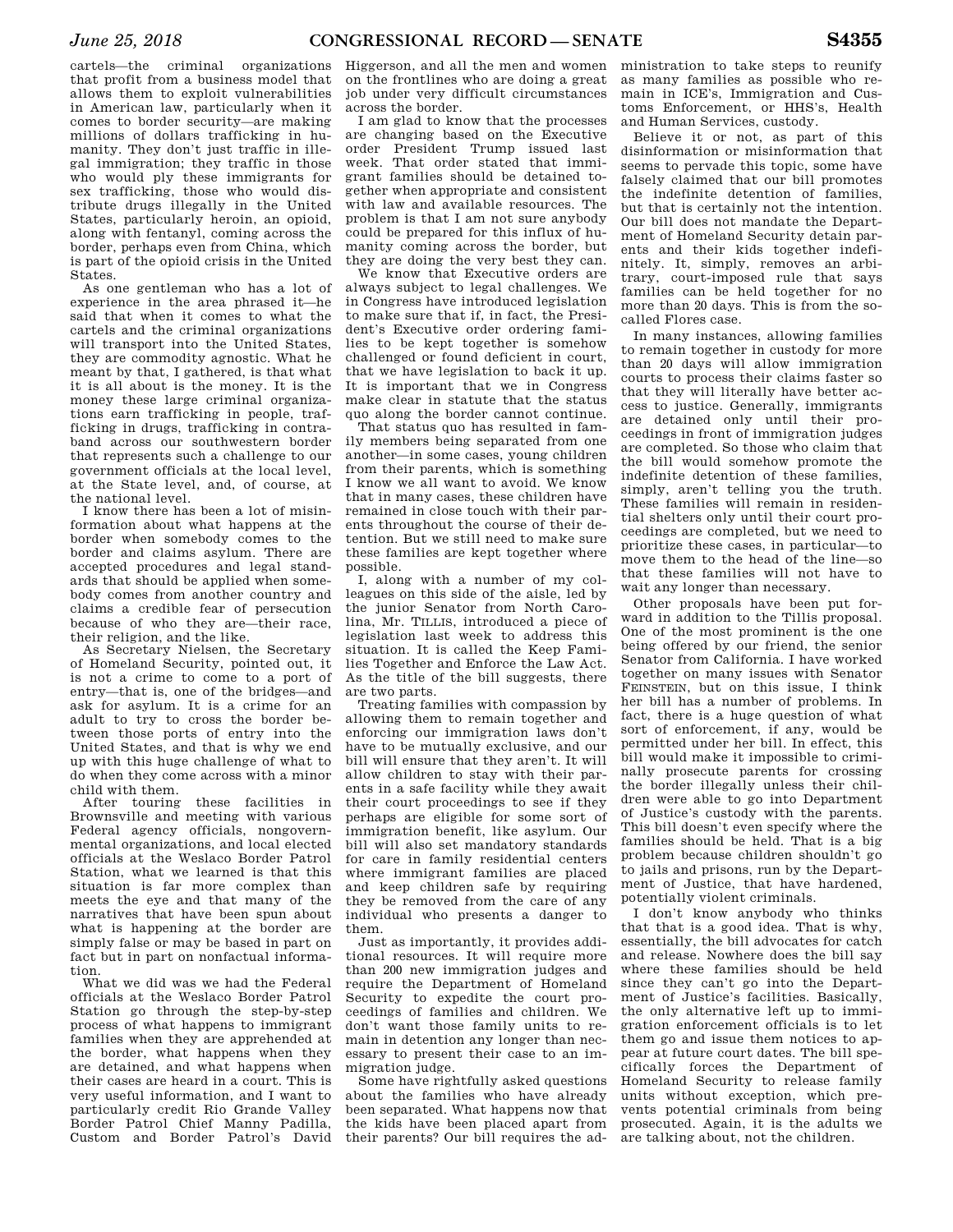cartels—the criminal organizations that profit from a business model that allows them to exploit vulnerabilities in American law, particularly when it comes to border security—are making millions of dollars trafficking in humanity. They don't just traffic in illegal immigration; they traffic in those who would ply these immigrants for sex trafficking, those who would distribute drugs illegally in the United States, particularly heroin, an opioid, along with fentanyl, coming across the border, perhaps even from China, which is part of the opioid crisis in the United States.

As one gentleman who has a lot of experience in the area phrased it—he said that when it comes to what the cartels and the criminal organizations will transport into the United States, they are commodity agnostic. What he meant by that, I gathered, is that what it is all about is the money. It is the money these large criminal organizations earn trafficking in people, trafficking in drugs, trafficking in contraband across our southwestern border that represents such a challenge to our government officials at the local level, at the State level, and, of course, at the national level.

I know there has been a lot of misinformation about what happens at the border when somebody comes to the border and claims asylum. There are accepted procedures and legal standards that should be applied when somebody comes from another country and claims a credible fear of persecution because of who they are—their race, their religion, and the like.

As Secretary Nielsen, the Secretary of Homeland Security, pointed out, it is not a crime to come to a port of entry—that is, one of the bridges—and ask for asylum. It is a crime for an adult to try to cross the border between those ports of entry into the United States, and that is why we end up with this huge challenge of what to do when they come across with a minor child with them.

After touring these facilities in Brownsville and meeting with various Federal agency officials, nongovernmental organizations, and local elected officials at the Weslaco Border Patrol Station, what we learned is that this situation is far more complex than meets the eye and that many of the narratives that have been spun about what is happening at the border are simply false or may be based in part on fact but in part on nonfactual information.

What we did was we had the Federal officials at the Weslaco Border Patrol Station go through the step-by-step process of what happens to immigrant families when they are apprehended at the border, what happens when they are detained, and what happens when their cases are heard in a court. This is very useful information, and I want to particularly credit Rio Grande Valley Border Patrol Chief Manny Padilla, Custom and Border Patrol's David Higgerson, and all the men and women on the frontlines who are doing a great job under very difficult circumstances across the border.

I am glad to know that the processes are changing based on the Executive order President Trump issued last week. That order stated that immigrant families should be detained together when appropriate and consistent with law and available resources. The problem is that I am not sure anybody could be prepared for this influx of humanity coming across the border, but they are doing the very best they can.

We know that Executive orders are always subject to legal challenges. We in Congress have introduced legislation to make sure that if, in fact, the President's Executive order ordering families to be kept together is somehow challenged or found deficient in court, that we have legislation to back it up. It is important that we in Congress make clear in statute that the status quo along the border cannot continue.

That status quo has resulted in family members being separated from one another—in some cases, young children from their parents, which is something I know we all want to avoid. We know that in many cases, these children have remained in close touch with their parents throughout the course of their detention. But we still need to make sure these families are kept together where possible.

I, along with a number of my colleagues on this side of the aisle, led by the junior Senator from North Carolina, Mr. TILLIS, introduced a piece of legislation last week to address this situation. It is called the Keep Families Together and Enforce the Law Act. As the title of the bill suggests, there are two parts.

Treating families with compassion by allowing them to remain together and enforcing our immigration laws don't have to be mutually exclusive, and our bill will ensure that they aren't. It will allow children to stay with their parents in a safe facility while they await their court proceedings to see if they perhaps are eligible for some sort of immigration benefit, like asylum. Our bill will also set mandatory standards for care in family residential centers where immigrant families are placed and keep children safe by requiring they be removed from the care of any individual who presents a danger to them.

Just as importantly, it provides additional resources. It will require more than 200 new immigration judges and require the Department of Homeland Security to expedite the court proceedings of families and children. We don't want those family units to remain in detention any longer than necessary to present their case to an immigration judge.

Some have rightfully asked questions about the families who have already been separated. What happens now that the kids have been placed apart from their parents? Our bill requires the administration to take steps to reunify as many families as possible who remain in ICE's, Immigration and Customs Enforcement, or HHS's, Health and Human Services, custody.

Believe it or not, as part of this disinformation or misinformation that seems to pervade this topic, some have falsely claimed that our bill promotes the indefinite detention of families, but that is certainly not the intention. Our bill does not mandate the Department of Homeland Security detain parents and their kids together indefinitely. It, simply, removes an arbitrary, court-imposed rule that says families can be held together for no more than 20 days. This is from the so-called Flores case.

In many instances, allowing families to remain together in custody for more than 20 days will allow immigration courts to process their claims faster so that they will literally have better access to justice. Generally, immigrants are detained only until their proceedings in front of immigration judges are completed. So those who claim that the bill would somehow promote the indefinite detention of these families, simply, aren't telling you the truth. These families will remain in residential shelters only until their court proceedings are completed, but we need to prioritize these cases, in particular—to move them to the head of the line—so that these families will not have to wait any longer than necessary.

Other proposals have been put forward in addition to the Tillis proposal. One of the most prominent is the one being offered by our friend, the senior Senator from California. I have worked together on many issues with Senator FEINSTEIN, but on this issue, I think her bill has a number of problems. In fact, there is a huge question of what sort of enforcement, if any, would be permitted under her bill. In effect, this bill would make it impossible to criminally prosecute parents for crossing the border illegally unless their children were able to go into Department of Justice's custody with the parents. This bill doesn't even specify where the families should be held. That is a big problem because children shouldn't go to jails and prisons, run by the Department of Justice, that have hardened, potentially violent criminals.

I don't know anybody who thinks that that is a good idea. That is why, essentially, the bill advocates for catch and release. Nowhere does the bill say where these families should be held since they can't go into the Department of Justice's facilities. Basically, the only alternative left up to immigration enforcement officials is to let them go and issue them notices to appear at future court dates. The bill specifically forces the Department of Homeland Security to release family units without exception, which prevents potential criminals from being prosecuted. Again, it is the adults we are talking about, not the children.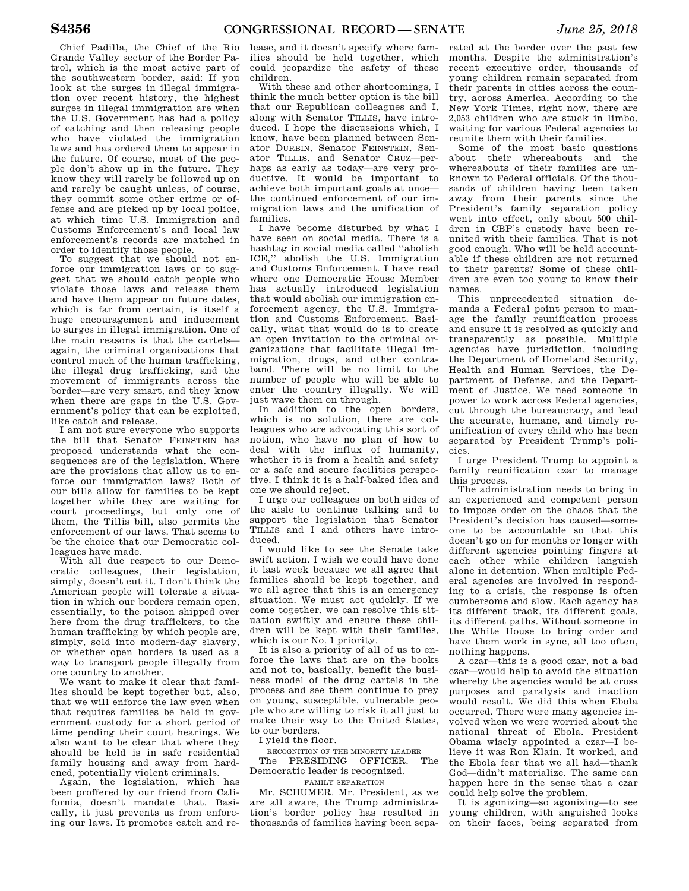Chief Padilla, the Chief of the Rio Grande Valley sector of the Border Patrol, which is the most active part of the southwestern border, said: If you look at the surges in illegal immigration over recent history, the highest surges in illegal immigration are when the U.S. Government has had a policy of catching and then releasing people who have violated the immigration laws and has ordered them to appear in the future. Of course, most of the people don't show up in the future. They know they will rarely be followed up on and rarely be caught unless, of course, they commit some other crime or offense and are picked up by local police, at which time U.S. Immigration and Customs Enforcement's and local law enforcement's records are matched in order to identify those people.

To suggest that we should not enforce our immigration laws or to suggest that we should catch people who violate those laws and release them and have them appear on future dates, which is far from certain, is itself a huge encouragement and inducement to surges in illegal immigration. One of the main reasons is that the cartels—again, the criminal organizations that control much of the human trafficking, the illegal drug trafficking, and the movement of immigrants across the border—are very smart, and they know when there are gaps in the U.S. Government's policy that can be exploited, like catch and release.

I am not sure everyone who supports the bill that Senator FEINSTEIN has proposed understands what the consequences are of the legislation. Where are the provisions that allow us to enforce our immigration laws? Both of our bills allow for families to be kept together while they are waiting for court proceedings, but only one of them, the Tillis bill, also permits the enforcement of our laws. That seems to be the choice that our Democratic colleagues have made.

With all due respect to our Democratic colleagues, their legislation, simply, doesn't cut it. I don't think the American people will tolerate a situation in which our borders remain open, essentially, to the poison shipped over here from the drug traffickers, to the human trafficking by which people are, simply, sold into modern-day slavery, or whether open borders is used as a way to transport people illegally from one country to another.

We want to make it clear that families should be kept together but, also, that we will enforce the law even when that requires families be held in government custody for a short period of time pending their court hearings. We also want to be clear that where they should be held is in safe residential family housing and away from hardened, potentially violent criminals.

Again, the legislation, which has been proffered by our friend from California, doesn't mandate that. Basically, it just prevents us from enforcing our laws. It promotes catch and release, and it doesn't specify where families should be held together, which could jeopardize the safety of these children.

With these and other shortcomings, I think the much better option is the bill that our Republican colleagues and I, along with Senator TILLIS, have introduced. I hope the discussions which, I know, have been planned between Senator DURBIN, Senator FEINSTEIN, Senator TILLIS, and Senator CRUZ—perhaps as early as today—are very productive. It would be important to achieve both important goals at once—the continued enforcement of our immigration laws and the unification of families.

I have become disturbed by what I have seen on social media. There is a hashtag in social media called "abolish ICE," abolish the U.S. Immigration and Customs Enforcement. I have read where one Democratic House Member has actually introduced legislation that would abolish our immigration enforcement agency, the U.S. Immigration and Customs Enforcement. Basically, what that would do is to create an open invitation to the criminal organizations that facilitate illegal immigration, drugs, and other contraband. There will be no limit to the number of people who will be able to enter the country illegally. We will just wave them on through.

In addition to the open borders, which is no solution, there are colleagues who are advocating this sort of notion, who have no plan of how to deal with the influx of humanity, whether it is from a health and safety or a safe and secure facilities perspective. I think it is a half-baked idea and one we should reject.

I urge our colleagues on both sides of the aisle to continue talking and to support the legislation that Senator TILLIS and I and others have introduced.

I would like to see the Senate take swift action. I wish we could have done it last week because we all agree that families should be kept together, and we all agree that this is an emergency situation. We must act quickly. If we come together, we can resolve this situation swiftly and ensure these children will be kept with their families, which is our No. 1 priority.

It is also a priority of all of us to enforce the laws that are on the books and not to, basically, benefit the business model of the drug cartels in the process and see them continue to prey on young, susceptible, vulnerable people who are willing to risk it all just to make their way to the United States, to our borders.

I yield the floor.

RECOGNITION OF THE MINORITY LEADER

The PRESIDING OFFICER. The Democratic leader is recognized.

FAMILY SEPARATION

Mr. SCHUMER. Mr. President, as we are all aware, the Trump administration's border policy has resulted in thousands of families having been separated at the border over the past few months. Despite the administration's recent executive order, thousands of young children remain separated from their parents in cities across the country, across America. According to the New York Times, right now, there are 2,053 children who are stuck in limbo, waiting for various Federal agencies to reunite them with their families.

Some of the most basic questions about their whereabouts and the whereabouts of their families are unknown to Federal officials. Of the thousands of children having been taken away from their parents since the President's family separation policy went into effect, only about 500 children in CBP's custody have been reunited with their families. That is not good enough. Who will be held accountable if these children are not returned to their parents? Some of these children are even too young to know their names.

This unprecedented situation demands a Federal point person to manage the family reunification process and ensure it is resolved as quickly and transparently as possible. Multiple agencies have jurisdiction, including the Department of Homeland Security, Health and Human Services, the Department of Defense, and the Department of Justice. We need someone in power to work across Federal agencies, cut through the bureaucracy, and lead the accurate, humane, and timely reunification of every child who has been separated by President Trump's policies.

I urge President Trump to appoint a family reunification czar to manage this process.

The administration needs to bring in an experienced and competent person to impose order on the chaos that the President's decision has caused—someone to be accountable so that this doesn't go on for months or longer with different agencies pointing fingers at each other while children languish alone in detention. When multiple Federal agencies are involved in responding to a crisis, the response is often cumbersome and slow. Each agency has its different track, its different goals, its different paths. Without someone in the White House to bring order and have them work in sync, all too often, nothing happens.

A czar—this is a good czar, not a bad czar—would help to avoid the situation whereby the agencies would be at cross purposes and paralysis and inaction would result. We did this when Ebola occurred. There were many agencies involved when we were worried about the national threat of Ebola. President Obama wisely appointed a czar—I believe it was Ron Klain. It worked, and the Ebola fear that we all had—thank God—didn't materialize. The same can happen here in the sense that a czar could help solve the problem.

It is agonizing—so agonizing—to see young children, with anguished looks on their faces, being separated from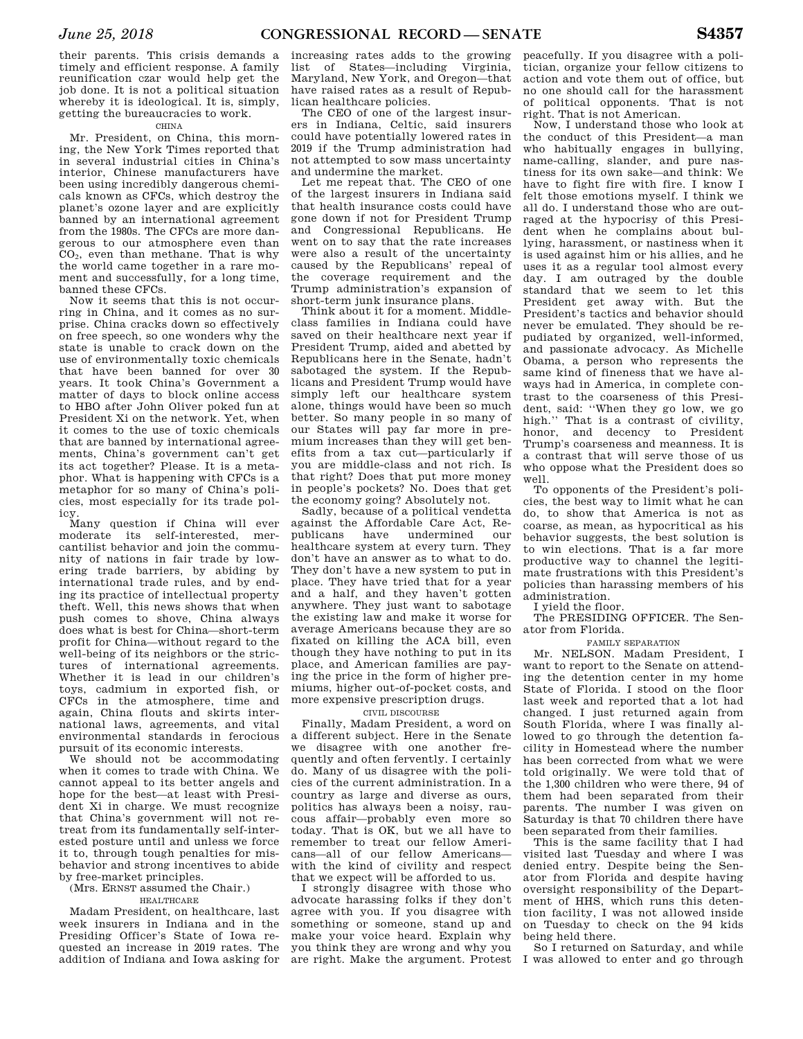their parents. This crisis demands a timely and efficient response. A family reunification czar would help get the job done. It is not a political situation whereby it is ideological. It is, simply, getting the bureaucracies to work.

### CHINA

Mr. President, on China, this morning, the New York Times reported that in several industrial cities in China's interior, Chinese manufacturers have been using incredibly dangerous chemicals known as CFCs, which destroy the planet's ozone layer and are explicitly banned by an international agreement from the 1980s. The CFCs are more dangerous to our atmosphere even than $CO_2$, even than methane. That is why the world came together in a rare moment and successfully, for a long time, banned these CFCs.

Now it seems that this is not occurring in China, and it comes as no surprise. China cracks down so effectively on free speech, so one wonders why the state is unable to crack down on the use of environmentally toxic chemicals that have been banned for over 30 years. It took China's Government a matter of days to block online access to HBO after John Oliver poked fun at President Xi on the network. Yet, when it comes to the use of toxic chemicals that are banned by international agreements, China's government can't get its act together? Please. It is a metaphor. What is happening with CFCs is a metaphor for so many of China's policies, most especially for its trade policy.

Many question if China will ever moderate its self-interested, mercantilist behavior and join the community of nations in fair trade by lowering trade barriers, by abiding by international trade rules, and by ending its practice of intellectual property theft. Well, this news shows that when push comes to shove, China always does what is best for China—short-term profit for China—without regard to the well-being of its neighbors or the strictures of international agreements. Whether it is lead in our children's toys, cadmium in exported fish, or CFCs in the atmosphere, time and again, China flouts and skirts international laws, agreements, and vital environmental standards in ferocious pursuit of its economic interests.

We should not be accommodating when it comes to trade with China. We cannot appeal to its better angels and hope for the best—at least with President Xi in charge. We must recognize that China's government will not retreat from its fundamentally self-interested posture until and unless we force it to, through tough penalties for misbehavior and strong incentives to abide by free-market principles.

(Mrs. ERNST assumed the Chair.)

### HEALTHCARE

Madam President, on healthcare, last week insurers in Indiana and in the Presiding Officer's State of Iowa requested an increase in 2019 rates. The addition of Indiana and Iowa asking for increasing rates adds to the growing list of States—including Virginia, Maryland, New York, and Oregon—that have raised rates as a result of Republican healthcare policies.

The CEO of one of the largest insurers in Indiana, Celtic, said insurers could have potentially lowered rates in 2019 if the Trump administration had not attempted to sow mass uncertainty and undermine the market.

Let me repeat that. The CEO of one of the largest insurers in Indiana said that health insurance costs could have gone down if not for President Trump and Congressional Republicans. He went on to say that the rate increases were also a result of the uncertainty caused by the Republicans' repeal of the coverage requirement and the Trump administration's expansion of short-term junk insurance plans.

Think about it for a moment. Middle-class families in Indiana could have saved on their healthcare next year if President Trump, aided and abetted by Republicans here in the Senate, hadn't sabotaged the system. If the Republicans and President Trump would have simply left our healthcare system alone, things would have been so much better. So many people in so many of our States will pay far more in premium increases than they will get benefits from a tax cut—particularly if you are middle-class and not rich. Is that right? Does that put more money in people's pockets? No. Does that get the economy going? Absolutely not.

Sadly, because of a political vendetta against the Affordable Care Act, Republicans have undermined our healthcare system at every turn. They don't have an answer as to what to do. They don't have a new system to put in place. They have tried that for a year and a half, and they haven't gotten anywhere. They just want to sabotage the existing law and make it worse for average Americans because they are so fixated on killing the ACA bill, even though they have nothing to put in its place, and American families are paying the price in the form of higher premiums, higher out-of-pocket costs, and more expensive prescription drugs.

### CIVIL DISCOURSE

Finally, Madam President, a word on a different subject. Here in the Senate we disagree with one another frequently and often fervently. I certainly do. Many of us disagree with the policies of the current administration. In a country as large and diverse as ours, politics has always been a noisy, raucous affair—probably even more so today. That is OK, but we all have to remember to treat our fellow Americans—all of our fellow Americans—with the kind of civility and respect that we expect will be afforded to us.

I strongly disagree with those who advocate harassing folks if they don't agree with you. If you disagree with something or someone, stand up and make your voice heard. Explain why you think they are wrong and why you are right. Make the argument. Protest peacefully. If you disagree with a politician, organize your fellow citizens to action and vote them out of office, but no one should call for the harassment of political opponents. That is not right. That is not American.

Now, I understand those who look at the conduct of this President—a man who habitually engages in bullying, name-calling, slander, and pure nastiness for its own sake—and think: We have to fight fire with fire. I know I felt those emotions myself. I think we all do. I understand those who are outraged at the hypocrisy of this President when he complains about bullying, harassment, or nastiness when it is used against him or his allies, and he uses it as a regular tool almost every day. I am outraged by the double standard that we seem to let this President get away with. But the President's tactics and behavior should never be emulated. They should be repudiated by organized, well-informed, and passionate advocacy. As Michelle Obama, a person who represents the same kind of fineness that we have always had in America, in complete contrast to the coarseness of this President, said: ''When they go low, we go high.'' That is a contrast of civility, honor, and decency to President Trump's coarseness and meanness. It is a contrast that will serve those of us who oppose what the President does so well.

To opponents of the President's policies, the best way to limit what he can do, to show that America is not as coarse, as mean, as hypocritical as his behavior suggests, the best solution is to win elections. That is a far more productive way to channel the legitimate frustrations with this President's policies than harassing members of his administration.

I yield the floor.

The PRESIDING OFFICER. The Senator from Florida.

### FAMILY SEPARATION

Mr. NELSON. Madam President, I want to report to the Senate on attending the detention center in my home State of Florida. I stood on the floor last week and reported that a lot had changed. I just returned again from South Florida, where I was finally allowed to go through the detention facility in Homestead where the number has been corrected from what we were told originally. We were told that of the 1,300 children who were there, 94 of them had been separated from their parents. The number I was given on Saturday is that 70 children there have been separated from their families.

This is the same facility that I had visited last Tuesday and where I was denied entry. Despite being the Senator from Florida and despite having oversight responsibility of the Department of HHS, which runs this detention facility, I was not allowed inside on Tuesday to check on the 94 kids being held there.

So I returned on Saturday, and while I was allowed to enter and go through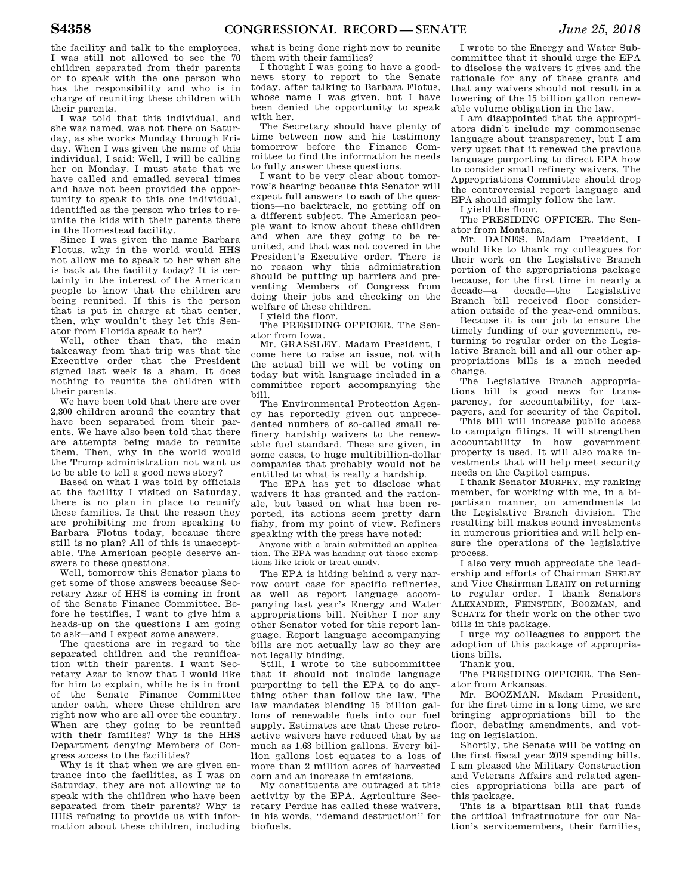the facility and talk to the employees, I was still not allowed to see the 70 children separated from their parents or to speak with the one person who has the responsibility and who is in charge of reuniting these children with their parents.

I was told that this individual, and she was named, was not there on Saturday, as she works Monday through Friday. When I was given the name of this individual, I said: Well, I will be calling her on Monday. I must state that we have called and emailed several times and have not been provided the opportunity to speak to this one individual, identified as the person who tries to reunite the kids with their parents there in the Homestead facility.

Since I was given the name Barbara Flotus, why in the world would HHS not allow me to speak to her when she is back at the facility today? It is certainly in the interest of the American people to know that the children are being reunited. If this is the person that is put in charge at that center, then, why wouldn't they let this Senator from Florida speak to her?

Well, other than that, the main takeaway from that trip was that the Executive order that the President signed last week is a sham. It does nothing to reunite the children with their parents.

We have been told that there are over 2,300 children around the country that have been separated from their parents. We have also been told that there are attempts being made to reunite them. Then, why in the world would the Trump administration not want us to be able to tell a good news story?

Based on what I was told by officials at the facility I visited on Saturday, there is no plan in place to reunify these families. Is that the reason they are prohibiting me from speaking to Barbara Flotus today, because there still is no plan? All of this is unacceptable. The American people deserve answers to these questions.

Well, tomorrow this Senator plans to get some of those answers because Secretary Azar of HHS is coming in front of the Senate Finance Committee. Before he testifies, I want to give him a heads-up on the questions I am going to ask—and I expect some answers.

The questions are in regard to the separated children and the reunification with their parents. I want Secretary Azar to know that I would like for him to explain, while he is in front of the Senate Finance Committee under oath, where these children are right now who are all over the country. When are they going to be reunited with their families? Why is the HHS Department denying Members of Congress access to the facilities?

Why is it that when we are given entrance into the facilities, as I was on Saturday, they are not allowing us to speak with the children who have been separated from their parents? Why is HHS refusing to provide us with information about these children, including what is being done right now to reunite them with their families?

I thought I was going to have a good-news story to report to the Senate today, after talking to Barbara Flotus, whose name I was given, but I have been denied the opportunity to speak with her.

The Secretary should have plenty of time between now and his testimony tomorrow before the Finance Committee to find the information he needs to fully answer these questions.

I want to be very clear about tomorrow's hearing because this Senator will expect full answers to each of the questions—no backtrack, no getting off on a different subject. The American people want to know about these children and when are they going to be reunited, and that was not covered in the President's Executive order. There is no reason why this administration should be putting up barriers and preventing Members of Congress from doing their jobs and checking on the welfare of these children.

I yield the floor.

The PRESIDING OFFICER. The Senator from Iowa.

Mr. GRASSLEY. Madam President, I come here to raise an issue, not with the actual bill we will be voting on today but with language included in a committee report accompanying the bill.

The Environmental Protection Agency has reportedly given out unprecedented numbers of so-called small refinery hardship waivers to the renewable fuel standard. These are given, in some cases, to huge multibillion-dollar companies that probably would not be entitled to what is really a hardship.

The EPA has yet to disclose what waivers it has granted and the rationale, but based on what has been reported, its actions seem pretty darn fishy, from my point of view. Refiners speaking with the press have noted:

> Anyone with a brain submitted an application. The EPA was handing out those exemptions like trick or treat candy.

The EPA is hiding behind a very narrow court case for specific refineries, as well as report language accompanying last year's Energy and Water appropriations bill. Neither I nor any other Senator voted for this report language. Report language accompanying bills are not actually law so they are not legally binding.

Still, I wrote to the subcommittee that it should not include language purporting to tell the EPA to do anything other than follow the law. The law mandates blending 15 billion gallons of renewable fuels into our fuel supply. Estimates are that these retroactive waivers have reduced that by as much as 1.63 billion gallons. Every billion gallons lost equates to a loss of more than 2 million acres of harvested corn and an increase in emissions.

My constituents are outraged at this activity by the EPA. Agriculture Secretary Perdue has called these waivers, in his words, "demand destruction" for biofuels.

I wrote to the Energy and Water Subcommittee that it should urge the EPA to disclose the waivers it gives and the rationale for any of these grants and that any waivers should not result in a lowering of the 15 billion gallon renewable volume obligation in the law.

I am disappointed that the appropriators didn't include my commonsense language about transparency, but I am very upset that it renewed the previous language purporting to direct EPA how to consider small refinery waivers. The Appropriations Committee should drop the controversial report language and EPA should simply follow the law.

I yield the floor.

The PRESIDING OFFICER. The Senator from Montana.

Mr. DAINES. Madam President, I would like to thank my colleagues for their work on the Legislative Branch portion of the appropriations package because, for the first time in nearly a decade—a decade—the Legislative Branch bill received floor consideration outside of the year-end omnibus.

Because it is our job to ensure the timely funding of our government, returning to regular order on the Legislative Branch bill and all our other appropriations bills is a much needed change.

The Legislative Branch appropriations bill is good news for transparency, for accountability, for taxpayers, and for security of the Capitol.

This bill will increase public access to campaign filings. It will strengthen accountability in how government property is used. It will also make investments that will help meet security needs on the Capitol campus.

I thank Senator MURPHY, my ranking member, for working with me, in a bipartisan manner, on amendments to the Legislative Branch division. The resulting bill makes sound investments in numerous priorities and will help ensure the operations of the legislative process.

I also very much appreciate the leadership and efforts of Chairman SHELBY and Vice Chairman LEAHY on returning to regular order. I thank Senators ALEXANDER, FEINSTEIN, BOOZMAN, and SCHATZ for their work on the other two bills in this package.

I urge my colleagues to support the adoption of this package of appropriations bills.

Thank you.

The PRESIDING OFFICER. The Senator from Arkansas.

Mr. BOOZMAN. Madam President, for the first time in a long time, we are bringing appropriations bill to the floor, debating amendments, and voting on legislation.

Shortly, the Senate will be voting on the first fiscal year 2019 spending bills. I am pleased the Military Construction and Veterans Affairs and related agencies appropriations bills are part of this package.

This is a bipartisan bill that funds the critical infrastructure for our Nation's servicemembers, their families,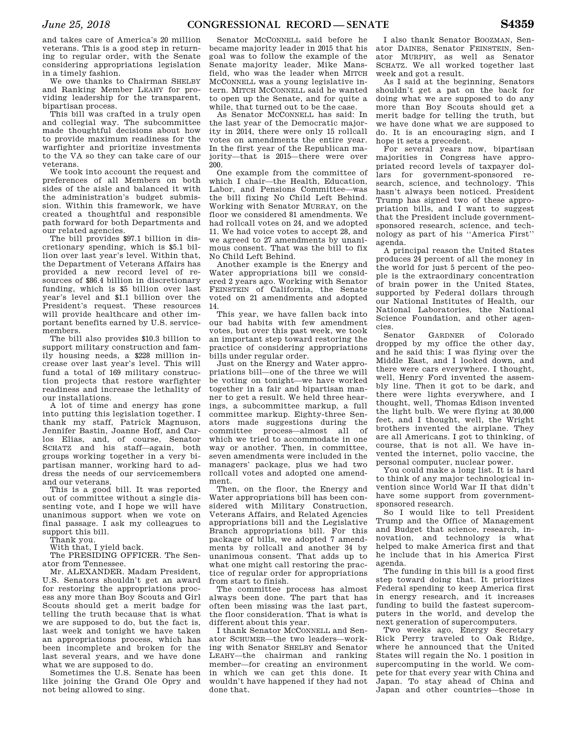and takes care of America's 20 million veterans. This is a good step in returning to regular order, with the Senate considering appropriations legislation in a timely fashion.

We owe thanks to Chairman SHELBY and Ranking Member LEAHY for providing leadership for the transparent, bipartisan process.

This bill was crafted in a truly open and collegial way. The subcommittee made thoughtful decisions about how to provide maximum readiness for the warfighter and prioritize investments to the VA so they can take care of our veterans.

We took into account the request and preferences of all Members on both sides of the aisle and balanced it with the administration's budget submission. Within this framework, we have created a thoughtful and responsible path forward for both Departments and our related agencies.

The bill provides $97.1 billion in discretionary spending, which is $5.1 billion over last year's level. Within that, the Department of Veterans Affairs has provided a new record level of resources of $86.4 billion in discretionary funding, which is $5 billion over last year's level and $1.1 billion over the President's request. These resources will provide healthcare and other important benefits earned by U.S. servicemembers.

The bill also provides $10.3 billion to support military construction and family housing needs, a $228 million increase over last year's level. This will fund a total of 169 military construction projects that restore warfighter readiness and increase the lethality of our installations.

A lot of time and energy has gone into putting this legislation together. I thank my staff, Patrick Magnuson, Jennifer Bastin, Joanne Hoff, and Carlos Elias, and, of course, Senator SCHATZ and his staff—again, both groups working together in a very bipartisan manner, working hard to address the needs of our servicemembers and our veterans.

This is a good bill. It was reported out of committee without a single dissenting vote, and I hope we will have unanimous support when we vote on final passage. I ask my colleagues to support this bill.

Thank you.

With that, I yield back.

The PRESIDING OFFICER. The Senator from Tennessee.

Mr. ALEXANDER. Madam President, U.S. Senators shouldn't get an award for restoring the appropriations process any more than Boy Scouts and Girl Scouts should get a merit badge for telling the truth because that is what we are supposed to do, but the fact is, last week and tonight we have taken an appropriations process, which has been incomplete and broken for the last several years, and we have done what we are supposed to do.

Sometimes the U.S. Senate has been like joining the Grand Ole Opry and not being allowed to sing.

Senator MCCONNELL said before he became majority leader in 2015 that his goal was to follow the example of the Senate majority leader, Mike Mansfield, who was the leader when MITCH MCCONNELL was a young legislative intern. MITCH MCCONNELL said he wanted to open up the Senate, and for quite a while, that turned out to be the case.

As Senator MCCONNELL has said: In the last year of the Democratic majority in 2014, there were only 15 rollcall votes on amendments the entire year. In the first year of the Republican majority—that is 2015—there were over 200.

One example from the committee of which I chair—the Health, Education, Labor, and Pensions Committee—was the bill fixing No Child Left Behind. Working with Senator MURRAY, on the floor we considered 81 amendments. We had rollcall votes on 24, and we adopted 11. We had voice votes to accept 28, and we agreed to 27 amendments by unanimous consent. That was the bill to fix No Child Left Behind.

Another example is the Energy and Water appropriations bill we considered 2 years ago. Working with Senator FEINSTEIN of California, the Senate voted on 21 amendments and adopted 14.

This year, we have fallen back into our bad habits with few amendment votes, but over this past week, we took an important step toward restoring the practice of considering appropriations bills under regular order.

Just on the Energy and Water appropriations bill—one of the three we will be voting on tonight—we have worked together in a fair and bipartisan manner to get a result. We held three hearings, a subcommittee markup, a full committee markup. Eighty-three Senators made suggestions during the committee process—almost all of which we tried to accommodate in one way or another. Then, in committee, seven amendments were included in the managers' package, plus we had two rollcall votes and adopted one amendment.

Then, on the floor, the Energy and Water appropriations bill has been considered with Military Construction, Veterans Affairs, and Related Agencies appropriations bill and the Legislative Branch appropriations bill. For this package of bills, we adopted 7 amendments by rollcall and another 34 by unanimous consent. That adds up to what one might call restoring the practice of regular order for appropriations from start to finish.

The committee process has almost always been done. The part that has often been missing was the last part, the floor consideration. That is what is different about this year.

I thank Senator MCCONNELL and Senator SCHUMER—the two leaders—working with Senator SHELBY and Senator LEAHY—the chairman and ranking member—for creating an environment in which we can get this done. It wouldn't have happened if they had not done that.

I also thank Senator BOOZMAN, Senator DAINES, Senator FEINSTEIN, Senator MURPHY, as well as Senator SCHATZ. We all worked together last week and got a result.

As I said at the beginning, Senators shouldn't get a pat on the back for doing what we are supposed to do any more than Boy Scouts should get a merit badge for telling the truth, but we have done what we are supposed to do. It is an encouraging sign, and I hope it sets a precedent.

For several years now, bipartisan majorities in Congress have appropriated record levels of taxpayer dollars for government-sponsored research, science, and technology. This hasn't always been noticed. President Trump has signed two of these appropriation bills, and I want to suggest that the President include government-sponsored research, science, and technology as part of his ''America First'' agenda.

A principal reason the United States produces 24 percent of all the money in the world for just 5 percent of the people is the extraordinary concentration of brain power in the United States, supported by Federal dollars through our National Institutes of Health, our National Laboratories, the National Science Foundation, and other agencies.

Senator GARDNER of Colorado dropped by my office the other day, and he said this: I was flying over the Middle East, and I looked down, and there were cars everywhere. I thought, well, Henry Ford invented the assembly line. Then it got to be dark, and there were lights everywhere, and I thought, well, Thomas Edison invented the light bulb. We were flying at 30,000 feet, and I thought, well, the Wright brothers invented the airplane. They are all Americans. I got to thinking, of course, that is not all. We have invented the internet, polio vaccine, the personal computer, nuclear power.

You could make a long list. It is hard to think of any major technological invention since World War II that didn't have some support from government-sponsored research.

So I would like to tell President Trump and the Office of Management and Budget that science, research, innovation, and technology is what helped to make America first and that he include that in his America First agenda.

The funding in this bill is a good first step toward doing that. It prioritizes Federal spending to keep America first in energy research, and it increases funding to build the fastest supercomputers in the world, and develop the next generation of supercomputers.

Two weeks ago, Energy Secretary Rick Perry traveled to Oak Ridge, where he announced that the United States will regain the No. 1 position in supercomputing in the world. We compete for that every year with China and Japan. To stay ahead of China and Japan and other countries—those in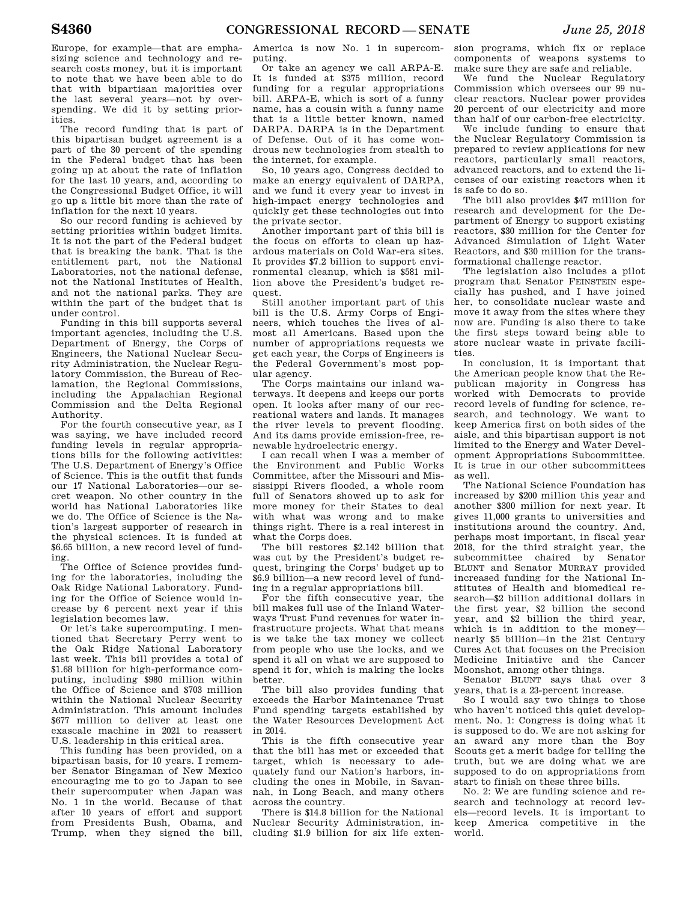Europe, for example—that are emphasizing science and technology and research costs money, but it is important to note that we have been able to do that with bipartisan majorities over the last several years—not by overspending. We did it by setting priorities.

The record funding that is part of this bipartisan budget agreement is a part of the 30 percent of the spending in the Federal budget that has been going up at about the rate of inflation for the last 10 years, and, according to the Congressional Budget Office, it will go up a little bit more than the rate of inflation for the next 10 years.

So our record funding is achieved by setting priorities within budget limits. It is not the part of the Federal budget that is breaking the bank. That is the entitlement part, not the National Laboratories, not the national defense, not the National Institutes of Health, and not the national parks. They are within the part of the budget that is under control.

Funding in this bill supports several important agencies, including the U.S. Department of Energy, the Corps of Engineers, the National Nuclear Security Administration, the Nuclear Regulatory Commission, the Bureau of Reclamation, the Regional Commissions, including the Appalachian Regional Commission and the Delta Regional Authority.

For the fourth consecutive year, as I was saying, we have included record funding levels in regular appropriations bills for the following activities: The U.S. Department of Energy's Office of Science. This is the outfit that funds our 17 National Laboratories—our secret weapon. No other country in the world has National Laboratories like we do. The Office of Science is the Nation's largest supporter of research in the physical sciences. It is funded at $6.65 billion, a new record level of funding.

The Office of Science provides funding for the laboratories, including the Oak Ridge National Laboratory. Funding for the Office of Science would increase by 6 percent next year if this legislation becomes law.

Or let's take supercomputing. I mentioned that Secretary Perry went to the Oak Ridge National Laboratory last week. This bill provides a total of $1.68 billion for high-performance computing, including $980 million within the Office of Science and $703 million within the National Nuclear Security Administration. This amount includes $677 million to deliver at least one exascale machine in 2021 to reassert U.S. leadership in this critical area.

This funding has been provided, on a bipartisan basis, for 10 years. I remember Senator Bingaman of New Mexico encouraging me to go to Japan to see their supercomputer when Japan was No. 1 in the world. Because of that after 10 years of effort and support from Presidents Bush, Obama, and Trump, when they signed the bill, America is now No. 1 in supercomputing.

Or take an agency we call ARPA-E. It is funded at $375 million, record funding for a regular appropriations bill. ARPA-E, which is sort of a funny name, has a cousin with a funny name that is a little better known, named DARPA. DARPA is in the Department of Defense. Out of it has come wondrous new technologies from stealth to the internet, for example.

So, 10 years ago, Congress decided to make an energy equivalent of DARPA, and we fund it every year to invest in high-impact energy technologies and quickly get these technologies out into the private sector.

Another important part of this bill is the focus on efforts to clean up hazardous materials on Cold War-era sites. It provides $7.2 billion to support environmental cleanup, which is $581 million above the President's budget request.

Still another important part of this bill is the U.S. Army Corps of Engineers, which touches the lives of almost all Americans. Based upon the number of appropriations requests we get each year, the Corps of Engineers is the Federal Government's most popular agency.

The Corps maintains our inland waterways. It deepens and keeps our ports open. It looks after many of our recreational waters and lands. It manages the river levels to prevent flooding. And its dams provide emission-free, renewable hydroelectric energy.

I can recall when I was a member of the Environment and Public Works Committee, after the Missouri and Mississippi Rivers flooded, a whole room full of Senators showed up to ask for more money for their States to deal with what was wrong and to make things right. There is a real interest in what the Corps does.

The bill restores $2.142 billion that was cut by the President's budget request, bringing the Corps' budget up to $6.9 billion—a new record level of funding in a regular appropriations bill.

For the fifth consecutive year, the bill makes full use of the Inland Waterways Trust Fund revenues for water infrastructure projects. What that means is we take the tax money we collect from people who use the locks, and we spend it all on what we are supposed to spend it for, which is making the locks better.

The bill also provides funding that exceeds the Harbor Maintenance Trust Fund spending targets established by the Water Resources Development Act in 2014.

This is the fifth consecutive year that the bill has met or exceeded that target, which is necessary to adequately fund our Nation's harbors, including the ones in Mobile, in Savannah, in Long Beach, and many others across the country.

There is $14.8 billion for the National Nuclear Security Administration, including $1.9 billion for six life extension programs, which fix or replace components of weapons systems to make sure they are safe and reliable.

We fund the Nuclear Regulatory Commission which oversees our 99 nuclear reactors. Nuclear power provides 20 percent of our electricity and more than half of our carbon-free electricity.

We include funding to ensure that the Nuclear Regulatory Commission is prepared to review applications for new reactors, particularly small reactors, advanced reactors, and to extend the licenses of our existing reactors when it is safe to do so.

The bill also provides $47 million for research and development for the Department of Energy to support existing reactors, $30 million for the Center for Advanced Simulation of Light Water Reactors, and $30 million for the transformational challenge reactor.

The legislation also includes a pilot program that Senator FEINSTEIN especially has pushed, and I have joined her, to consolidate nuclear waste and move it away from the sites where they now are. Funding is also there to take the first steps toward being able to store nuclear waste in private facilities.

In conclusion, it is important that the American people know that the Republican majority in Congress has worked with Democrats to provide record levels of funding for science, research, and technology. We want to keep America first on both sides of the aisle, and this bipartisan support is not limited to the Energy and Water Development Appropriations Subcommittee. It is true in our other subcommittees as well.

The National Science Foundation has increased by $200 million this year and another $300 million for next year. It gives 11,000 grants to universities and institutions around the country. And, perhaps most important, in fiscal year 2018, for the third straight year, the subcommittee chaired by Senator BLUNT and Senator MURRAY provided increased funding for the National Institutes of Health and biomedical research—$2 billion additional dollars in the first year, $2 billion the second year, and $2 billion the third year, which is in addition to the money—nearly $5 billion—in the 21st Century Cures Act that focuses on the Precision Medicine Initiative and the Cancer Moonshot, among other things.

Senator BLUNT says that over 3 years, that is a 23-percent increase.

So I would say two things to those who haven't noticed this quiet development. No. 1: Congress is doing what it is supposed to do. We are not asking for an award any more than the Boy Scouts get a merit badge for telling the truth, but we are doing what we are supposed to do on appropriations from start to finish on these three bills.

No. 2: We are funding science and research and technology at record levels—record levels. It is important to keep America competitive in the world.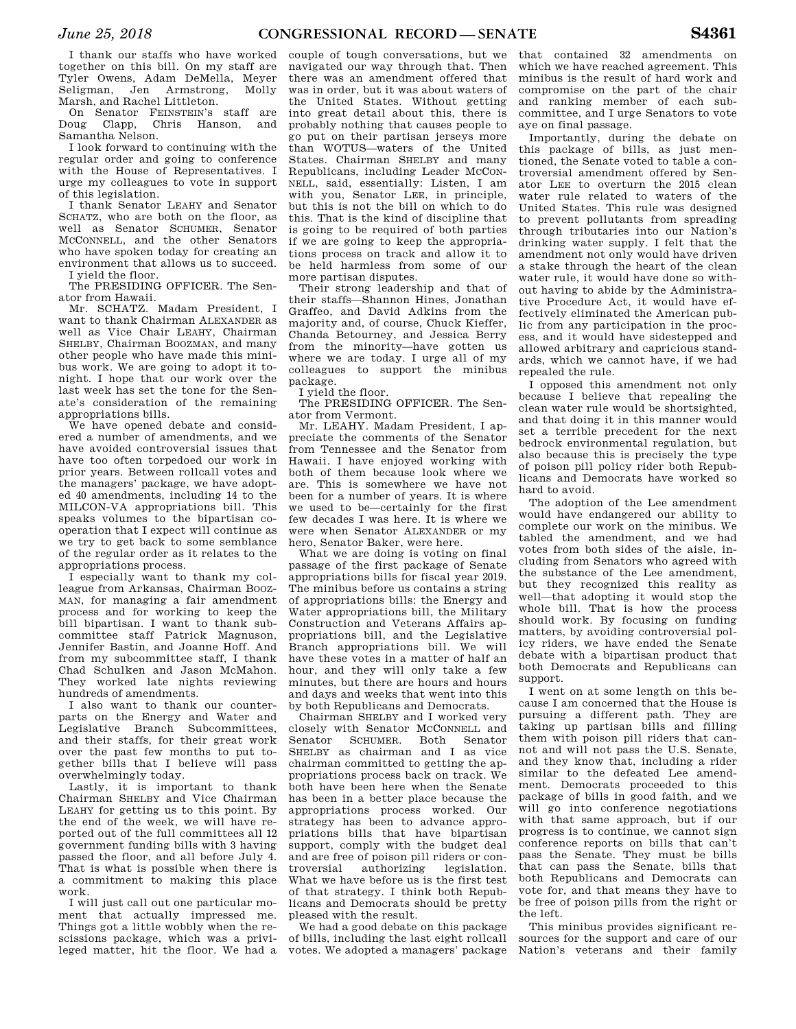I thank our staffs who have worked together on this bill. On my staff are Tyler Owens, Adam DeMella, Meyer Seligman, Jen Armstrong, Molly Marsh, and Rachel Littleton.

On Senator FEINSTEIN's staff are Doug Clapp, Chris Hanson, and Samantha Nelson.

I look forward to continuing with the regular order and going to conference with the House of Representatives. I urge my colleagues to vote in support of this legislation.

I thank Senator LEAHY and Senator SCHATZ, who are both on the floor, as well as Senator SCHUMER, Senator MCCONNELL, and the other Senators who have spoken today for creating an environment that allows us to succeed.

I yield the floor.

The PRESIDING OFFICER. The Senator from Hawaii.

Mr. SCHATZ. Madam President, I want to thank Chairman ALEXANDER as well as Vice Chair LEAHY, Chairman SHELBY, Chairman BOOZMAN, and many other people who have made this minibus work. We are going to adopt it tonight. I hope that our work over the last week has set the tone for the Senate's consideration of the remaining appropriations bills.

We have opened debate and considered a number of amendments, and we have avoided controversial issues that have too often torpedoed our work in prior years. Between rollcall votes and the managers' package, we have adopted 40 amendments, including 14 to the MILCON-VA appropriations bill. This speaks volumes to the bipartisan cooperation that I expect will continue as we try to get back to some semblance of the regular order as it relates to the appropriations process.

I especially want to thank my colleague from Arkansas, Chairman BOOZMAN, for managing a fair amendment process and for working to keep the bill bipartisan. I want to thank subcommittee staff Patrick Magnuson, Jennifer Bastin, and Joanne Hoff. And from my subcommittee staff, I thank Chad Schulken and Jason McMahon. They worked late nights reviewing hundreds of amendments.

I also want to thank our counterparts on the Energy and Water and Legislative Branch Subcommittees, and their staffs, for their great work over the past few months to put together bills that I believe will pass overwhelmingly today.

Lastly, it is important to thank Chairman SHELBY and Vice Chairman LEAHY for getting us to this point. By the end of the week, we will have reported out of the full committees all 12 government funding bills with 3 having passed the floor, and all before July 4. That is what is possible when there is a commitment to making this place work.

I will just call out one particular moment that actually impressed me. Things got a little wobbly when the rescissions package, which was a privileged matter, hit the floor. We had a couple of tough conversations, but we navigated our way through that. Then there was an amendment offered that was in order, but it was about waters of the United States. Without getting into great detail about this, there is probably nothing that causes people to go put on their partisan jerseys more than WOTUS—waters of the United States. Chairman SHELBY and many Republicans, including Leader MCCONNELL, said, essentially: Listen, I am with you, Senator LEE, in principle, but this is not the bill on which to do this. That is the kind of discipline that is going to be required of both parties if we are going to keep the appropriations process on track and allow it to be held harmless from some of our more partisan disputes.

Their strong leadership and that of their staffs—Shannon Hines, Jonathan Graffeo, and David Adkins from the majority and, of course, Chuck Kieffer, Chanda Betourney, and Jessica Berry from the minority—have gotten us where we are today. I urge all of my colleagues to support the minibus package.

I yield the floor.

The PRESIDING OFFICER. The Senator from Vermont.

Mr. LEAHY. Madam President, I appreciate the comments of the Senator from Tennessee and the Senator from Hawaii. I have enjoyed working with both of them because look where we are. This is somewhere we have not been for a number of years. It is where we used to be—certainly for the first few decades I was here. It is where we were when Senator ALEXANDER or my hero, Senator Baker, were here.

What we are doing is voting on final passage of the first package of Senate appropriations bills for fiscal year 2019. The minibus before us contains a string of appropriations bills: the Energy and Water appropriations bill, the Military Construction and Veterans Affairs appropriations bill, and the Legislative Branch appropriations bill. We will have these votes in a matter of half an hour, and they will only take a few minutes, but there are hours and hours and days and weeks that went into this by both Republicans and Democrats.

Chairman SHELBY and I worked very closely with Senator MCCONNELL and Senator SCHUMER. Both Senator SHELBY as chairman and I as vice chairman committed to getting the appropriations process back on track. We both have been here when the Senate has been in a better place because the appropriations process worked. Our strategy has been to advance appropriations bills that have bipartisan support, comply with the budget deal and are free of poison pill riders or controversial authorizing legislation. What we have before us is the first test of that strategy. I think both Republicans and Democrats should be pretty pleased with the result.

We had a good debate on this package of bills, including the last eight rollcall votes. We adopted a managers' package that contained 32 amendments on which we have reached agreement. This minibus is the result of hard work and compromise on the part of the chair and ranking member of each subcommittee, and I urge Senators to vote aye on final passage.

Importantly, during the debate on this package of bills, as just mentioned, the Senate voted to table a controversial amendment offered by Senator LEE to overturn the 2015 clean water rule related to waters of the United States. This rule was designed to prevent pollutants from spreading through tributaries into our Nation's drinking water supply. I felt that the amendment not only would have driven a stake through the heart of the clean water rule, it would have done so without having to abide by the Administrative Procedure Act, it would have effectively eliminated the American public from any participation in the process, and it would have sidestepped and allowed arbitrary and capricious standards, which we cannot have, if we had repealed the rule.

I opposed this amendment not only because I believe that repealing the clean water rule would be shortsighted, and that doing it in this manner would set a terrible precedent for the next bedrock environmental regulation, but also because this is precisely the type of poison pill policy rider both Republicans and Democrats have worked so hard to avoid.

The adoption of the Lee amendment would have endangered our ability to complete our work on the minibus. We tabled the amendment, and we had votes from both sides of the aisle, including from Senators who agreed with the substance of the Lee amendment, but they recognized this reality as well—that adopting it would stop the whole bill. That is how the process should work. By focusing on funding matters, by avoiding controversial policy riders, we have ended the Senate debate with a bipartisan product that both Democrats and Republicans can support.

I went on at some length on this because I am concerned that the House is pursuing a different path. They are taking up partisan bills and filling them with poison pill riders that cannot and will not pass the U.S. Senate, and they know that, including a rider similar to the defeated Lee amendment. Democrats proceeded to this package of bills in good faith, and we will go into conference negotiations with that same approach, but if our progress is to continue, we cannot sign conference reports on bills that can't pass the Senate. They must be bills that can pass the Senate, bills that both Republicans and Democrats can vote for, and that means they have to be free of poison pills from the right or the left.

This minibus provides significant resources for the support and care of our Nation's veterans and their family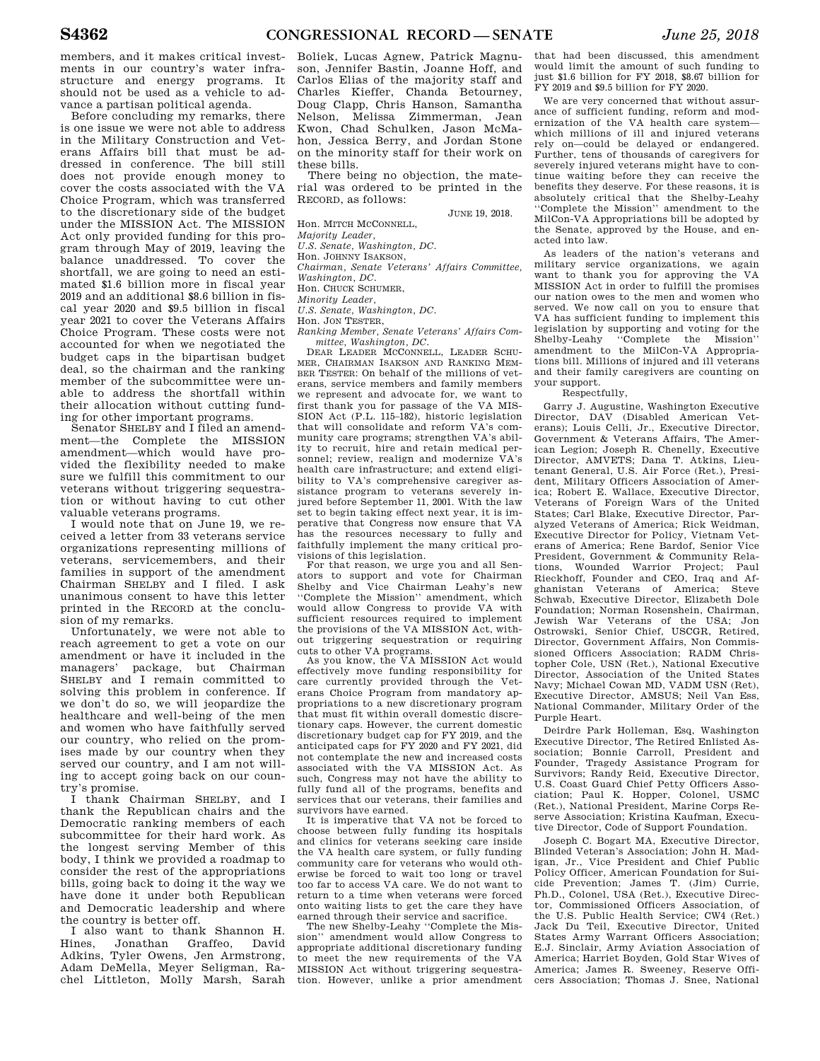members, and it makes critical investments in our country's water infrastructure and energy programs. It should not be used as a vehicle to advance a partisan political agenda.

Before concluding my remarks, there is one issue we were not able to address in the Military Construction and Veterans Affairs bill that must be addressed in conference. The bill still does not provide enough money to cover the costs associated with the VA Choice Program, which was transferred to the discretionary side of the budget under the MISSION Act. The MISSION Act only provided funding for this program through May of 2019, leaving the balance unaddressed. To cover the shortfall, we are going to need an estimated $1.6 billion more in fiscal year 2019 and an additional $8.6 billion in fiscal year 2020 and $9.5 billion in fiscal year 2021 to cover the Veterans Affairs Choice Program. These costs were not accounted for when we negotiated the budget caps in the bipartisan budget deal, so the chairman and the ranking member of the subcommittee were unable to address the shortfall within their allocation without cutting funding for other important programs.

Senator SHELBY and I filed an amendment—the Complete the MISSION amendment—which would have provided the flexibility needed to make sure we fulfill this commitment to our veterans without triggering sequestration or without having to cut other valuable veterans programs.

I would note that on June 19, we received a letter from 33 veterans service organizations representing millions of veterans, servicemembers, and their families in support of the amendment Chairman SHELBY and I filed. I ask unanimous consent to have this letter printed in the RECORD at the conclusion of my remarks.

Unfortunately, we were not able to reach agreement to get a vote on our amendment or have it included in the managers' package, but Chairman SHELBY and I remain committed to solving this problem in conference. If we don't do so, we will jeopardize the healthcare and well-being of the men and women who have faithfully served our country, who relied on the promises made by our country when they served our country, and I am not willing to accept going back on our country's promise.

I thank Chairman SHELBY, and I thank the Republican chairs and the Democratic ranking members of each subcommittee for their hard work. As the longest serving Member of this body, I think we provided a roadmap to consider the rest of the appropriations bills, going back to doing it the way we have done it under both Republican and Democratic leadership and where the country is better off.

I also want to thank Shannon H. Hines, Jonathan Graffeo, David Adkins, Tyler Owens, Jen Armstrong, Adam DeMella, Meyer Seligman, Rachel Littleton, Molly Marsh, Sarah Boliek, Lucas Agnew, Patrick Magnuson, Jennifer Bastin, Joanne Hoff, and Carlos Elias of the majority staff and Charles Kieffer, Chanda Betourney, Doug Clapp, Chris Hanson, Samantha Nelson, Melissa Zimmerman, Jean Kwon, Chad Schulken, Jason McMahon, Jessica Berry, and Jordan Stone on the minority staff for their work on these bills.

There being no objection, the material was ordered to be printed in the RECORD, as follows:

JUNE 19, 2018.

Hon. MITCH MCCONNELL,
*Majority Leader,*
*U.S. Senate, Washington, DC.*
Hon. JOHNNY ISAKSON,
*Chairman, Senate Veterans' Affairs Committee, Washington, DC.*
Hon. CHUCK SCHUMER,
*Minority Leader,*
*U.S. Senate, Washington, DC.*
Hon. JON TESTER,
*Ranking Member, Senate Veterans' Affairs Committee, Washington, DC.*

DEAR LEADER MCCONNELL, LEADER SCHUMER, CHAIRMAN ISAKSON AND RANKING MEMBER TESTER: On behalf of the millions of veterans, service members and family members we represent and advocate for, we want to first thank you for passage of the VA MISSION Act (P.L. 115–182), historic legislation that will consolidate and reform VA's community care programs; strengthen VA's ability to recruit, hire and retain medical personnel; review, realign and modernize VA's health care infrastructure; and extend eligibility to VA's comprehensive caregiver assistance program to veterans severely injured before September 11, 2001. With the law set to begin taking effect next year, it is imperative that Congress now ensure that VA has the resources necessary to fully and faithfully implement the many critical provisions of this legislation.

For that reason, we urge you and all Senators to support and vote for Chairman Shelby and Vice Chairman Leahy's new "Complete the Mission" amendment, which would allow Congress to provide VA with sufficient resources required to implement the provisions of the VA MISSION Act, without triggering sequestration or requiring cuts to other VA programs.

As you know, the VA MISSION Act would effectively move funding responsibility for care currently provided through the Veterans Choice Program from mandatory appropriations to a new discretionary program that must fit within overall domestic discretionary caps. However, the current domestic discretionary budget cap for FY 2019, and the anticipated caps for FY 2020 and FY 2021, did not contemplate the new and increased costs associated with the VA MISSION Act. As such, Congress may not have the ability to fully fund all of the programs, benefits and services that our veterans, their families and survivors have earned.

It is imperative that VA not be forced to choose between fully funding its hospitals and clinics for veterans seeking care inside the VA health care system, or fully funding community care for veterans who would otherwise be forced to wait too long or travel too far to access VA care. We do not want to return to a time when veterans were forced onto waiting lists to get the care they have earned through their service and sacrifice.

The new Shelby-Leahy "Complete the Mission" amendment would allow Congress to appropriate additional discretionary funding to meet the new requirements of the VA MISSION Act without triggering sequestration. However, unlike a prior amendment that had been discussed, this amendment would limit the amount of such funding to just $1.6 billion for FY 2018, $8.67 billion for FY 2019 and $9.5 billion for FY 2020.

We are very concerned that without assurance of sufficient funding, reform and modernization of the VA health care system—which millions of ill and injured veterans rely on—could be delayed or endangered. Further, tens of thousands of caregivers for severely injured veterans might have to continue waiting before they can receive the benefits they deserve. For these reasons, it is absolutely critical that the Shelby-Leahy "Complete the Mission" amendment to the MilCon-VA Appropriations bill be adopted by the Senate, approved by the House, and enacted into law.

As leaders of the nation's veterans and military service organizations, we again want to thank you for approving the VA MISSION Act in order to fulfill the promises our nation owes to the men and women who served. We now call on you to ensure that VA has sufficient funding to implement this legislation by supporting and voting for the Shelby-Leahy "Complete the Mission" amendment to the MilCon-VA Appropriations bill. Millions of injured and ill veterans and their family caregivers are counting on your support.

Respectfully,

Garry J. Augustine, Washington Executive Director, DAV (Disabled American Veterans); Louis Celli, Jr., Executive Director, Government & Veterans Affairs, The American Legion; Joseph R. Chenelly, Executive Director, AMVETS; Dana T. Atkins, Lieutenant General, U.S. Air Force (Ret.), President, Military Officers Association of America; Robert E. Wallace, Executive Director, Veterans of Foreign Wars of the United States; Carl Blake, Executive Director, Paralyzed Veterans of America; Rick Weidman, Executive Director for Policy, Vietnam Veterans of America; Rene Bardof, Senior Vice President, Government & Community Relations, Wounded Warrior Project; Paul Rieckhoff, Founder and CEO, Iraq and Afghanistan Veterans of America; Steve Schwab, Executive Director, Elizabeth Dole Foundation; Norman Rosenshein, Chairman, Jewish War Veterans of the USA; Jon Ostrowski, Senior Chief, USCGR, Retired, Director, Government Affairs, Non Commissioned Officers Association; RADM Christopher Cole, USN (Ret.), National Executive Director, Association of the United States Navy; Michael Cowan MD, VADM USN (Ret), Executive Director, AMSUS; Neil Van Ess, National Commander, Military Order of the Purple Heart.

Deirdre Park Holleman, Esq, Washington Executive Director, The Retired Enlisted Association; Bonnie Carroll, President and Founder, Tragedy Assistance Program for Survivors; Randy Reid, Executive Director, U.S. Coast Guard Chief Petty Officers Association; Paul K. Hopper, Colonel, USMC (Ret.), National President, Marine Corps Reserve Association; Kristina Kaufman, Executive Director, Code of Support Foundation.

Joseph C. Bogart MA, Executive Director, Blinded Veteran's Association; John H. Madigan, Jr., Vice President and Chief Public Policy Officer, American Foundation for Suicide Prevention; James T. (Jim) Currie, Ph.D., Colonel, USA (Ret.), Executive Director, Commissioned Officers Association, of the U.S. Public Health Service; CW4 (Ret.) Jack Du Teil, Executive Director, United States Army Warrant Officers Association; E.J. Sinclair, Army Aviation Association of America; Harriet Boyden, Gold Star Wives of America; James R. Sweeney, Reserve Officers Association; Thomas J. Snee, National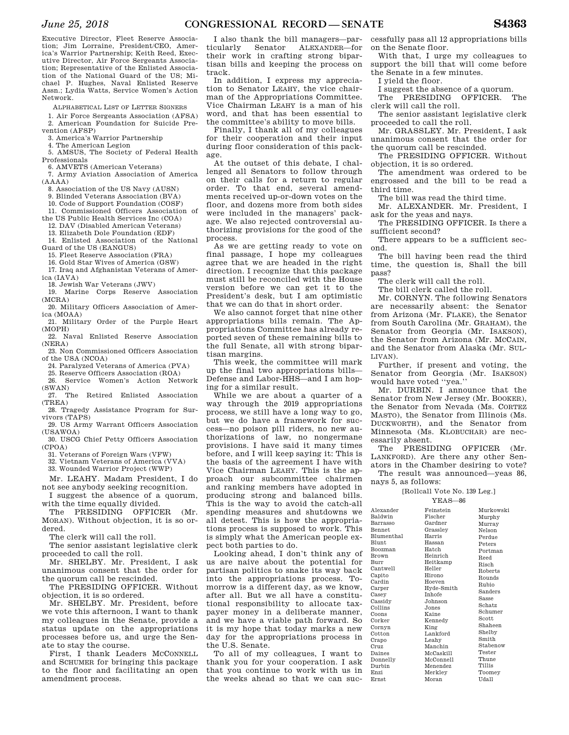Executive Director, Fleet Reserve Association; Jim Lorraine, President/CEO, America's Warrior Partnership; Keith Reed, Executive Director, Air Force Sergeants Association; Representative of the Enlisted Association of the National Guard of the US; Michael P. Hughes, Naval Enlisted Reserve Assn.; Lydia Watts, Service Women's Action Network.

ALPHABETICAL LIST OF LETTER SIGNERS

1. Air Force Sergeants Association (AFSA)
2. American Foundation for Suicide Prevention (AFSP)
3. America's Warrior Partnership
4. The American Legion
5. AMSUS, The Society of Federal Health Professionals
6. AMVETS (American Veterans)
7. Army Aviation Association of America (AAAA)
8. Association of the US Navy (AUSN)
9. Blinded Veterans Association (BVA)
10. Code of Support Foundation (COSF)
11. Commissioned Officers Association of the US Public Health Services Inc (COA)
12. DAV (Disabled American Veterans)
13. Elizabeth Dole Foundation (EDF)
14. Enlisted Association of the National Guard of the US (EANGUS)
15. Fleet Reserve Association (FRA)
16. Gold Star Wives of America (GSW)
17. Iraq and Afghanistan Veterans of America (IAVA)
18. Jewish War Veterans (JWV)
19. Marine Corps Reserve Association (MCRA)
20. Military Officers Association of America (MOAA)
21. Military Order of the Purple Heart (MOPH)
22. Naval Enlisted Reserve Association (NERA)
23. Non Commissioned Officers Association of the USA (NCOA)
24. Paralyzed Veterans of America (PVA)
25. Reserve Officers Association (ROA)
26. Service Women's Action Network (SWAN)
27. The Retired Enlisted Association (TREA)
28. Tragedy Assistance Program for Survivors (TAPS)
29. US Army Warrant Officers Association (USAWOA)
30. USCG Chief Petty Officers Association (CPOA)
31. Veterans of Foreign Wars (VFW)
32. Vietnam Veterans of America (VVA)
33. Wounded Warrior Project (WWP)

Mr. LEAHY. Madam President, I do not see anybody seeking recognition.

I suggest the absence of a quorum, with the time equally divided.

The PRESIDING OFFICER (Mr. MORAN). Without objection, it is so ordered.

The clerk will call the roll.

The senior assistant legislative clerk proceeded to call the roll.

Mr. SHELBY. Mr. President, I ask unanimous consent that the order for the quorum call be rescinded.

The PRESIDING OFFICER. Without objection, it is so ordered.

Mr. SHELBY. Mr. President, before we vote this afternoon, I want to thank my colleagues in the Senate, provide a status update on the appropriations processes before us, and urge the Senate to stay the course.

First, I thank Leaders MCCONNELL and SCHUMER for bringing this package to the floor and facilitating an open amendment process.

I also thank the bill managers—particularly Senator ALEXANDER—for their work in crafting strong bipartisan bills and keeping the process on track.

In addition, I express my appreciation to Senator LEAHY, the vice chairman of the Appropriations Committee. Vice Chairman LEAHY is a man of his word, and that has been essential to the committee's ability to move bills.

Finally, I thank all of my colleagues for their cooperation and their input during floor consideration of this package.

At the outset of this debate, I challenged all Senators to follow through on their calls for a return to regular order. To that end, several amendments received up-or-down votes on the floor, and dozens more from both sides were included in the managers' package. We also rejected controversial authorizing provisions for the good of the process.

As we are getting ready to vote on final passage, I hope my colleagues agree that we are headed in the right direction. I recognize that this package must still be reconciled with the House version before we can get it to the President's desk, but I am optimistic that we can do that in short order.

We also cannot forget that nine other appropriations bills remain. The Appropriations Committee has already reported seven of these remaining bills to the full Senate, all with strong bipartisan margins.

This week, the committee will mark up the final two appropriations bills—Defense and Labor-HHS—and I am hoping for a similar result.

While we are about a quarter of a way through the 2019 appropriations process, we still have a long way to go, but we do have a framework for success—no poison pill riders, no new authorizations of law, no nongermane provisions. I have said it many times before, and I will keep saying it: This is the basis of the agreement I have with Vice Chairman LEAHY. This is the approach our subcommittee chairmen and ranking members have adopted in producing strong and balanced bills. This is the way to avoid the catch-all spending measures and shutdowns we all detest. This is how the appropriations process is supposed to work. This is simply what the American people expect both parties to do.

Looking ahead, I don't think any of us are naive about the potential for partisan politics to snake its way back into the appropriations process. Tomorrow is a different day, as we know, after all. But we all have a constitutional responsibility to allocate taxpayer money in a deliberate manner, and we have a viable path forward. So it is my hope that today marks a new day for the appropriations process in the U.S. Senate.

To all of my colleagues, I want to thank you for your cooperation. I ask that you continue to work with us in the weeks ahead so that we can successfully pass all 12 appropriations bills on the Senate floor.

With that, I urge my colleagues to support the bill that will come before the Senate in a few minutes.

I yield the floor.

I suggest the absence of a quorum.

The PRESIDING OFFICER. The clerk will call the roll.

The senior assistant legislative clerk proceeded to call the roll.

Mr. GRASSLEY. Mr. President, I ask unanimous consent that the order for the quorum call be rescinded.

The PRESIDING OFFICER. Without objection, it is so ordered.

The amendment was ordered to be engrossed and the bill to be read a third time.

The bill was read the third time.

Mr. ALEXANDER. Mr. President, I ask for the yeas and nays.

The PRESIDING OFFICER. Is there a sufficient second?

There appears to be a sufficient second.

The bill having been read the third time, the question is, Shall the bill pass?

The clerk will call the roll.

The bill clerk called the roll.

Mr. CORNYN. The following Senators are necessarily absent: the Senator from Arizona (Mr. FLAKE), the Senator from South Carolina (Mr. GRAHAM), the Senator from Georgia (Mr. ISAKSON), the Senator from Arizona (Mr. MCCAIN, and the Senator from Alaska (Mr. SULLIVAN).

Further, if present and voting, the Senator from Georgia (Mr. ISAKSON) would have voted "yea."

Mr. DURBIN. I announce that the Senator from New Jersey (Mr. BOOKER), the Senator from Nevada (Ms. CORTEZ MASTO), the Senator from Illinois (Ms. DUCKWORTH), and the Senator from Minnesota (Ms. KLOBUCHAR) are necessarily absent.

The PRESIDING OFFICER (Mr. LANKFORD). Are there any other Senators in the Chamber desiring to vote?

The result was announced—yeas 86, nays 5, as follows:

[Rollcall Vote No. 139 Leg.]

YEAS—86

| | | |
|---|---|---|
| Alexander | Feinstein | Murkowski |
| Baldwin | Fischer | Murphy |
| Barrasso | Gardner | Murray |
| Bennet | Grassley | Nelson |
| Blumenthal | Harris | Perdue |
| Blunt | Hassan | Peters |
| Boozman | Hatch | Portman |
| Brown | Heinrich | Reed |
| Burr | Heitkamp | Risch |
| Cantwell | Heller | Roberts |
| Capito | Hirono | Rounds |
| Cardin | Hoeven | Rubio |
| Carper | Hyde-Smith | Sanders |
| Casey | Inhofe | Sasse |
| Cassidy | Johnson | Schatz |
| Collins | Jones | Schumer |
| Coons | Kaine | Scott |
| Corker | Kennedy | Shaheen |
| Cornyn | King | Shelby |
| Cotton | Lankford | Smith |
| Crapo | Leahy | Stabenow |
| Cruz | Manchin | Tester |
| Daines | McCaskill | Thune |
| Donnelly | McConnell | Tillis |
| Durbin | Menendez | Toomey |
| Enzi | Merkley | Udall |
| Ernst | Moran | |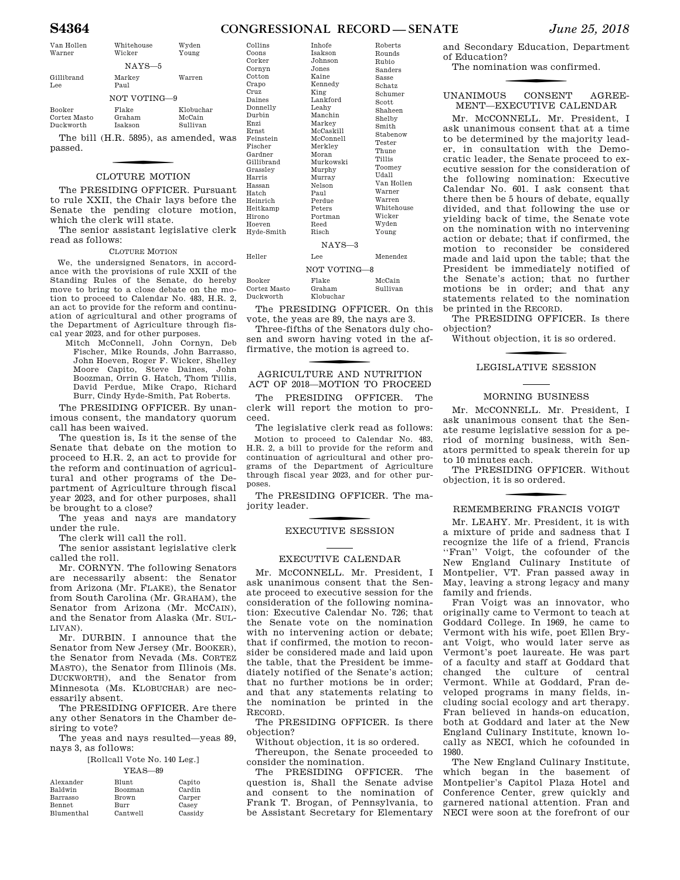| Van Hollen | Whitehouse | Wyden |
|---|---|---|
| Warner | Wicker | Young |

NAYS—5

| Gillibrand | Markey | Warren |
|---|---|---|
| Lee | Paul | |

NOT VOTING—9

| Booker | Flake | Klobuchar |
|---|---|---|
| Cortez Masto | Graham | McCain |
| Duckworth | Isakson | Sullivan |

The bill (H.R. 5895), as amended, was passed.

## CLOTURE MOTION

The PRESIDING OFFICER. Pursuant to rule XXII, the Chair lays before the Senate the pending cloture motion, which the clerk will state.

The senior assistant legislative clerk read as follows:

CLOTURE MOTION

We, the undersigned Senators, in accordance with the provisions of rule XXII of the Standing Rules of the Senate, do hereby move to bring to a close debate on the motion to proceed to Calendar No. 483, H.R. 2, an act to provide for the reform and continuation of agricultural and other programs of the Department of Agriculture through fiscal year 2023, and for other purposes.

Mitch McConnell, John Cornyn, Deb Fischer, Mike Rounds, John Barrasso, John Hoeven, Roger F. Wicker, Shelley Moore Capito, Steve Daines, John Boozman, Orrin G. Hatch, Thom Tillis, David Perdue, Mike Crapo, Richard Burr, Cindy Hyde-Smith, Pat Roberts.

The PRESIDING OFFICER. By unanimous consent, the mandatory quorum call has been waived.

The question is, Is it the sense of the Senate that debate on the motion to proceed to H.R. 2, an act to provide for the reform and continuation of agricultural and other programs of the Department of Agriculture through fiscal year 2023, and for other purposes, shall be brought to a close?

The yeas and nays are mandatory under the rule.

The clerk will call the roll.

The senior assistant legislative clerk called the roll.

Mr. CORNYN. The following Senators are necessarily absent: the Senator from Arizona (Mr. FLAKE), the Senator from South Carolina (Mr. GRAHAM), the Senator from Arizona (Mr. MCCAIN), and the Senator from Alaska (Mr. SULLIVAN).

Mr. DURBIN. I announce that the Senator from New Jersey (Mr. BOOKER), the Senator from Nevada (Ms. CORTEZ MASTO), the Senator from Illinois (Ms. DUCKWORTH), and the Senator from Minnesota (Ms. KLOBUCHAR) are necessarily absent.

The PRESIDING OFFICER. Are there any other Senators in the Chamber desiring to vote?

The yeas and nays resulted—yeas 89, nays 3, as follows:

[Rollcall Vote No. 140 Leg.]

YEAS—89

| | | |
|---|---|---|
| Alexander | Blunt | Capito |
| Baldwin | Boozman | Cardin |
| Barrasso | Brown | Carper |
| Bennet | Burr | Casey |
| Blumenthal | Cantwell | Cassidy |
| Collins | Inhofe | Roberts |
| Coons | Isakson | Rounds |
| Corker | Johnson | Rubio |
| Cornyn | Jones | Sanders |
| Cotton | Kaine | Sasse |
| Crapo | Kennedy | Schatz |
| Cruz | King | Schumer |
| Daines | Lankford | Scott |
| Donnelly | Leahy | Shaheen |
| Durbin | Manchin | Shelby |
| Enzi | Markey | Smith |
| Ernst | McCaskill | Stabenow |
| Feinstein | McConnell | Tester |
| Fischer | Merkley | Thune |
| Gardner | Moran | Tillis |
| Gillibrand | Murkowski | Toomey |
| Grassley | Murphy | Udall |
| Harris | Murray | Van Hollen |
| Hassan | Nelson | Warner |
| Hatch | Paul | Warren |
| Heinrich | Perdue | Whitehouse |
| Heitkamp | Peters | Wicker |
| Hirono | Portman | Wyden |
| Hoeven | Reed | Young |
| Hyde-Smith | Risch | |

NAYS—3

| Heller | Lee | Menendez |
|---|---|---|

NOT VOTING—8

| Booker | Flake | McCain |
|---|---|---|
| Cortez Masto | Graham | Sullivan |
| Duckworth | Klobuchar | |

The PRESIDING OFFICER. On this vote, the yeas are 89, the nays are 3.

Three-fifths of the Senators duly chosen and sworn having voted in the affirmative, the motion is agreed to.

## AGRICULTURE AND NUTRITION ACT OF 2018—MOTION TO PROCEED

The PRESIDING OFFICER. The clerk will report the motion to proceed.

The legislative clerk read as follows:

Motion to proceed to Calendar No. 483, H.R. 2, a bill to provide for the reform and continuation of agricultural and other programs of the Department of Agriculture through fiscal year 2023, and for other purposes.

The PRESIDING OFFICER. The majority leader.

## EXECUTIVE SESSION

### EXECUTIVE CALENDAR

Mr. MCCONNELL. Mr. President, I ask unanimous consent that the Senate proceed to executive session for the consideration of the following nomination: Executive Calendar No. 726; that the Senate vote on the nomination with no intervening action or debate; that if confirmed, the motion to reconsider be considered made and laid upon the table, that the President be immediately notified of the Senate's action; that no further motions be in order; and that any statements relating to the nomination be printed in the RECORD.

The PRESIDING OFFICER. Is there objection?

Without objection, it is so ordered.

Thereupon, the Senate proceeded to consider the nomination.

The PRESIDING OFFICER. The question is, Shall the Senate advise and consent to the nomination of Frank T. Brogan, of Pennsylvania, to be Assistant Secretary for Elementary and Secondary Education, Department of Education?

The nomination was confirmed.

## UNANIMOUS CONSENT AGREEMENT—EXECUTIVE CALENDAR

Mr. MCCONNELL. Mr. President, I ask unanimous consent that at a time to be determined by the majority leader, in consultation with the Democratic leader, the Senate proceed to executive session for the consideration of the following nomination: Executive Calendar No. 601. I ask consent that there then be 5 hours of debate, equally divided, and that following the use or yielding back of time, the Senate vote on the nomination with no intervening action or debate; that if confirmed, the motion to reconsider be considered made and laid upon the table; that the President be immediately notified of the Senate's action; that no further motions be in order; and that any statements related to the nomination be printed in the RECORD.

The PRESIDING OFFICER. Is there objection?

Without objection, it is so ordered.

## LEGISLATIVE SESSION

### MORNING BUSINESS

Mr. MCCONNELL. Mr. President, I ask unanimous consent that the Senate resume legislative session for a period of morning business, with Senators permitted to speak therein for up to 10 minutes each.

The PRESIDING OFFICER. Without objection, it is so ordered.

## REMEMBERING FRANCIS VOIGT

Mr. LEAHY. Mr. President, it is with a mixture of pride and sadness that I recognize the life of a friend, Francis "Fran" Voigt, the cofounder of the New England Culinary Institute of Montpelier, VT. Fran passed away in May, leaving a strong legacy and many family and friends.

Fran Voigt was an innovator, who originally came to Vermont to teach at Goddard College. In 1969, he came to Vermont with his wife, poet Ellen Bryant Voigt, who would later serve as Vermont's poet laureate. He was part of a faculty and staff at Goddard that changed the culture of central Vermont. While at Goddard, Fran developed programs in many fields, including social ecology and art therapy. Fran believed in hands-on education, both at Goddard and later at the New England Culinary Institute, known locally as NECI, which he cofounded in 1980.

The New England Culinary Institute, which began in the basement of Montpelier's Capitol Plaza Hotel and Conference Center, grew quickly and garnered national attention. Fran and NECI were soon at the forefront of our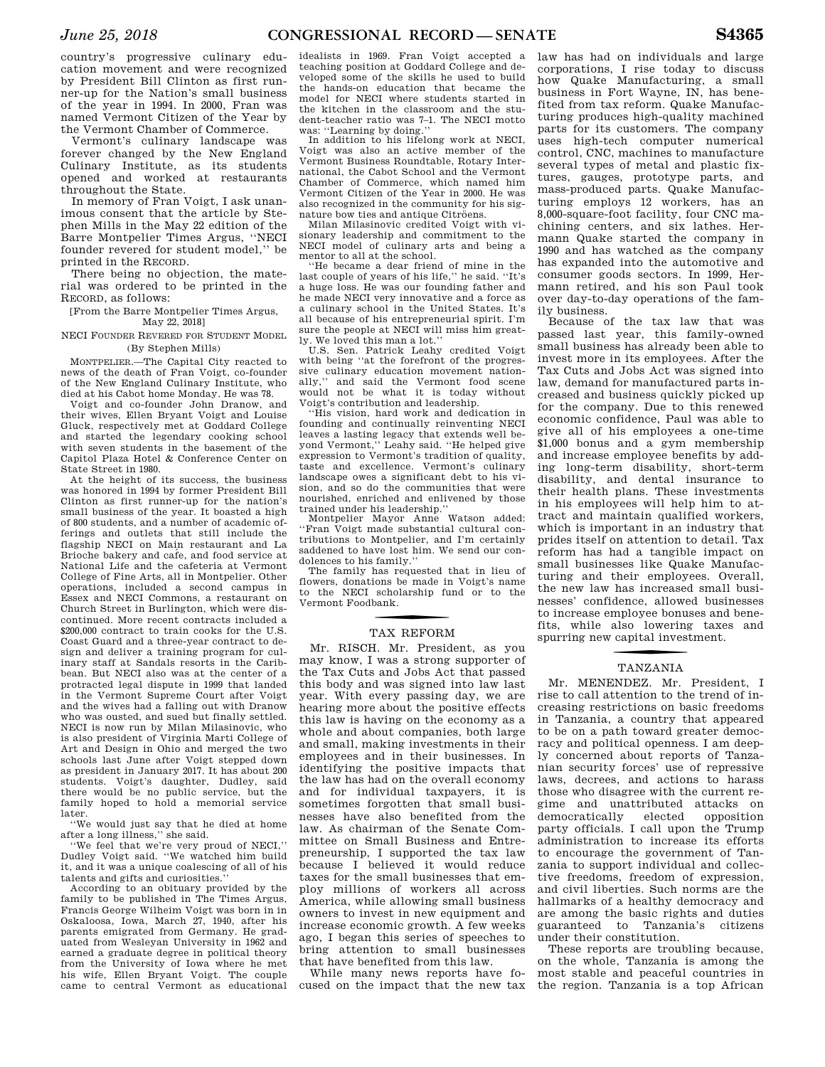country's progressive culinary education movement and were recognized by President Bill Clinton as first runner-up for the Nation's small business of the year in 1994. In 2000, Fran was named Vermont Citizen of the Year by the Vermont Chamber of Commerce.

Vermont's culinary landscape was forever changed by the New England Culinary Institute, as its students opened and worked at restaurants throughout the State.

In memory of Fran Voigt, I ask unanimous consent that the article by Stephen Mills in the May 22 edition of the Barre Montpelier Times Argus, "NECI founder revered for student model," be printed in the RECORD.

There being no objection, the material was ordered to be printed in the RECORD, as follows:

[From the Barre Montpelier Times Argus, May 22, 2018]

NECI FOUNDER REVERED FOR STUDENT MODEL

(By Stephen Mills)

MONTPELIER.—The Capital City reacted to news of the death of Fran Voigt, co-founder of the New England Culinary Institute, who died at his Cabot home Monday. He was 78.

Voigt and co-founder John Dranow, and their wives, Ellen Bryant Voigt and Louise Gluck, respectively met at Goddard College and started the legendary cooking school with seven students in the basement of the Capitol Plaza Hotel & Conference Center on State Street in 1980.

At the height of its success, the business was honored in 1994 by former President Bill Clinton as first runner-up for the nation's small business of the year. It boasted a high of 800 students, and a number of academic offerings and outlets that still include the flagship NECI on Main restaurant and La Brioche bakery and cafe, and food service at National Life and the cafeteria at Vermont College of Fine Arts, all in Montpelier. Other operations, included a second campus in Essex and NECI Commons, a restaurant on Church Street in Burlington, which were discontinued. More recent contracts included a $200,000 contract to train cooks for the U.S. Coast Guard and a three-year contract to design and deliver a training program for culinary staff at Sandals resorts in the Caribbean. But NECI also was at the center of a protracted legal dispute in 1999 that landed in the Vermont Supreme Court after Voigt and the wives had a falling out with Dranow who was ousted, and sued but finally settled. NECI is now run by Milan Milasinovic, who is also president of Virginia Marti College of Art and Design in Ohio and merged the two schools last June after Voigt stepped down as president in January 2017. It has about 200 students. Voigt's daughter, Dudley, said there would be no public service, but the family hoped to hold a memorial service later.

"We would just say that he died at home after a long illness," she said.

"We feel that we're very proud of NECI," Dudley Voigt said. "We watched him build it, and it was a unique coalescing of all of his talents and gifts and curiosities."

According to an obituary provided by the family to be published in The Times Argus, Francis George Wilheim Voigt was born in in Oskaloosa, Iowa, March 27, 1940, after his parents emigrated from Germany. He graduated from Wesleyan University in 1962 and earned a graduate degree in political theory from the University of Iowa where he met his wife, Ellen Bryant Voigt. The couple came to central Vermont as educational idealists in 1969. Fran Voigt accepted a teaching position at Goddard College and developed some of the skills he used to build the hands-on education that became the model for NECI where students started in the kitchen in the classroom and the student-teacher ratio was 7–1. The NECI motto was: "Learning by doing."

In addition to his lifelong work at NECI, Voigt was also an active member of the Vermont Business Roundtable, Rotary International, the Cabot School and the Vermont Chamber of Commerce, which named him Vermont Citizen of the Year in 2000. He was also recognized in the community for his signature bow ties and antique Citröens.

Milan Milasinovic credited Voigt with visionary leadership and commitment to the NECI model of culinary arts and being a mentor to all at the school.

"He became a dear friend of mine in the last couple of years of his life," he said. "It's a huge loss. He was our founding father and he made NECI very innovative and a force as a culinary school in the United States. It's all because of his entrepreneurial spirit. I'm sure the people at NECI will miss him greatly. We loved this man a lot."

U.S. Sen. Patrick Leahy credited Voigt with being "at the forefront of the progressive culinary education movement nationally," and said the Vermont food scene would not be what it is today without Voigt's contribution and leadership.

"His vision, hard work and dedication in founding and continually reinventing NECI leaves a lasting legacy that extends well beyond Vermont," Leahy said. "He helped give expression to Vermont's tradition of quality, taste and excellence. Vermont's culinary landscape owes a significant debt to his vision, and so do the communities that were nourished, enriched and enlivened by those trained under his leadership."

Montpelier Mayor Anne Watson added: "Fran Voigt made substantial cultural contributions to Montpelier, and I'm certainly saddened to have lost him. We send our condolences to his family."

The family has requested that in lieu of flowers, donations be made in Voigt's name to the NECI scholarship fund or to the Vermont Foodbank.

## TAX REFORM

Mr. RISCH. Mr. President, as you may know, I was a strong supporter of the Tax Cuts and Jobs Act that passed this body and was signed into law last year. With every passing day, we are hearing more about the positive effects this law is having on the economy as a whole and about companies, both large and small, making investments in their employees and in their businesses. In identifying the positive impacts that the law has had on the overall economy and for individual taxpayers, it is sometimes forgotten that small businesses have also benefited from the law. As chairman of the Senate Committee on Small Business and Entrepreneurship, I supported the tax law because I believed it would reduce taxes for the small businesses that employ millions of workers all across America, while allowing small business owners to invest in new equipment and increase economic growth. A few weeks ago, I began this series of speeches to bring attention to small businesses that have benefited from this law.

While many news reports have focused on the impact that the new tax law has had on individuals and large corporations, I rise today to discuss how Quake Manufacturing, a small business in Fort Wayne, IN, has benefited from tax reform. Quake Manufacturing produces high-quality machined parts for its customers. The company uses high-tech computer numerical control, CNC, machines to manufacture several types of metal and plastic fixtures, gauges, prototype parts, and mass-produced parts. Quake Manufacturing employs 12 workers, has an 8,000-square-foot facility, four CNC machining centers, and six lathes. Hermann Quake started the company in 1990 and has watched as the company has expanded into the automotive and consumer goods sectors. In 1999, Hermann retired, and his son Paul took over day-to-day operations of the family business.

Because of the tax law that was passed last year, this family-owned small business has already been able to invest more in its employees. After the Tax Cuts and Jobs Act was signed into law, demand for manufactured parts increased and business quickly picked up for the company. Due to this renewed economic confidence, Paul was able to give all of his employees a one-time $1,000 bonus and a gym membership and increase employee benefits by adding long-term disability, short-term disability, and dental insurance to their health plans. These investments in his employees will help him to attract and maintain qualified workers, which is important in an industry that prides itself on attention to detail. Tax reform has had a tangible impact on small businesses like Quake Manufacturing and their employees. Overall, the new law has increased small businesses' confidence, allowed businesses to increase employee bonuses and benefits, while also lowering taxes and spurring new capital investment.

## TANZANIA

Mr. MENENDEZ. Mr. President, I rise to call attention to the trend of increasing restrictions on basic freedoms in Tanzania, a country that appeared to be on a path toward greater democracy and political openness. I am deeply concerned about reports of Tanzanian security forces' use of repressive laws, decrees, and actions to harass those who disagree with the current regime and unattributed attacks on democratically elected opposition party officials. I call upon the Trump administration to increase its efforts to encourage the government of Tanzania to support individual and collective freedoms, freedom of expression, and civil liberties. Such norms are the hallmarks of a healthy democracy and are among the basic rights and duties guaranteed to Tanzania's citizens under their constitution.

These reports are troubling because, on the whole, Tanzania is among the most stable and peaceful countries in the region. Tanzania is a top African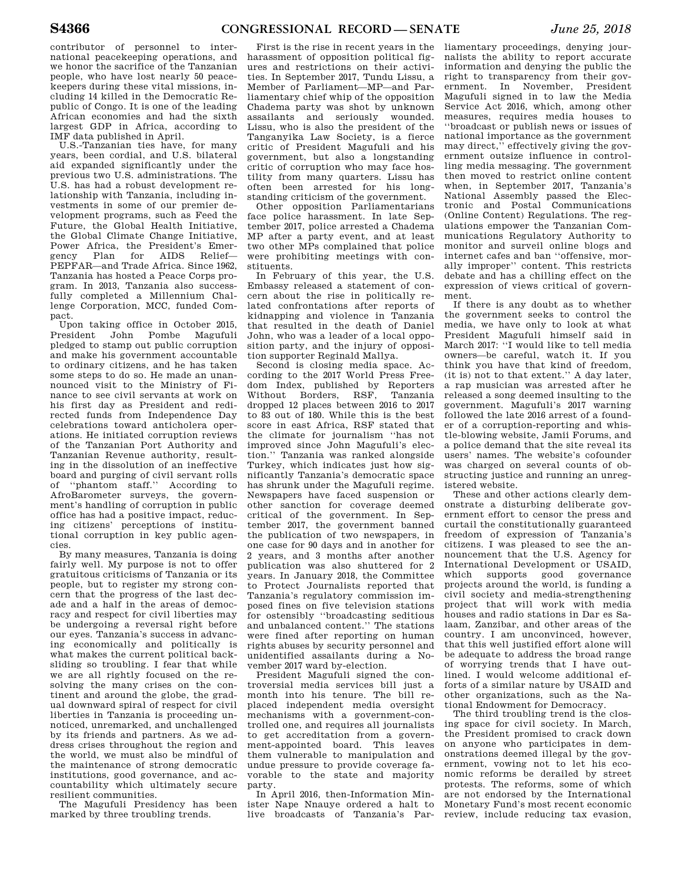contributor of personnel to international peacekeeping operations, and we honor the sacrifice of the Tanzanian people, who have lost nearly 50 peacekeepers during these vital missions, including 14 killed in the Democratic Republic of Congo. It is one of the leading African economies and had the sixth largest GDP in Africa, according to IMF data published in April.

U.S.-Tanzanian ties have, for many years, been cordial, and U.S. bilateral aid expanded significantly under the previous two U.S. administrations. The U.S. has had a robust development relationship with Tanzania, including investments in some of our premier development programs, such as Feed the Future, the Global Health Initiative, the Global Climate Change Initiative, Power Africa, the President's Emergency Plan for AIDS Relief—PEPFAR—and Trade Africa. Since 1962, Tanzania has hosted a Peace Corps program. In 2013, Tanzania also successfully completed a Millennium Challenge Corporation, MCC, funded Compact.

Upon taking office in October 2015, President John Pombe Magufuli pledged to stamp out public corruption and make his government accountable to ordinary citizens, and he has taken some steps to do so. He made an unannounced visit to the Ministry of Finance to see civil servants at work on his first day as President and redirected funds from Independence Day celebrations toward anticholera operations. He initiated corruption reviews of the Tanzanian Port Authority and Tanzanian Revenue authority, resulting in the dissolution of an ineffective board and purging of civil servant rolls of ''phantom staff.'' According to AfroBarometer surveys, the government's handling of corruption in public office has had a positive impact, reducing citizens' perceptions of institutional corruption in key public agencies.

By many measures, Tanzania is doing fairly well. My purpose is not to offer gratuitous criticisms of Tanzania or its people, but to register my strong concern that the progress of the last decade and a half in the areas of democracy and respect for civil liberties may be undergoing a reversal right before our eyes. Tanzania's success in advancing economically and politically is what makes the current political backsliding so troubling. I fear that while we are all rightly focused on the resolving the many crises on the continent and around the globe, the gradual downward spiral of respect for civil liberties in Tanzania is proceeding unnoticed, unremarked, and unchallenged by its friends and partners. As we address crises throughout the region and the world, we must also be mindful of the maintenance of strong democratic institutions, good governance, and accountability which ultimately secure resilient communities.

The Magufuli Presidency has been marked by three troubling trends.

First is the rise in recent years in the harassment of opposition political figures and restrictions on their activities. In September 2017, Tundu Lissu, a Member of Parliament—MP—and Parliamentary chief whip of the opposition Chadema party was shot by unknown assailants and seriously wounded. Lissu, who is also the president of the Tanganyika Law Society, is a fierce critic of President Magufuli and his government, but also a longstanding critic of corruption who may face hostility from many quarters. Lissu has often been arrested for his longstanding criticism of the government.

Other opposition Parliamentarians face police harassment. In late September 2017, police arrested a Chadema MP after a party event, and at least two other MPs complained that police were prohibiting meetings with constituents.

In February of this year, the U.S. Embassy released a statement of concern about the rise in politically related confrontations after reports of kidnapping and violence in Tanzania that resulted in the death of Daniel John, who was a leader of a local opposition party, and the injury of opposition supporter Reginald Mallya.

Second is closing media space. According to the 2017 World Press Freedom Index, published by Reporters Without Borders, RSF, Tanzania dropped 12 places between 2016 to 2017 to 83 out of 180. While this is the best score in east Africa, RSF stated that the climate for journalism ''has not improved since John Magufuli's election.'' Tanzania was ranked alongside Turkey, which indicates just how significantly Tanzania's democratic space has shrunk under the Magufuli regime. Newspapers have faced suspension or other sanction for coverage deemed critical of the government. In September 2017, the government banned the publication of two newspapers, in one case for 90 days and in another for 2 years, and 3 months after another publication was also shuttered for 2 years. In January 2018, the Committee to Protect Journalists reported that Tanzania's regulatory commission imposed fines on five television stations for ostensibly ''broadcasting seditious and unbalanced content.'' The stations were fined after reporting on human rights abuses by security personnel and unidentified assailants during a November 2017 ward by-election.

President Magufuli signed the controversial media services bill just a month into his tenure. The bill replaced independent media oversight mechanisms with a government-controlled one, and requires all journalists to get accreditation from a government-appointed board. This leaves them vulnerable to manipulation and undue pressure to provide coverage favorable to the state and majority party.

In April 2016, then-Information Minister Nape Nnauye ordered a halt to live broadcasts of Tanzania's Parliamentary proceedings, denying journalists the ability to report accurate information and denying the public the right to transparency from their government. In November, President Magufuli signed in to law the Media Service Act 2016, which, among other measures, requires media houses to ''broadcast or publish news or issues of national importance as the government may direct,'' effectively giving the government outsize influence in controlling media messaging. The government then moved to restrict online content when, in September 2017, Tanzania's National Assembly passed the Electronic and Postal Communications (Online Content) Regulations. The regulations empower the Tanzanian Communications Regulatory Authority to monitor and surveil online blogs and internet cafes and ban ''offensive, morally improper'' content. This restricts debate and has a chilling effect on the expression of views critical of government.

If there is any doubt as to whether the government seeks to control the media, we have only to look at what President Magufuli himself said in March 2017: ''I would like to tell media owners—be careful, watch it. If you think you have that kind of freedom, (it is) not to that extent.'' A day later, a rap musician was arrested after he released a song deemed insulting to the government. Magufuli's 2017 warning followed the late 2016 arrest of a founder of a corruption-reporting and whistle-blowing website, Jamii Forums, and a police demand that the site reveal its users' names. The website's cofounder was charged on several counts of obstructing justice and running an unregistered website.

These and other actions clearly demonstrate a disturbing deliberate government effort to censor the press and curtail the constitutionally guaranteed freedom of expression of Tanzania's citizens. I was pleased to see the announcement that the U.S. Agency for International Development or USAID, which supports good governance projects around the world, is funding a civil society and media-strengthening project that will work with media houses and radio stations in Dar es Salaam, Zanzibar, and other areas of the country. I am unconvinced, however, that this well justified effort alone will be adequate to address the broad range of worrying trends that I have outlined. I would welcome additional efforts of a similar nature by USAID and other organizations, such as the National Endowment for Democracy.

The third troubling trend is the closing space for civil society. In March, the President promised to crack down on anyone who participates in demonstrations deemed illegal by the government, vowing not to let his economic reforms be derailed by street protests. The reforms, some of which are not endorsed by the International Monetary Fund's most recent economic review, include reducing tax evasion,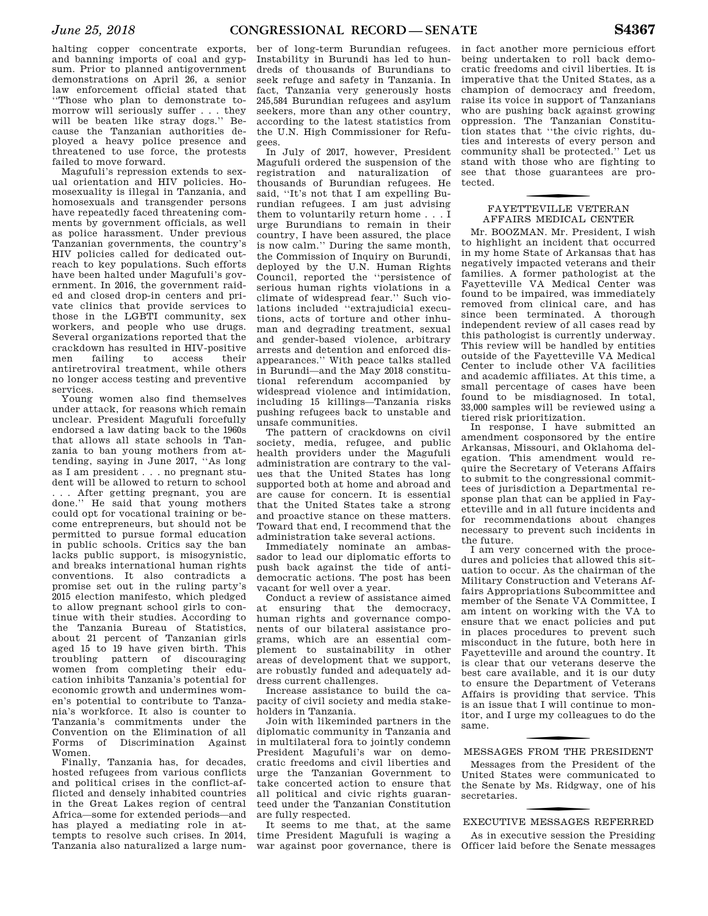halting copper concentrate exports, and banning imports of coal and gypsum. Prior to planned antigovernment demonstrations on April 26, a senior law enforcement official stated that ''Those who plan to demonstrate tomorrow will seriously suffer . . . they will be beaten like stray dogs.'' Because the Tanzanian authorities deployed a heavy police presence and threatened to use force, the protests failed to move forward.

Magufuli's repression extends to sexual orientation and HIV policies. Homosexuality is illegal in Tanzania, and homosexuals and transgender persons have repeatedly faced threatening comments by government officials, as well as police harassment. Under previous Tanzanian governments, the country's HIV policies called for dedicated outreach to key populations. Such efforts have been halted under Magufuli's government. In 2016, the government raided and closed drop-in centers and private clinics that provide services to those in the LGBTI community, sex workers, and people who use drugs. Several organizations reported that the crackdown has resulted in HIV-positive men failing to access their antiretroviral treatment, while others no longer access testing and preventive services.

Young women also find themselves under attack, for reasons which remain unclear. President Magufuli forcefully endorsed a law dating back to the 1960s that allows all state schools in Tanzania to ban young mothers from attending, saying in June 2017, ''As long as I am president . . . no pregnant student will be allowed to return to school . . . After getting pregnant, you are done.'' He said that young mothers could opt for vocational training or become entrepreneurs, but should not be permitted to pursue formal education in public schools. Critics say the ban lacks public support, is misogynistic, and breaks international human rights conventions. It also contradicts a promise set out in the ruling party's 2015 election manifesto, which pledged to allow pregnant school girls to continue with their studies. According to the Tanzania Bureau of Statistics, about 21 percent of Tanzanian girls aged 15 to 19 have given birth. This troubling pattern of discouraging women from completing their education inhibits Tanzania's potential for economic growth and undermines women's potential to contribute to Tanzania's workforce. It also is counter to Tanzania's commitments under the Convention on the Elimination of all Forms of Discrimination Against Women.

Finally, Tanzania has, for decades, hosted refugees from various conflicts and political crises in the conflict-afflicted and densely inhabited countries in the Great Lakes region of central Africa—some for extended periods—and has played a mediating role in attempts to resolve such crises. In 2014, Tanzania also naturalized a large number of long-term Burundian refugees. Instability in Burundi has led to hundreds of thousands of Burundians to seek refuge and safety in Tanzania. In fact, Tanzania very generously hosts 245,584 Burundian refugees and asylum seekers, more than any other country, according to the latest statistics from the U.N. High Commissioner for Refugees.

In July of 2017, however, President Magufuli ordered the suspension of the registration and naturalization of thousands of Burundian refugees. He said, ''It's not that I am expelling Burundian refugees. I am just advising them to voluntarily return home . . . I urge Burundians to remain in their country, I have been assured, the place is now calm.'' During the same month, the Commission of Inquiry on Burundi, deployed by the U.N. Human Rights Council, reported the ''persistence of serious human rights violations in a climate of widespread fear.'' Such violations included ''extrajudicial executions, acts of torture and other inhuman and degrading treatment, sexual and gender-based violence, arbitrary arrests and detention and enforced disappearances.'' With peace talks stalled in Burundi—and the May 2018 constitutional referendum accompanied by widespread violence and intimidation, including 15 killings—Tanzania risks pushing refugees back to unstable and unsafe communities.

The pattern of crackdowns on civil society, media, refugee, and public health providers under the Magufuli administration are contrary to the values that the United States has long supported both at home and abroad and are cause for concern. It is essential that the United States take a strong and proactive stance on these matters. Toward that end, I recommend that the administration take several actions.

Immediately nominate an ambassador to lead our diplomatic efforts to push back against the tide of antidemocratic actions. The post has been vacant for well over a year.

Conduct a review of assistance aimed at ensuring that the democracy, human rights and governance components of our bilateral assistance programs, which are an essential complement to sustainability in other areas of development that we support, are robustly funded and adequately address current challenges.

Increase assistance to build the capacity of civil society and media stakeholders in Tanzania.

Join with likeminded partners in the diplomatic community in Tanzania and in multilateral fora to jointly condemn President Magufuli's war on democratic freedoms and civil liberties and urge the Tanzanian Government to take concerted action to ensure that all political and civic rights guaranteed under the Tanzanian Constitution are fully respected.

It seems to me that, at the same time President Magufuli is waging a war against poor governance, there is in fact another more pernicious effort being undertaken to roll back democratic freedoms and civil liberties. It is imperative that the United States, as a champion of democracy and freedom, raise its voice in support of Tanzanians who are pushing back against growing oppression. The Tanzanian Constitution states that ''the civic rights, duties and interests of every person and community shall be protected.'' Let us stand with those who are fighting to see that those guarantees are protected.

## FAYETTEVILLE VETERAN AFFAIRS MEDICAL CENTER

Mr. BOOZMAN. Mr. President, I wish to highlight an incident that occurred in my home State of Arkansas that has negatively impacted veterans and their families. A former pathologist at the Fayetteville VA Medical Center was found to be impaired, was immediately removed from clinical care, and has since been terminated. A thorough independent review of all cases read by this pathologist is currently underway. This review will be handled by entities outside of the Fayetteville VA Medical Center to include other VA facilities and academic affiliates. At this time, a small percentage of cases have been found to be misdiagnosed. In total, 33,000 samples will be reviewed using a tiered risk prioritization.

In response, I have submitted an amendment cosponsored by the entire Arkansas, Missouri, and Oklahoma delegation. This amendment would require the Secretary of Veterans Affairs to submit to the congressional committees of jurisdiction a Departmental response plan that can be applied in Fayetteville and in all future incidents and for recommendations about changes necessary to prevent such incidents in the future.

I am very concerned with the procedures and policies that allowed this situation to occur. As the chairman of the Military Construction and Veterans Affairs Appropriations Subcommittee and member of the Senate VA Committee, I am intent on working with the VA to ensure that we enact policies and put in places procedures to prevent such misconduct in the future, both here in Fayetteville and around the country. It is clear that our veterans deserve the best care available, and it is our duty to ensure the Department of Veterans Affairs is providing that service. This is an issue that I will continue to monitor, and I urge my colleagues to do the same.

## MESSAGES FROM THE PRESIDENT

Messages from the President of the United States were communicated to the Senate by Ms. Ridgway, one of his secretaries.

## EXECUTIVE MESSAGES REFERRED

As in executive session the Presiding Officer laid before the Senate messages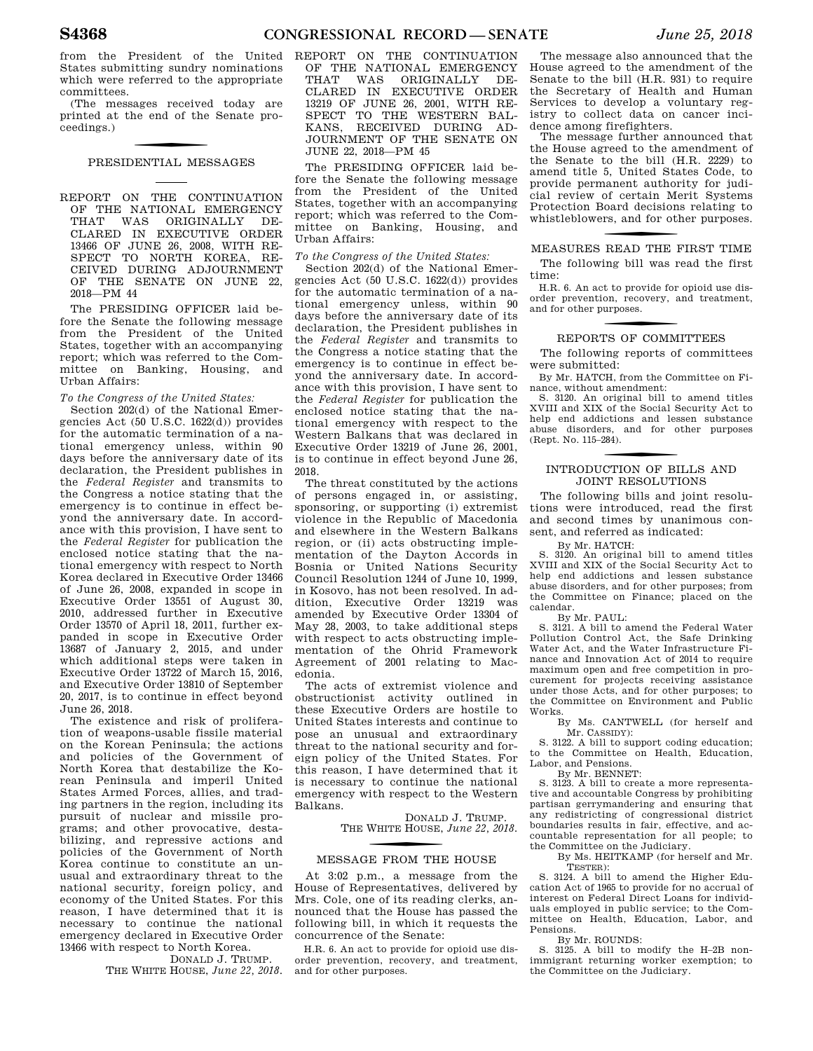from the President of the United States submitting sundry nominations which were referred to the appropriate committees.

(The messages received today are printed at the end of the Senate proceedings.)

## PRESIDENTIAL MESSAGES

### REPORT ON THE CONTINUATION OF THE NATIONAL EMERGENCY THAT WAS ORIGINALLY DECLARED IN EXECUTIVE ORDER 13466 OF JUNE 26, 2008, WITH RESPECT TO NORTH KOREA, RECEIVED DURING ADJOURNMENT OF THE SENATE ON JUNE 22, 2018—PM 44

The PRESIDING OFFICER laid before the Senate the following message from the President of the United States, together with an accompanying report; which was referred to the Committee on Banking, Housing, and Urban Affairs:

*To the Congress of the United States:*

Section 202(d) of the National Emergencies Act (50 U.S.C. 1622(d)) provides for the automatic termination of a national emergency unless, within 90 days before the anniversary date of its declaration, the President publishes in the *Federal Register* and transmits to the Congress a notice stating that the emergency is to continue in effect beyond the anniversary date. In accordance with this provision, I have sent to the *Federal Register* for publication the enclosed notice stating that the national emergency with respect to North Korea declared in Executive Order 13466 of June 26, 2008, expanded in scope in Executive Order 13551 of August 30, 2010, addressed further in Executive Order 13570 of April 18, 2011, further expanded in scope in Executive Order 13687 of January 2, 2015, and under which additional steps were taken in Executive Order 13722 of March 15, 2016, and Executive Order 13810 of September 20, 2017, is to continue in effect beyond June 26, 2018.

The existence and risk of proliferation of weapons-usable fissile material on the Korean Peninsula; the actions and policies of the Government of North Korea that destabilize the Korean Peninsula and imperil United States Armed Forces, allies, and trading partners in the region, including its pursuit of nuclear and missile programs; and other provocative, destabilizing, and repressive actions and policies of the Government of North Korea continue to constitute an unusual and extraordinary threat to the national security, foreign policy, and economy of the United States. For this reason, I have determined that it is necessary to continue the national emergency declared in Executive Order 13466 with respect to North Korea.

DONALD J. TRUMP.
THE WHITE HOUSE, *June 22, 2018.*

### REPORT ON THE CONTINUATION OF THE NATIONAL EMERGENCY THAT WAS ORIGINALLY DECLARED IN EXECUTIVE ORDER 13219 OF JUNE 26, 2001, WITH RESPECT TO THE WESTERN BALKANS, RECEIVED DURING ADJOURNMENT OF THE SENATE ON JUNE 22, 2018—PM 45

The PRESIDING OFFICER laid before the Senate the following message from the President of the United States, together with an accompanying report; which was referred to the Committee on Banking, Housing, and Urban Affairs:

*To the Congress of the United States:*

Section 202(d) of the National Emergencies Act (50 U.S.C. 1622(d)) provides for the automatic termination of a national emergency unless, within 90 days before the anniversary date of its declaration, the President publishes in the *Federal Register* and transmits to the Congress a notice stating that the emergency is to continue in effect beyond the anniversary date. In accordance with this provision, I have sent to the *Federal Register* for publication the enclosed notice stating that the national emergency with respect to the Western Balkans that was declared in Executive Order 13219 of June 26, 2001, is to continue in effect beyond June 26, 2018.

The threat constituted by the actions of persons engaged in, or assisting, sponsoring, or supporting (i) extremist violence in the Republic of Macedonia and elsewhere in the Western Balkans region, or (ii) acts obstructing implementation of the Dayton Accords in Bosnia or United Nations Security Council Resolution 1244 of June 10, 1999, in Kosovo, has not been resolved. In addition, Executive Order 13219 was amended by Executive Order 13304 of May 28, 2003, to take additional steps with respect to acts obstructing implementation of the Ohrid Framework Agreement of 2001 relating to Macedonia.

The acts of extremist violence and obstructionist activity outlined in these Executive Orders are hostile to United States interests and continue to pose an unusual and extraordinary threat to the national security and foreign policy of the United States. For this reason, I have determined that it is necessary to continue the national emergency with respect to the Western Balkans.

DONALD J. TRUMP.
THE WHITE HOUSE, *June 22, 2018.*

## MESSAGE FROM THE HOUSE

At 3:02 p.m., a message from the House of Representatives, delivered by Mrs. Cole, one of its reading clerks, announced that the House has passed the following bill, in which it requests the concurrence of the Senate:

H.R. 6. An act to provide for opioid use disorder prevention, recovery, and treatment, and for other purposes.

The message also announced that the House agreed to the amendment of the Senate to the bill (H.R. 931) to require the Secretary of Health and Human Services to develop a voluntary registry to collect data on cancer incidence among firefighters.

The message further announced that the House agreed to the amendment of the Senate to the bill (H.R. 2229) to amend title 5, United States Code, to provide permanent authority for judicial review of certain Merit Systems Protection Board decisions relating to whistleblowers, and for other purposes.

## MEASURES READ THE FIRST TIME

The following bill was read the first time:

H.R. 6. An act to provide for opioid use disorder prevention, recovery, and treatment, and for other purposes.

## REPORTS OF COMMITTEES

The following reports of committees were submitted:

By Mr. HATCH, from the Committee on Finance, without amendment:

S. 3120. An original bill to amend titles XVIII and XIX of the Social Security Act to help end addictions and lessen substance abuse disorders, and for other purposes (Rept. No. 115–284).

## INTRODUCTION OF BILLS AND JOINT RESOLUTIONS

The following bills and joint resolutions were introduced, read the first and second times by unanimous consent, and referred as indicated:

By Mr. HATCH:

S. 3120. An original bill to amend titles XVIII and XIX of the Social Security Act to help end addictions and lessen substance abuse disorders, and for other purposes; from the Committee on Finance; placed on the calendar.

By Mr. PAUL:

S. 3121. A bill to amend the Federal Water Pollution Control Act, the Safe Drinking Water Act, and the Water Infrastructure Finance and Innovation Act of 2014 to require maximum open and free competition in procurement for projects receiving assistance under those Acts, and for other purposes; to the Committee on Environment and Public Works.

By Ms. CANTWELL (for herself and Mr. CASSIDY):

S. 3122. A bill to support coding education; to the Committee on Health, Education, Labor, and Pensions.

By Mr. BENNET:

S. 3123. A bill to create a more representative and accountable Congress by prohibiting partisan gerrymandering and ensuring that any redistricting of congressional district boundaries results in fair, effective, and accountable representation for all people; to the Committee on the Judiciary.

By Ms. HEITKAMP (for herself and Mr. TESTER):

S. 3124. A bill to amend the Higher Education Act of 1965 to provide for no accrual of interest on Federal Direct Loans for individuals employed in public service; to the Committee on Health, Education, Labor, and Pensions.

By Mr. ROUNDS:

S. 3125. A bill to modify the H–2B nonimmigrant returning worker exemption; to the Committee on the Judiciary.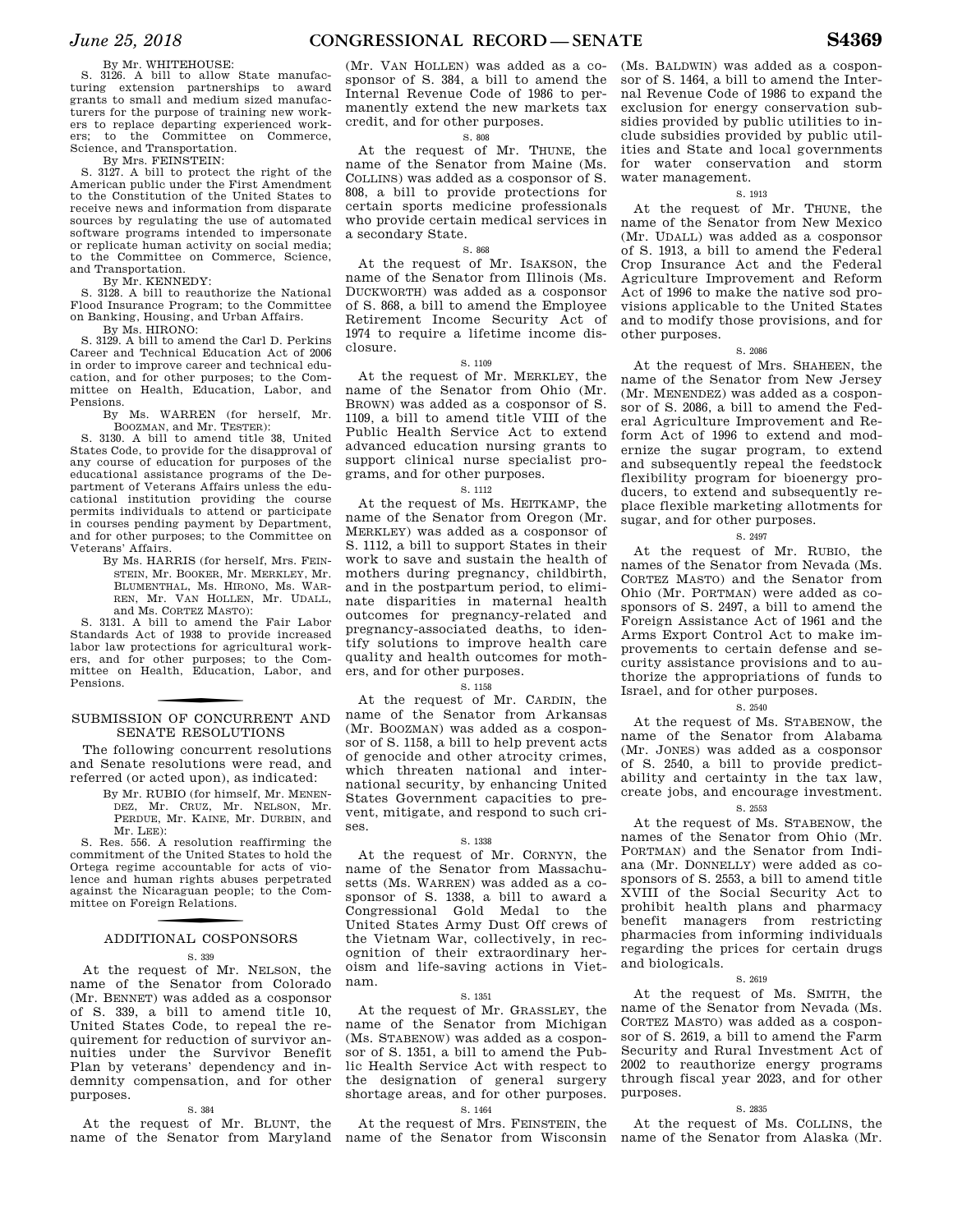By Mr. WHITEHOUSE:

S. 3126. A bill to allow State manufacturing extension partnerships to award grants to small and medium sized manufacturers for the purpose of training new workers to replace departing experienced workers; to the Committee on Commerce, Science, and Transportation.

By Mrs. FEINSTEIN:

S. 3127. A bill to protect the right of the American public under the First Amendment to the Constitution of the United States to receive news and information from disparate sources by regulating the use of automated software programs intended to impersonate or replicate human activity on social media; to the Committee on Commerce, Science, and Transportation.

By Mr. KENNEDY:

S. 3128. A bill to reauthorize the National Flood Insurance Program; to the Committee on Banking, Housing, and Urban Affairs.

By Ms. HIRONO:

S. 3129. A bill to amend the Carl D. Perkins Career and Technical Education Act of 2006 in order to improve career and technical education, and for other purposes; to the Committee on Health, Education, Labor, and Pensions.

By Ms. WARREN (for herself, Mr. BOOZMAN, and Mr. TESTER):

S. 3130. A bill to amend title 38, United States Code, to provide for the disapproval of any course of education for purposes of the educational assistance programs of the Department of Veterans Affairs unless the educational institution providing the course permits individuals to attend or participate in courses pending payment by Department, and for other purposes; to the Committee on Veterans' Affairs.

By Ms. HARRIS (for herself, Mrs. FEINSTEIN, Mr. BOOKER, Mr. MERKLEY, Mr. BLUMENTHAL, Ms. HIRONO, Ms. WARREN, Mr. VAN HOLLEN, Mr. UDALL, and Ms. CORTEZ MASTO):

S. 3131. A bill to amend the Fair Labor Standards Act of 1938 to provide increased labor law protections for agricultural workers, and for other purposes; to the Committee on Health, Education, Labor, and Pensions.

## SUBMISSION OF CONCURRENT AND SENATE RESOLUTIONS

The following concurrent resolutions and Senate resolutions were read, and referred (or acted upon), as indicated:

By Mr. RUBIO (for himself, Mr. MENENDEZ, Mr. CRUZ, Mr. NELSON, Mr. PERDUE, Mr. KAINE, Mr. DURBIN, and Mr. LEE):

S. Res. 556. A resolution reaffirming the commitment of the United States to hold the Ortega regime accountable for acts of violence and human rights abuses perpetrated against the Nicaraguan people; to the Committee on Foreign Relations.

## ADDITIONAL COSPONSORS

S. 339

At the request of Mr. NELSON, the name of the Senator from Colorado (Mr. BENNET) was added as a cosponsor of S. 339, a bill to amend title 10, United States Code, to repeal the requirement for reduction of survivor annuities under the Survivor Benefit Plan by veterans' dependency and indemnity compensation, and for other purposes.

S. 384

At the request of Mr. BLUNT, the name of the Senator from Maryland (Mr. VAN HOLLEN) was added as a cosponsor of S. 384, a bill to amend the Internal Revenue Code of 1986 to permanently extend the new markets tax credit, and for other purposes.

S. 808

At the request of Mr. THUNE, the name of the Senator from Maine (Ms. COLLINS) was added as a cosponsor of S. 808, a bill to provide protections for certain sports medicine professionals who provide certain medical services in a secondary State.

S. 868

At the request of Mr. ISAKSON, the name of the Senator from Illinois (Ms. DUCKWORTH) was added as a cosponsor of S. 868, a bill to amend the Employee Retirement Income Security Act of 1974 to require a lifetime income disclosure.

S. 1109

At the request of Mr. MERKLEY, the name of the Senator from Ohio (Mr. BROWN) was added as a cosponsor of S. 1109, a bill to amend title VIII of the Public Health Service Act to extend advanced education nursing grants to support clinical nurse specialist programs, and for other purposes.

S. 1112

At the request of Ms. HEITKAMP, the name of the Senator from Oregon (Mr. MERKLEY) was added as a cosponsor of S. 1112, a bill to support States in their work to save and sustain the health of mothers during pregnancy, childbirth, and in the postpartum period, to eliminate disparities in maternal health outcomes for pregnancy-related and pregnancy-associated deaths, to identify solutions to improve health care quality and health outcomes for mothers, and for other purposes.

S. 1158

At the request of Mr. CARDIN, the name of the Senator from Arkansas (Mr. BOOZMAN) was added as a cosponsor of S. 1158, a bill to help prevent acts of genocide and other atrocity crimes, which threaten national and international security, by enhancing United States Government capacities to prevent, mitigate, and respond to such crises.

S. 1338

At the request of Mr. CORNYN, the name of the Senator from Massachusetts (Ms. WARREN) was added as a cosponsor of S. 1338, a bill to award a Congressional Gold Medal to the United States Army Dust Off crews of the Vietnam War, collectively, in recognition of their extraordinary heroism and life-saving actions in Vietnam.

S. 1351

At the request of Mr. GRASSLEY, the name of the Senator from Michigan (Ms. STABENOW) was added as a cosponsor of S. 1351, a bill to amend the Public Health Service Act with respect to the designation of general surgery shortage areas, and for other purposes.

S. 1464

At the request of Mrs. FEINSTEIN, the name of the Senator from Wisconsin (Ms. BALDWIN) was added as a cosponsor of S. 1464, a bill to amend the Internal Revenue Code of 1986 to expand the exclusion for energy conservation subsidies provided by public utilities to include subsidies provided by public utilities and State and local governments for water conservation and storm water management.

S. 1913

At the request of Mr. THUNE, the name of the Senator from New Mexico (Mr. UDALL) was added as a cosponsor of S. 1913, a bill to amend the Federal Crop Insurance Act and the Federal Agriculture Improvement and Reform Act of 1996 to make the native sod provisions applicable to the United States and to modify those provisions, and for other purposes.

S. 2086

At the request of Mrs. SHAHEEN, the name of the Senator from New Jersey (Mr. MENENDEZ) was added as a cosponsor of S. 2086, a bill to amend the Federal Agriculture Improvement and Reform Act of 1996 to extend and modernize the sugar program, to extend and subsequently repeal the feedstock flexibility program for bioenergy producers, to extend and subsequently replace flexible marketing allotments for sugar, and for other purposes.

S. 2497

At the request of Mr. RUBIO, the names of the Senator from Nevada (Ms. CORTEZ MASTO) and the Senator from Ohio (Mr. PORTMAN) were added as cosponsors of S. 2497, a bill to amend the Foreign Assistance Act of 1961 and the Arms Export Control Act to make improvements to certain defense and security assistance provisions and to authorize the appropriations of funds to Israel, and for other purposes.

S. 2540

At the request of Ms. STABENOW, the name of the Senator from Alabama (Mr. JONES) was added as a cosponsor of S. 2540, a bill to provide predictability and certainty in the tax law, create jobs, and encourage investment.

S. 2553

At the request of Ms. STABENOW, the names of the Senator from Ohio (Mr. PORTMAN) and the Senator from Indiana (Mr. DONNELLY) were added as cosponsors of S. 2553, a bill to amend title XVIII of the Social Security Act to prohibit health plans and pharmacy benefit managers from restricting pharmacies from informing individuals regarding the prices for certain drugs and biologicals.

S. 2619

At the request of Ms. SMITH, the name of the Senator from Nevada (Ms. CORTEZ MASTO) was added as a cosponsor of S. 2619, a bill to amend the Farm Security and Rural Investment Act of 2002 to reauthorize energy programs through fiscal year 2023, and for other purposes.

S. 2835

At the request of Ms. COLLINS, the name of the Senator from Alaska (Mr.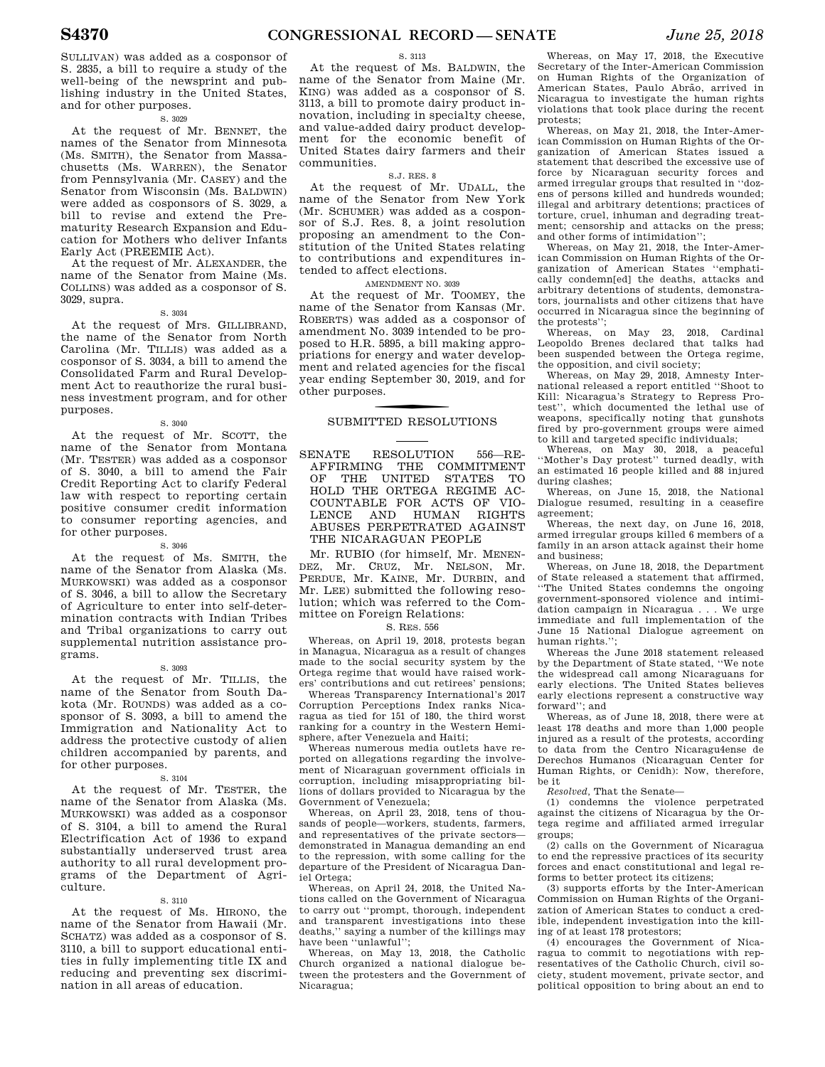SULLIVAN) was added as a cosponsor of S. 2835, a bill to require a study of the well-being of the newsprint and publishing industry in the United States, and for other purposes.

S. 3029

At the request of Mr. BENNET, the names of the Senator from Minnesota (Ms. SMITH), the Senator from Massachusetts (Ms. WARREN), the Senator from Pennsylvania (Mr. CASEY) and the Senator from Wisconsin (Ms. BALDWIN) were added as cosponsors of S. 3029, a bill to revise and extend the Prematurity Research Expansion and Education for Mothers who deliver Infants Early Act (PREEMIE Act).

At the request of Mr. ALEXANDER, the name of the Senator from Maine (Ms. COLLINS) was added as a cosponsor of S. 3029, supra.

S. 3034

At the request of Mrs. GILLIBRAND, the name of the Senator from North Carolina (Mr. TILLIS) was added as a cosponsor of S. 3034, a bill to amend the Consolidated Farm and Rural Development Act to reauthorize the rural business investment program, and for other purposes.

S. 3040

At the request of Mr. SCOTT, the name of the Senator from Montana (Mr. TESTER) was added as a cosponsor of S. 3040, a bill to amend the Fair Credit Reporting Act to clarify Federal law with respect to reporting certain positive consumer credit information to consumer reporting agencies, and for other purposes.

S. 3046

At the request of Ms. SMITH, the name of the Senator from Alaska (Ms. MURKOWSKI) was added as a cosponsor of S. 3046, a bill to allow the Secretary of Agriculture to enter into self-determination contracts with Indian Tribes and Tribal organizations to carry out supplemental nutrition assistance programs.

S. 3093

At the request of Mr. TILLIS, the name of the Senator from South Dakota (Mr. ROUNDS) was added as a cosponsor of S. 3093, a bill to amend the Immigration and Nationality Act to address the protective custody of alien children accompanied by parents, and for other purposes.

S. 3104

At the request of Mr. TESTER, the name of the Senator from Alaska (Ms. MURKOWSKI) was added as a cosponsor of S. 3104, a bill to amend the Rural Electrification Act of 1936 to expand substantially underserved trust area authority to all rural development programs of the Department of Agriculture.

S. 3110

At the request of Ms. HIRONO, the name of the Senator from Hawaii (Mr. SCHATZ) was added as a cosponsor of S. 3110, a bill to support educational entities in fully implementing title IX and reducing and preventing sex discrimination in all areas of education.

S. 3113

At the request of Ms. BALDWIN, the name of the Senator from Maine (Mr. KING) was added as a cosponsor of S. 3113, a bill to promote dairy product innovation, including in specialty cheese, and value-added dairy product development for the economic benefit of United States dairy farmers and their communities.

S.J. RES. 8

At the request of Mr. UDALL, the name of the Senator from New York (Mr. SCHUMER) was added as a cosponsor of S.J. Res. 8, a joint resolution proposing an amendment to the Constitution of the United States relating to contributions and expenditures intended to affect elections.

AMENDMENT NO. 3039

At the request of Mr. TOOMEY, the name of the Senator from Kansas (Mr. ROBERTS) was added as a cosponsor of amendment No. 3039 intended to be proposed to H.R. 5895, a bill making appropriations for energy and water development and related agencies for the fiscal year ending September 30, 2019, and for other purposes.

## SUBMITTED RESOLUTIONS

### SENATE RESOLUTION 556—REAFFIRMING THE COMMITMENT OF THE UNITED STATES TO HOLD THE ORTEGA REGIME ACCOUNTABLE FOR ACTS OF VIOLENCE AND HUMAN RIGHTS ABUSES PERPETRATED AGAINST THE NICARAGUAN PEOPLE

Mr. RUBIO (for himself, Mr. MENENDEZ, Mr. CRUZ, Mr. NELSON, Mr. PERDUE, Mr. KAINE, Mr. DURBIN, and Mr. LEE) submitted the following resolution; which was referred to the Committee on Foreign Relations:

S. RES. 556

Whereas, on April 19, 2018, protests began in Managua, Nicaragua as a result of changes made to the social security system by the Ortega regime that would have raised workers' contributions and cut retirees' pensions;

Whereas Transparency International's 2017 Corruption Perceptions Index ranks Nicaragua as tied for 151 of 180, the third worst ranking for a country in the Western Hemisphere, after Venezuela and Haiti;

Whereas numerous media outlets have reported on allegations regarding the involvement of Nicaraguan government officials in corruption, including misappropriating billions of dollars provided to Nicaragua by the Government of Venezuela;

Whereas, on April 23, 2018, tens of thousands of people—workers, students, farmers, and representatives of the private sectors—demonstrated in Managua demanding an end to the repression, with some calling for the departure of the President of Nicaragua Daniel Ortega;

Whereas, on April 24, 2018, the United Nations called on the Government of Nicaragua to carry out ''prompt, thorough, independent and transparent investigations into these deaths,'' saying a number of the killings may have been ''unlawful'';

Whereas, on May 13, 2018, the Catholic Church organized a national dialogue between the protesters and the Government of Nicaragua;

Whereas, on May 17, 2018, the Executive Secretary of the Inter-American Commission on Human Rights of the Organization of American States, Paulo Abrão, arrived in Nicaragua to investigate the human rights violations that took place during the recent protests;

Whereas, on May 21, 2018, the Inter-American Commission on Human Rights of the Organization of American States issued a statement that described the excessive use of force by Nicaraguan security forces and armed irregular groups that resulted in ''dozens of persons killed and hundreds wounded; illegal and arbitrary detentions; practices of torture, cruel, inhuman and degrading treatment; censorship and attacks on the press; and other forms of intimidation'';

Whereas, on May 21, 2018, the Inter-American Commission on Human Rights of the Organization of American States ''emphatically condemn[ed] the deaths, attacks and arbitrary detentions of students, demonstrators, journalists and other citizens that have occurred in Nicaragua since the beginning of the protests'';

Whereas, on May 23, 2018, Cardinal Leopoldo Brenes declared that talks had been suspended between the Ortega regime, the opposition, and civil society;

Whereas, on May 29, 2018, Amnesty International released a report entitled ''Shoot to Kill: Nicaragua's Strategy to Repress Protest'', which documented the lethal use of weapons, specifically noting that gunshots fired by pro-government groups were aimed to kill and targeted specific individuals;

Whereas, on May 30, 2018, a peaceful ''Mother's Day protest'' turned deadly, with an estimated 16 people killed and 88 injured during clashes;

Whereas, on June 15, 2018, the National Dialogue resumed, resulting in a ceasefire agreement;

Whereas, the next day, on June 16, 2018, armed irregular groups killed 6 members of a family in an arson attack against their home and business;

Whereas, on June 18, 2018, the Department of State released a statement that affirmed, ''The United States condemns the ongoing government-sponsored violence and intimidation campaign in Nicaragua . . . We urge immediate and full implementation of the June 15 National Dialogue agreement on human rights.'';

Whereas the June 2018 statement released by the Department of State stated, ''We note the widespread call among Nicaraguans for early elections. The United States believes early elections represent a constructive way forward''; and

Whereas, as of June 18, 2018, there were at least 178 deaths and more than 1,000 people injured as a result of the protests, according to data from the Centro Nicaragu4ense de Derechos Humanos (Nicaraguan Center for Human Rights, or Cenidh): Now, therefore, be it

*Resolved,* That the Senate—

(1) condemns the violence perpetrated against the citizens of Nicaragua by the Ortega regime and affiliated armed irregular groups;

(2) calls on the Government of Nicaragua to end the repressive practices of its security forces and enact constitutional and legal reforms to better protect its citizens;

(3) supports efforts by the Inter-American Commission on Human Rights of the Organization of American States to conduct a credible, independent investigation into the killing of at least 178 protestors;

(4) encourages the Government of Nicaragua to commit to negotiations with representatives of the Catholic Church, civil society, student movement, private sector, and political opposition to bring about an end to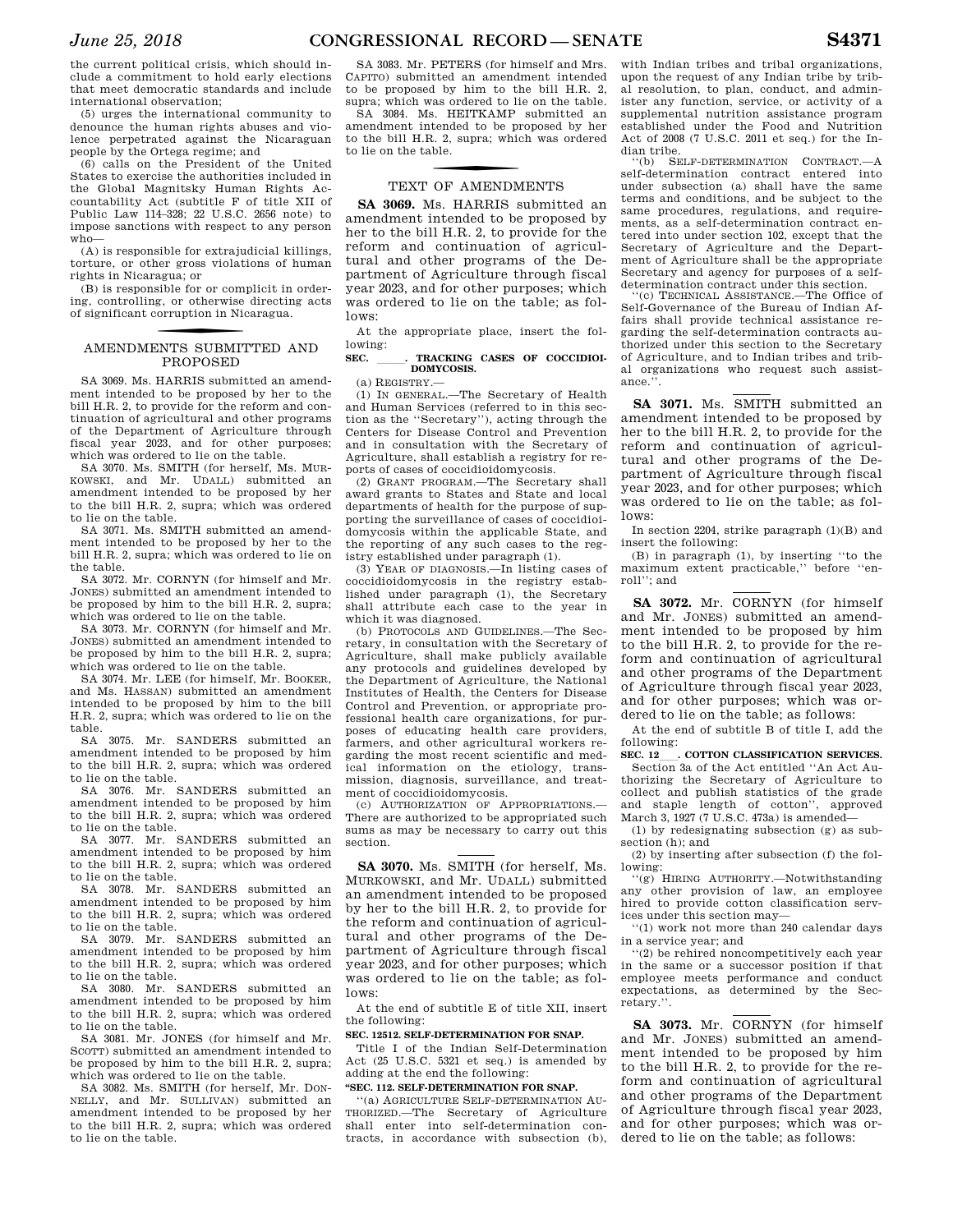the current political crisis, which should include a commitment to hold early elections that meet democratic standards and include international observation;

(5) urges the international community to denounce the human rights abuses and violence perpetrated against the Nicaraguan people by the Ortega regime; and

(6) calls on the President of the United States to exercise the authorities included in the Global Magnitsky Human Rights Accountability Act (subtitle F of title XII of Public Law 114–328; 22 U.S.C. 2656 note) to impose sanctions with respect to any person who—

(A) is responsible for extrajudicial killings, torture, or other gross violations of human rights in Nicaragua; or

(B) is responsible for or complicit in ordering, controlling, or otherwise directing acts of significant corruption in Nicaragua.

## AMENDMENTS SUBMITTED AND PROPOSED

SA 3069. Ms. HARRIS submitted an amendment intended to be proposed by her to the bill H.R. 2, to provide for the reform and continuation of agricultural and other programs of the Department of Agriculture through fiscal year 2023, and for other purposes; which was ordered to lie on the table.

SA 3070. Ms. SMITH (for herself, Ms. MURKOWSKI, and Mr. UDALL) submitted an amendment intended to be proposed by her to the bill H.R. 2, supra; which was ordered to lie on the table.

SA 3071. Ms. SMITH submitted an amendment intended to be proposed by her to the bill H.R. 2, supra; which was ordered to lie on the table.

SA 3072. Mr. CORNYN (for himself and Mr. JONES) submitted an amendment intended to be proposed by him to the bill H.R. 2, supra; which was ordered to lie on the table.

SA 3073. Mr. CORNYN (for himself and Mr. JONES) submitted an amendment intended to be proposed by him to the bill H.R. 2, supra; which was ordered to lie on the table.

SA 3074. Mr. LEE (for himself, Mr. BOOKER, and Ms. HASSAN) submitted an amendment intended to be proposed by him to the bill H.R. 2, supra; which was ordered to lie on the table.

SA 3075. Mr. SANDERS submitted an amendment intended to be proposed by him to the bill H.R. 2, supra; which was ordered to lie on the table.

SA 3076. Mr. SANDERS submitted an amendment intended to be proposed by him to the bill H.R. 2, supra; which was ordered to lie on the table.

SA 3077. Mr. SANDERS submitted an amendment intended to be proposed by him to the bill H.R. 2, supra; which was ordered to lie on the table.

SA 3078. Mr. SANDERS submitted an amendment intended to be proposed by him to the bill H.R. 2, supra; which was ordered to lie on the table.

SA 3079. Mr. SANDERS submitted an amendment intended to be proposed by him to the bill H.R. 2, supra; which was ordered to lie on the table.

SA 3080. Mr. SANDERS submitted an amendment intended to be proposed by him to the bill H.R. 2, supra; which was ordered to lie on the table.

SA 3081. Mr. JONES (for himself and Mr. SCOTT) submitted an amendment intended to be proposed by him to the bill H.R. 2, supra; which was ordered to lie on the table.

SA 3082. Ms. SMITH (for herself, Mr. DONNELLY, and Mr. SULLIVAN) submitted an amendment intended to be proposed by her to the bill H.R. 2, supra; which was ordered to lie on the table.

SA 3083. Mr. PETERS (for himself and Mrs. CAPITO) submitted an amendment intended to be proposed by him to the bill H.R. 2, supra; which was ordered to lie on the table.

SA 3084. Ms. HEITKAMP submitted an amendment intended to be proposed by her to the bill H.R. 2, supra; which was ordered to lie on the table.

## TEXT OF AMENDMENTS

**SA 3069.** Ms. HARRIS submitted an amendment intended to be proposed by her to the bill H.R. 2, to provide for the reform and continuation of agricultural and other programs of the Department of Agriculture through fiscal year 2023, and for other purposes; which was ordered to lie on the table; as follows:

At the appropriate place, insert the following:

**SEC. \_\_\_\_\_. TRACKING CASES OF COCCIDIOIDOMYCOSIS.**

(a) REGISTRY.—

(1) IN GENERAL.—The Secretary of Health and Human Services (referred to in this section as the ''Secretary''), acting through the Centers for Disease Control and Prevention and in consultation with the Secretary of Agriculture, shall establish a registry for reports of cases of coccidioidomycosis.

(2) GRANT PROGRAM.—The Secretary shall award grants to States and State and local departments of health for the purpose of supporting the surveillance of cases of coccidioidomycosis within the applicable State, and the reporting of any such cases to the registry established under paragraph (1).

(3) YEAR OF DIAGNOSIS.—In listing cases of coccidioidomycosis in the registry established under paragraph (1), the Secretary shall attribute each case to the year in which it was diagnosed.

(b) PROTOCOLS AND GUIDELINES.—The Secretary, in consultation with the Secretary of Agriculture, shall make publicly available any protocols and guidelines developed by the Department of Agriculture, the National Institutes of Health, the Centers for Disease Control and Prevention, or appropriate professional health care organizations, for purposes of educating health care providers, farmers, and other agricultural workers regarding the most recent scientific and medical information on the etiology, transmission, diagnosis, surveillance, and treatment of coccidioidomycosis.

(c) AUTHORIZATION OF APPROPRIATIONS.—There are authorized to be appropriated such sums as may be necessary to carry out this section.

**SA 3070.** Ms. SMITH (for herself, Ms. MURKOWSKI, and Mr. UDALL) submitted an amendment intended to be proposed by her to the bill H.R. 2, to provide for the reform and continuation of agricultural and other programs of the Department of Agriculture through fiscal year 2023, and for other purposes; which was ordered to lie on the table; as follows:

At the end of subtitle E of title XII, insert the following:

**SEC. 12512. SELF-DETERMINATION FOR SNAP.**

Title I of the Indian Self-Determination Act (25 U.S.C. 5321 et seq.) is amended by adding at the end the following:

**''SEC. 112. SELF-DETERMINATION FOR SNAP.**

''(a) AGRICULTURE SELF-DETERMINATION AUTHORIZED.—The Secretary of Agriculture shall enter into self-determination contracts, in accordance with subsection (b), with Indian tribes and tribal organizations, upon the request of any Indian tribe by tribal resolution, to plan, conduct, and administer any function, service, or activity of a supplemental nutrition assistance program established under the Food and Nutrition Act of 2008 (7 U.S.C. 2011 et seq.) for the Indian tribe.

''(b) SELF-DETERMINATION CONTRACT.—A self-determination contract entered into under subsection (a) shall have the same terms and conditions, and be subject to the same procedures, regulations, and requirements, as a self-determination contract entered into under section 102, except that the Secretary of Agriculture and the Department of Agriculture shall be the appropriate Secretary and agency for purposes of a self-determination contract under this section.

''(c) TECHNICAL ASSISTANCE.—The Office of Self-Governance of the Bureau of Indian Affairs shall provide technical assistance regarding the self-determination contracts authorized under this section to the Secretary of Agriculture, and to Indian tribes and tribal organizations who request such assistance.''.

**SA 3071.** Ms. SMITH submitted an amendment intended to be proposed by her to the bill H.R. 2, to provide for the reform and continuation of agricultural and other programs of the Department of Agriculture through fiscal year 2023, and for other purposes; which was ordered to lie on the table; as follows:

In section 2204, strike paragraph (1)(B) and insert the following:

(B) in paragraph (1), by inserting ''to the maximum extent practicable,'' before ''enroll''; and

**SA 3072.** Mr. CORNYN (for himself and Mr. JONES) submitted an amendment intended to be proposed by him to the bill H.R. 2, to provide for the reform and continuation of agricultural and other programs of the Department of Agriculture through fiscal year 2023, and for other purposes; which was ordered to lie on the table; as follows:

At the end of subtitle B of title I, add the following:

**SEC. 12\_\_\_. COTTON CLASSIFICATION SERVICES.**

Section 3a of the Act entitled ''An Act Authorizing the Secretary of Agriculture to collect and publish statistics of the grade and staple length of cotton'', approved March 3, 1927 (7 U.S.C. 473a) is amended—

(1) by redesignating subsection (g) as subsection (h); and

(2) by inserting after subsection (f) the following:

''(g) HIRING AUTHORITY.—Notwithstanding any other provision of law, an employee hired to provide cotton classification services under this section may—

''(1) work not more than 240 calendar days in a service year; and

''(2) be rehired noncompetitively each year in the same or a successor position if that employee meets performance and conduct expectations, as determined by the Secretary.''.

**SA 3073.** Mr. CORNYN (for himself and Mr. JONES) submitted an amendment intended to be proposed by him to the bill H.R. 2, to provide for the reform and continuation of agricultural and other programs of the Department of Agriculture through fiscal year 2023, and for other purposes; which was ordered to lie on the table; as follows: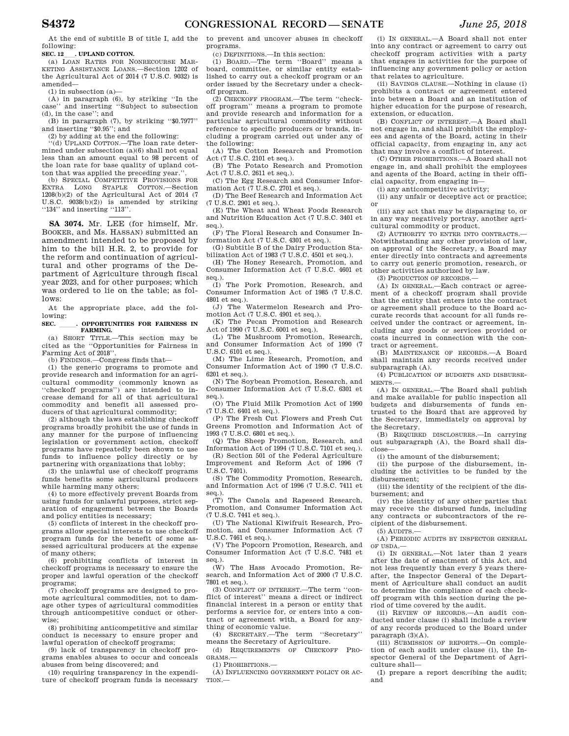At the end of subtitle B of title I, add the following:

**SEC. 12\_\_\_. UPLAND COTTON.**

(a) LOAN RATES FOR NONRECOURSE MARKETING ASSISTANCE LOANS.—Section 1202 of the Agricultural Act of 2014 (7 U.S.C. 9032) is amended—

(1) in subsection (a)—

(A) in paragraph (6), by striking ''In the case'' and inserting ''Subject to subsection (d), in the case''; and

(B) in paragraph (7), by striking ''$0.7977'' and inserting ''$0.95''; and

(2) by adding at the end the following:

''(d) UPLAND COTTON.—The loan rate determined under subsection (a)(6) shall not equal less than an amount equal to 98 percent of the loan rate for base quality of upland cotton that was applied the preceding year.''.

(b) SPECIAL COMPETITIVE PROVISIONS FOR EXTRA LONG STAPLE COTTON.—Section 1208(b)(2) of the Agricultural Act of 2014 (7 U.S.C. 9038(b)(2)) is amended by striking ''134'' and inserting ''113''.

---

**SA 3074.** Mr. LEE (for himself, Mr. BOOKER, and Ms. HASSAN) submitted an amendment intended to be proposed by him to the bill H.R. 2, to provide for the reform and continuation of agricultural and other programs of the Department of Agriculture through fiscal year 2023, and for other purposes; which was ordered to lie on the table; as follows:

At the appropriate place, add the following:

**SEC. \_\_\_\_\_. OPPORTUNITIES FOR FAIRNESS IN FARMING.**

(a) SHORT TITLE.—This section may be cited as the ''Opportunities for Fairness in Farming Act of 2018''.

(b) FINDINGS.—Congress finds that—

(1) the generic programs to promote and provide research and information for an agricultural commodity (commonly known as ''checkoff programs'') are intended to increase demand for all of that agricultural commodity and benefit all assessed producers of that agricultural commodity;

(2) although the laws establishing checkoff programs broadly prohibit the use of funds in any manner for the purpose of influencing legislation or government action, checkoff programs have repeatedly been shown to use funds to influence policy directly or by partnering with organizations that lobby;

(3) the unlawful use of checkoff programs funds benefits some agricultural producers while harming many others;

(4) to more effectively prevent Boards from using funds for unlawful purposes, strict separation of engagement between the Boards and policy entities is necessary;

(5) conflicts of interest in the checkoff programs allow special interests to use checkoff program funds for the benefit of some assessed agricultural producers at the expense of many others;

(6) prohibiting conflicts of interest in checkoff programs is necessary to ensure the proper and lawful operation of the checkoff programs;

(7) checkoff programs are designed to promote agricultural commodities, not to damage other types of agricultural commodities through anticompetitive conduct or otherwise;

(8) prohibiting anticompetitive and similar conduct is necessary to ensure proper and lawful operation of checkoff programs;

(9) lack of transparency in checkoff programs enables abuses to occur and conceals abuses from being discovered; and

(10) requiring transparency in the expenditure of checkoff program funds is necessary to prevent and uncover abuses in checkoff programs.

(c) DEFINITIONS.—In this section:

(1) BOARD.—The term ''Board'' means a board, committee, or similar entity established to carry out a checkoff program or an order issued by the Secretary under a checkoff program.

(2) CHECKOFF PROGRAM.—The term ''checkoff program'' means a program to promote and provide research and information for a particular agricultural commodity without reference to specific producers or brands, including a program carried out under any of the following:

(A) The Cotton Research and Promotion Act (7 U.S.C. 2101 et seq.).

(B) The Potato Research and Promotion Act (7 U.S.C. 2611 et seq.).

(C) The Egg Research and Consumer Information Act (7 U.S.C. 2701 et seq.).

(D) The Beef Research and Information Act (7 U.S.C. 2901 et seq.).

(E) The Wheat and Wheat Foods Research and Nutrition Education Act (7 U.S.C. 3401 et seq.).

(F) The Floral Research and Consumer Information Act (7 U.S.C. 4301 et seq.).

(G) Subtitle B of the Dairy Production Stabilization Act of 1983 (7 U.S.C. 4501 et seq.).

(H) The Honey Research, Promotion, and Consumer Information Act (7 U.S.C. 4601 et seq.).

(I) The Pork Promotion, Research, and Consumer Information Act of 1985 (7 U.S.C. 4801 et seq.).

(J) The Watermelon Research and Promotion Act (7 U.S.C. 4901 et seq.).

(K) The Pecan Promotion and Research Act of 1990 (7 U.S.C. 6001 et seq.).

(L) The Mushroom Promotion, Research, and Consumer Information Act of 1990 (7 U.S.C. 6101 et seq.).

(M) The Lime Research, Promotion, and Consumer Information Act of 1990 (7 U.S.C. 6201 et seq.).

(N) The Soybean Promotion, Research, and Consumer Information Act (7 U.S.C. 6301 et seq.).

(O) The Fluid Milk Promotion Act of 1990 (7 U.S.C. 6401 et seq.).

(P) The Fresh Cut Flowers and Fresh Cut Greens Promotion and Information Act of 1993 (7 U.S.C. 6801 et seq.).

(Q) The Sheep Promotion, Research, and Information Act of 1994 (7 U.S.C. 7101 et seq.).

(R) Section 501 of the Federal Agriculture Improvement and Reform Act of 1996 (7 U.S.C. 7401).

(S) The Commodity Promotion, Research, and Information Act of 1996 (7 U.S.C. 7411 et seq.).

(T) The Canola and Rapeseed Research, Promotion, and Consumer Information Act (7 U.S.C. 7441 et seq.).

(U) The National Kiwifruit Research, Promotion, and Consumer Information Act (7 U.S.C. 7461 et seq.).

(V) The Popcorn Promotion, Research, and Consumer Information Act (7 U.S.C. 7481 et seq.).

(W) The Hass Avocado Promotion, Research, and Information Act of 2000 (7 U.S.C. 7801 et seq.).

(3) CONFLICT OF INTEREST.—The term ''conflict of interest'' means a direct or indirect financial interest in a person or entity that performs a service for, or enters into a contract or agreement with, a Board for anything of economic value.

(4) SECRETARY.—The term ''Secretary'' means the Secretary of Agriculture.

(d) REQUIREMENTS OF CHECKOFF PROGRAMS.—

(1) PROHIBITIONS.—

(A) INFLUENCING GOVERNMENT POLICY OR ACTION.—

(i) IN GENERAL.—A Board shall not enter into any contract or agreement to carry out checkoff program activities with a party that engages in activities for the purpose of influencing any government policy or action that relates to agriculture.

(ii) SAVINGS CLAUSE.—Nothing in clause (i) prohibits a contract or agreement entered into between a Board and an institution of higher education for the purpose of research, extension, or education.

(B) CONFLICT OF INTEREST.—A Board shall not engage in, and shall prohibit the employees and agents of the Board, acting in their official capacity, from engaging in, any act that may involve a conflict of interest.

(C) OTHER PROHIBITIONS.—A Board shall not engage in, and shall prohibit the employees and agents of the Board, acting in their official capacity, from engaging in—

(i) any anticompetitive activity;

(ii) any unfair or deceptive act or practice; or

(iii) any act that may be disparaging to, or in any way negatively portray, another agricultural commodity or product.

(2) AUTHORITY TO ENTER INTO CONTRACTS.—Notwithstanding any other provision of law, on approval of the Secretary, a Board may enter directly into contracts and agreements to carry out generic promotion, research, or other activities authorized by law.

(3) PRODUCTION OF RECORDS.—

(A) IN GENERAL.—Each contract or agreement of a checkoff program shall provide that the entity that enters into the contract or agreement shall produce to the Board accurate records that account for all funds received under the contract or agreement, including any goods or services provided or costs incurred in connection with the contract or agreement.

(B) MAINTENANCE OF RECORDS.—A Board shall maintain any records received under subparagraph (A).

(4) PUBLICATION OF BUDGETS AND DISBURSEMENTS.—

(A) IN GENERAL.—The Board shall publish and make available for public inspection all budgets and disbursements of funds entrusted to the Board that are approved by the Secretary, immediately on approval by the Secretary.

(B) REQUIRED DISCLOSURES.—In carrying out subparagraph (A), the Board shall disclose—

(i) the amount of the disbursement;

(ii) the purpose of the disbursement, including the activities to be funded by the disbursement;

(iii) the identity of the recipient of the disbursement; and

(iv) the identity of any other parties that may receive the disbursed funds, including any contracts or subcontractors of the recipient of the disbursement.

(5) AUDITS.—

(A) PERIODIC AUDITS BY INSPECTOR GENERAL OF USDA.—

(i) IN GENERAL.—Not later than 2 years after the date of enactment of this Act, and not less frequently than every 5 years thereafter, the Inspector General of the Department of Agriculture shall conduct an audit to determine the compliance of each checkoff program with this section during the period of time covered by the audit.

(ii) REVIEW OF RECORDS.—An audit conducted under clause (i) shall include a review of any records produced to the Board under paragraph (3)(A).

(iii) SUBMISSION OF REPORTS.—On completion of each audit under clause (i), the Inspector General of the Department of Agriculture shall—

(I) prepare a report describing the audit; and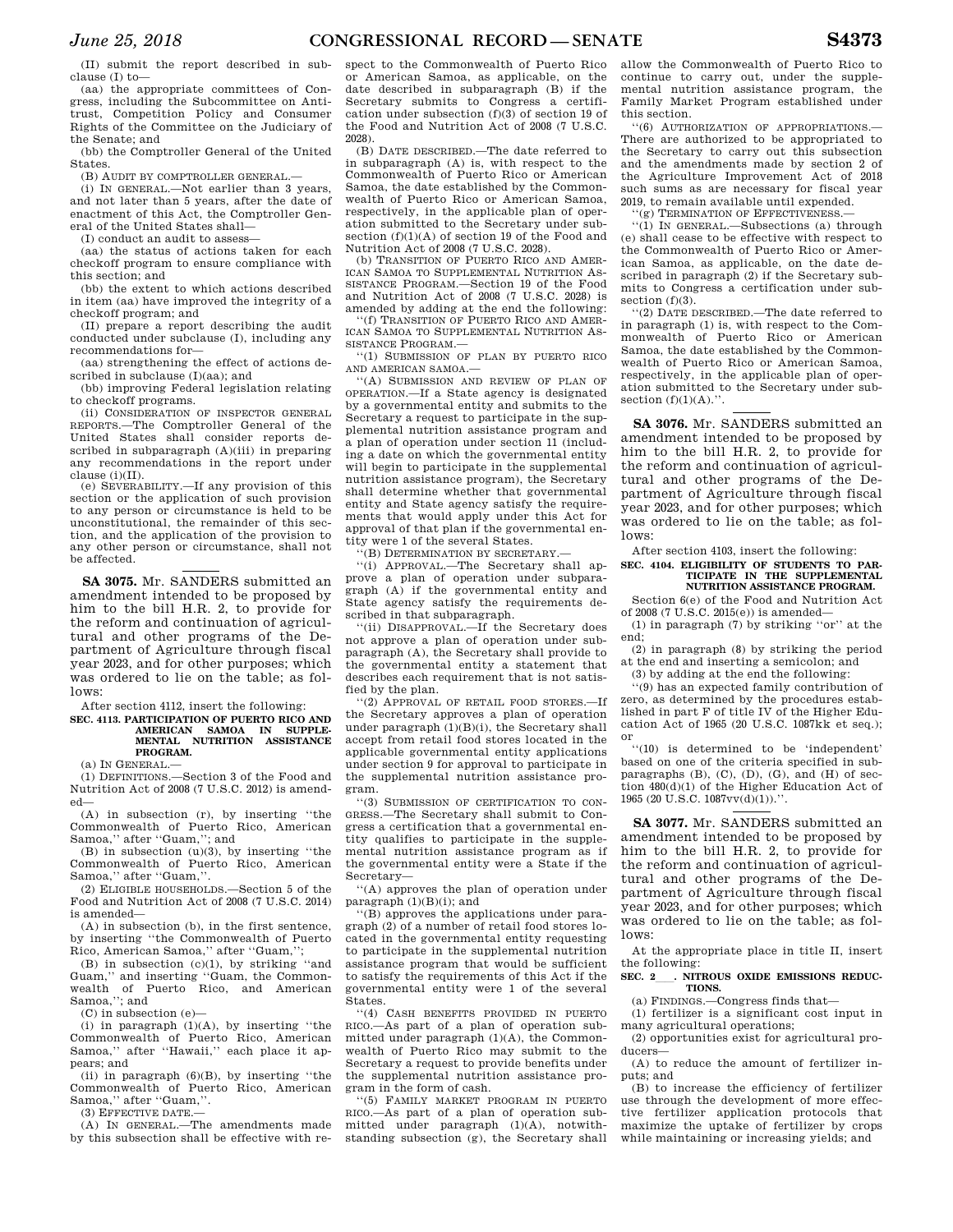(II) submit the report described in subclause (I) to—

(aa) the appropriate committees of Congress, including the Subcommittee on Antitrust, Competition Policy and Consumer Rights of the Committee on the Judiciary of the Senate; and

(bb) the Comptroller General of the United States.

(B) AUDIT BY COMPTROLLER GENERAL.—

(i) IN GENERAL.—Not earlier than 3 years, and not later than 5 years, after the date of enactment of this Act, the Comptroller General of the United States shall—

(I) conduct an audit to assess—

(aa) the status of actions taken for each checkoff program to ensure compliance with this section; and

(bb) the extent to which actions described in item (aa) have improved the integrity of a checkoff program; and

(II) prepare a report describing the audit conducted under subclause (I), including any recommendations for—

(aa) strengthening the effect of actions described in subclause (I)(aa); and

(bb) improving Federal legislation relating to checkoff programs.

(ii) CONSIDERATION OF INSPECTOR GENERAL REPORTS.—The Comptroller General of the United States shall consider reports described in subparagraph (A)(iii) in preparing any recommendations in the report under clause (i)(II).

(e) SEVERABILITY.—If any provision of this section or the application of such provision to any person or circumstance is held to be unconstitutional, the remainder of this section, and the application of the provision to any other person or circumstance, shall not be affected.

**SA 3075.** Mr. SANDERS submitted an amendment intended to be proposed by him to the bill H.R. 2, to provide for the reform and continuation of agricultural and other programs of the Department of Agriculture through fiscal year 2023, and for other purposes; which was ordered to lie on the table; as follows:

After section 4112, insert the following:

**SEC. 4113. PARTICIPATION OF PUERTO RICO AND AMERICAN SAMOA IN SUPPLEMENTAL NUTRITION ASSISTANCE PROGRAM.**

(a) IN GENERAL.—

(1) DEFINITIONS.—Section 3 of the Food and Nutrition Act of 2008 (7 U.S.C. 2012) is amended—

(A) in subsection (r), by inserting ''the Commonwealth of Puerto Rico, American Samoa,'' after ''Guam,''; and

(B) in subsection (u)(3), by inserting ''the Commonwealth of Puerto Rico, American Samoa,'' after ''Guam,''.

(2) ELIGIBLE HOUSEHOLDS.—Section 5 of the Food and Nutrition Act of 2008 (7 U.S.C. 2014) is amended—

(A) in subsection (b), in the first sentence, by inserting ''the Commonwealth of Puerto Rico, American Samoa,'' after ''Guam,'';

(B) in subsection (c)(1), by striking ''and Guam,'' and inserting ''Guam, the Commonwealth of Puerto Rico, and American Samoa,''; and

(C) in subsection (e)—

(i) in paragraph (1)(A), by inserting ''the Commonwealth of Puerto Rico, American Samoa,'' after ''Hawaii,'' each place it appears; and

(ii) in paragraph (6)(B), by inserting ''the Commonwealth of Puerto Rico, American Samoa,'' after ''Guam,''.

(3) EFFECTIVE DATE.—

(A) IN GENERAL.—The amendments made by this subsection shall be effective with respect to the Commonwealth of Puerto Rico or American Samoa, as applicable, on the date described in subparagraph (B) if the Secretary submits to Congress a certification under subsection (f)(3) of section 19 of the Food and Nutrition Act of 2008 (7 U.S.C. 2028).

(B) DATE DESCRIBED.—The date referred to in subparagraph (A) is, with respect to the Commonwealth of Puerto Rico or American Samoa, the date established by the Commonwealth of Puerto Rico or American Samoa, respectively, in the applicable plan of operation submitted to the Secretary under subsection (f)(1)(A) of section 19 of the Food and Nutrition Act of 2008 (7 U.S.C. 2028).

(b) TRANSITION OF PUERTO RICO AND AMERICAN SAMOA TO SUPPLEMENTAL NUTRITION ASSISTANCE PROGRAM.—Section 19 of the Food and Nutrition Act of 2008 (7 U.S.C. 2028) is amended by adding at the end the following:

''(f) TRANSITION OF PUERTO RICO AND AMERICAN SAMOA TO SUPPLEMENTAL NUTRITION ASSISTANCE PROGRAM.—

''(1) SUBMISSION OF PLAN BY PUERTO RICO AND AMERICAN SAMOA.—

''(A) SUBMISSION AND REVIEW OF PLAN OF OPERATION.—If a State agency is designated by a governmental entity and submits to the Secretary a request to participate in the supplemental nutrition assistance program and a plan of operation under section 11 (including a date on which the governmental entity will begin to participate in the supplemental nutrition assistance program), the Secretary shall determine whether that governmental entity and State agency satisfy the requirements that would apply under this Act for approval of that plan if the governmental entity were 1 of the several States.

''(B) DETERMINATION BY SECRETARY.—

''(i) APPROVAL.—The Secretary shall approve a plan of operation under subparagraph (A) if the governmental entity and State agency satisfy the requirements described in that subparagraph.

''(ii) DISAPPROVAL.—If the Secretary does not approve a plan of operation under subparagraph (A), the Secretary shall provide to the governmental entity a statement that describes each requirement that is not satisfied by the plan.

''(2) APPROVAL OF RETAIL FOOD STORES.—If the Secretary approves a plan of operation under paragraph (1)(B)(i), the Secretary shall accept from retail food stores located in the applicable governmental entity applications under section 9 for approval to participate in the supplemental nutrition assistance program.

''(3) SUBMISSION OF CERTIFICATION TO CONGRESS.—The Secretary shall submit to Congress a certification that a governmental entity qualifies to participate in the supplemental nutrition assistance program as if the governmental entity were a State if the Secretary—

''(A) approves the plan of operation under paragraph (1)(B)(i); and

''(B) approves the applications under paragraph (2) of a number of retail food stores located in the governmental entity requesting to participate in the supplemental nutrition assistance program that would be sufficient to satisfy the requirements of this Act if the governmental entity were 1 of the several States.

''(4) CASH BENEFITS PROVIDED IN PUERTO RICO.—As part of a plan of operation submitted under paragraph (1)(A), the Commonwealth of Puerto Rico may submit to the Secretary a request to provide benefits under the supplemental nutrition assistance program in the form of cash.

''(5) FAMILY MARKET PROGRAM IN PUERTO RICO.—As part of a plan of operation submitted under paragraph (1)(A), notwithstanding subsection (g), the Secretary shall allow the Commonwealth of Puerto Rico to continue to carry out, under the supplemental nutrition assistance program, the Family Market Program established under this section.

''(6) AUTHORIZATION OF APPROPRIATIONS.—There are authorized to be appropriated to the Secretary to carry out this subsection and the amendments made by section 2 of the Agriculture Improvement Act of 2018 such sums as are necessary for fiscal year 2019, to remain available until expended.

''(g) TERMINATION OF EFFECTIVENESS.—

''(1) IN GENERAL.—Subsections (a) through (e) shall cease to be effective with respect to the Commonwealth of Puerto Rico or American Samoa, as applicable, on the date described in paragraph (2) if the Secretary submits to Congress a certification under subsection (f)(3).

''(2) DATE DESCRIBED.—The date referred to in paragraph (1) is, with respect to the Commonwealth of Puerto Rico or American Samoa, the date established by the Commonwealth of Puerto Rico or American Samoa, respectively, in the applicable plan of operation submitted to the Secretary under subsection (f)(1)(A).''.

**SA 3076.** Mr. SANDERS submitted an amendment intended to be proposed by him to the bill H.R. 2, to provide for the reform and continuation of agricultural and other programs of the Department of Agriculture through fiscal year 2023, and for other purposes; which was ordered to lie on the table; as follows:

After section 4103, insert the following:

**SEC. 4104. ELIGIBILITY OF STUDENTS TO PARTICIPATE IN THE SUPPLEMENTAL NUTRITION ASSISTANCE PROGRAM.**

Section 6(e) of the Food and Nutrition Act of 2008 (7 U.S.C. 2015(e)) is amended—

(1) in paragraph (7) by striking ''or'' at the end;

(2) in paragraph (8) by striking the period at the end and inserting a semicolon; and

(3) by adding at the end the following:

''(9) has an expected family contribution of zero, as determined by the procedures established in part F of title IV of the Higher Education Act of 1965 (20 U.S.C. 1087kk et seq.); or

''(10) is determined to be 'independent' based on one of the criteria specified in subparagraphs (B), (C), (D), (G), and (H) of section 480(d)(1) of the Higher Education Act of 1965 (20 U.S.C. 1087vv(d)(1)).''.

**SA 3077.** Mr. SANDERS submitted an amendment intended to be proposed by him to the bill H.R. 2, to provide for the reform and continuation of agricultural and other programs of the Department of Agriculture through fiscal year 2023, and for other purposes; which was ordered to lie on the table; as follows:

At the appropriate place in title II, insert the following:

**SEC. 2\_\_\_. NITROUS OXIDE EMISSIONS REDUCTIONS.**

(a) FINDINGS.—Congress finds that—

(1) fertilizer is a significant cost input in many agricultural operations;

(2) opportunities exist for agricultural producers—

(A) to reduce the amount of fertilizer inputs; and

(B) to increase the efficiency of fertilizer use through the development of more effective fertilizer application protocols that maximize the uptake of fertilizer by crops while maintaining or increasing yields; and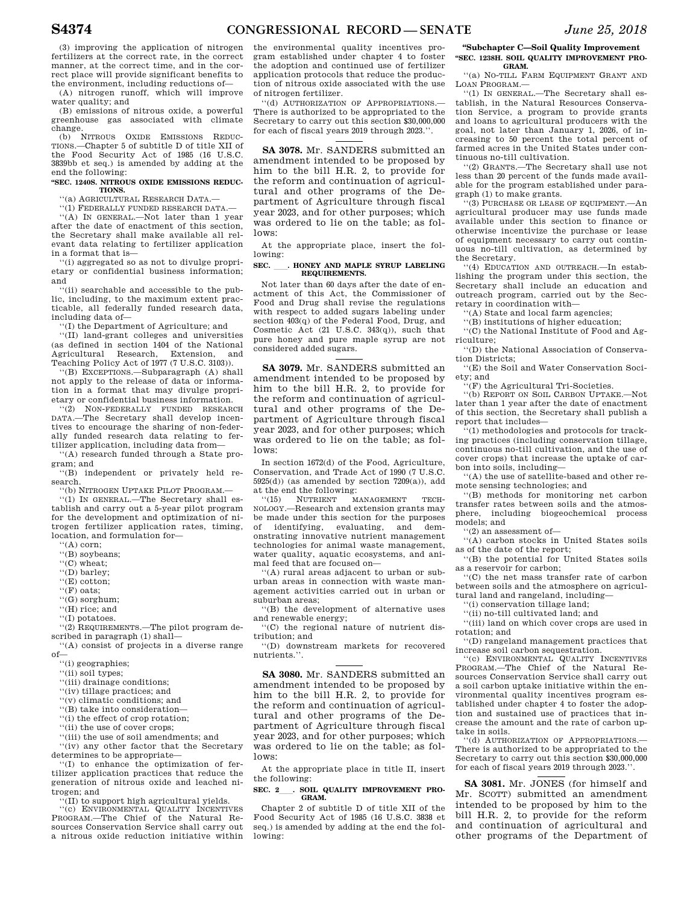(3) improving the application of nitrogen fertilizers at the correct rate, in the correct manner, at the correct time, and in the correct place will provide significant benefits to the environment, including reductions of—

(A) nitrogen runoff, which will improve water quality; and

(B) emissions of nitrous oxide, a powerful greenhouse gas associated with climate change.

(b) NITROUS OXIDE EMISSIONS REDUCTIONS.—Chapter 5 of subtitle D of title XII of the Food Security Act of 1985 (16 U.S.C. 3839bb et seq.) is amended by adding at the end the following:

**"SEC. 1240S. NITROUS OXIDE EMISSIONS REDUCTIONS.**

''(a) AGRICULTURAL RESEARCH DATA.—

''(1) FEDERALLY FUNDED RESEARCH DATA.—

''(A) IN GENERAL.—Not later than 1 year after the date of enactment of this section, the Secretary shall make available all relevant data relating to fertilizer application in a format that is—

''(i) aggregated so as not to divulge proprietary or confidential business information; and

''(ii) searchable and accessible to the public, including, to the maximum extent practicable, all federally funded research data, including data of—

''(I) the Department of Agriculture; and

''(II) land-grant colleges and universities (as defined in section 1404 of the National Agricultural Research, Extension, and Teaching Policy Act of 1977 (7 U.S.C. 3103)).

''(B) EXCEPTIONS.—Subparagraph (A) shall not apply to the release of data or information in a format that may divulge proprietary or confidential business information.

''(2) NON-FEDERALLY FUNDED RESEARCH DATA.—The Secretary shall develop incentives to encourage the sharing of non-federally funded research data relating to fertilizer application, including data from—

''(A) research funded through a State program; and

''(B) independent or privately held research.

''(b) NITROGEN UPTAKE PILOT PROGRAM.—

''(1) IN GENERAL.—The Secretary shall establish and carry out a 5-year pilot program for the development and optimization of nitrogen fertilizer application rates, timing, location, and formulation for—

''(A) corn;

''(B) soybeans;

''(C) wheat;

''(D) barley;

''(E) cotton;

''(F) oats;

''(G) sorghum;

''(H) rice; and

''(I) potatoes.

''(2) REQUIREMENTS.—The pilot program described in paragraph (1) shall—

''(A) consist of projects in a diverse range of—

''(i) geographies;

''(ii) soil types;

''(iii) drainage conditions;

''(iv) tillage practices; and

''(v) climatic conditions; and

''(B) take into consideration—

''(i) the effect of crop rotation;

''(ii) the use of cover crops;

''(iii) the use of soil amendments; and

''(iv) any other factor that the Secretary determines to be appropriate—

''(I) to enhance the optimization of fertilizer application practices that reduce the generation of nitrous oxide and leached nitrogen; and

''(II) to support high agricultural yields.

''(c) ENVIRONMENTAL QUALITY INCENTIVES PROGRAM.—The Chief of the Natural Resources Conservation Service shall carry out a nitrous oxide reduction initiative within the environmental quality incentives program established under chapter 4 to foster the adoption and continued use of fertilizer application protocols that reduce the production of nitrous oxide associated with the use of nitrogen fertilizer.

''(d) AUTHORIZATION OF APPROPRIATIONS.—There is authorized to be appropriated to the Secretary to carry out this section $30,000,000 for each of fiscal years 2019 through 2023.''.

---

**SA 3078.** Mr. SANDERS submitted an amendment intended to be proposed by him to the bill H.R. 2, to provide for the reform and continuation of agricultural and other programs of the Department of Agriculture through fiscal year 2023, and for other purposes; which was ordered to lie on the table; as follows:

At the appropriate place, insert the following:

**SEC. \_\_\_. HONEY AND MAPLE SYRUP LABELING REQUIREMENTS.**

Not later than 60 days after the date of enactment of this Act, the Commissioner of Food and Drug shall revise the regulations with respect to added sugars labeling under section 403(q) of the Federal Food, Drug, and Cosmetic Act (21 U.S.C. 343(q)), such that pure honey and pure maple syrup are not considered added sugars.

---

**SA 3079.** Mr. SANDERS submitted an amendment intended to be proposed by him to the bill H.R. 2, to provide for the reform and continuation of agricultural and other programs of the Department of Agriculture through fiscal year 2023, and for other purposes; which was ordered to lie on the table; as follows:

In section 1672(d) of the Food, Agriculture, Conservation, and Trade Act of 1990 (7 U.S.C. 5925(d)) (as amended by section 7209(a)), add at the end the following:

''(15) NUTRIENT MANAGEMENT TECHNOLOGY.—Research and extension grants may be made under this section for the purposes of identifying, evaluating, and demonstrating innovative nutrient management technologies for animal waste management, water quality, aquatic ecosystems, and animal feed that are focused on—

''(A) rural areas adjacent to urban or suburban areas in connection with waste management activities carried out in urban or suburban areas;

''(B) the development of alternative uses and renewable energy;

''(C) the regional nature of nutrient distribution; and

''(D) downstream markets for recovered nutrients.''.

---

**SA 3080.** Mr. SANDERS submitted an amendment intended to be proposed by him to the bill H.R. 2, to provide for the reform and continuation of agricultural and other programs of the Department of Agriculture through fiscal year 2023, and for other purposes; which was ordered to lie on the table; as follows:

At the appropriate place in title II, insert the following:

**SEC. 2\_\_\_. SOIL QUALITY IMPROVEMENT PROGRAM.**

Chapter 2 of subtitle D of title XII of the Food Security Act of 1985 (16 U.S.C. 3838 et seq.) is amended by adding at the end the following:

**"Subchapter C—Soil Quality Improvement**

**"SEC. 1238H. SOIL QUALITY IMPROVEMENT PROGRAM.**

''(a) NO-TILL FARM EQUIPMENT GRANT AND LOAN PROGRAM.—

''(1) IN GENERAL.—The Secretary shall establish, in the Natural Resources Conservation Service, a program to provide grants and loans to agricultural producers with the goal, not later than January 1, 2026, of increasing to 50 percent the total percent of farmed acres in the United States under continuous no-till cultivation.

''(2) GRANTS.—The Secretary shall use not less than 20 percent of the funds made available for the program established under paragraph (1) to make grants.

''(3) PURCHASE OR LEASE OF EQUIPMENT.—An agricultural producer may use funds made available under this section to finance or otherwise incentivize the purchase or lease of equipment necessary to carry out continuous no-till cultivation, as determined by the Secretary.

''(4) EDUCATION AND OUTREACH.—In establishing the program under this section, the Secretary shall include an education and outreach program, carried out by the Secretary in coordination with—

''(A) State and local farm agencies;

''(B) institutions of higher education;

''(C) the National Institute of Food and Agriculture;

''(D) the National Association of Conservation Districts;

''(E) the Soil and Water Conservation Society; and

''(F) the Agricultural Tri-Societies.

''(b) REPORT ON SOIL CARBON UPTAKE.—Not later than 1 year after the date of enactment of this section, the Secretary shall publish a report that includes—

''(1) methodologies and protocols for tracking practices (including conservation tillage, continuous no-till cultivation, and the use of cover crops) that increase the uptake of carbon into soils, including—

''(A) the use of satellite-based and other remote sensing technologies; and

''(B) methods for monitoring net carbon transfer rates between soils and the atmosphere, including biogeochemical process models; and

''(2) an assessment of—

''(A) carbon stocks in United States soils as of the date of the report;

''(B) the potential for United States soils as a reservoir for carbon;

''(C) the net mass transfer rate of carbon between soils and the atmosphere on agricultural land and rangeland, including—

''(i) conservation tillage land;

''(ii) no-till cultivated land; and

''(iii) land on which cover crops are used in rotation; and

''(D) rangeland management practices that increase soil carbon sequestration.

''(c) ENVIRONMENTAL QUALITY INCENTIVES PROGRAM.—The Chief of the Natural Resources Conservation Service shall carry out a soil carbon uptake initiative within the environmental quality incentives program established under chapter 4 to foster the adoption and sustained use of practices that increase the amount and the rate of carbon uptake in soils.

''(d) AUTHORIZATION OF APPROPRIATIONS.—There is authorized to be appropriated to the Secretary to carry out this section $30,000,000 for each of fiscal years 2019 through 2023.''.

---

**SA 3081.** Mr. JONES (for himself and Mr. SCOTT) submitted an amendment intended to be proposed by him to the bill H.R. 2, to provide for the reform and continuation of agricultural and other programs of the Department of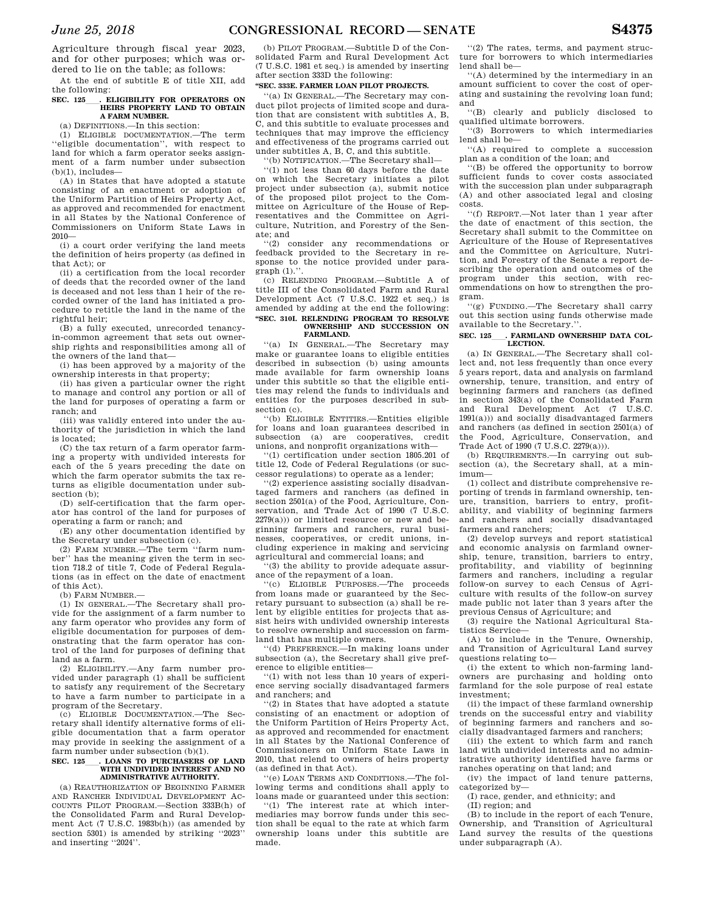Agriculture through fiscal year 2023, and for other purposes; which was ordered to lie on the table; as follows:

At the end of subtitle E of title XII, add the following:

**SEC. 125___. ELIGIBILITY FOR OPERATORS ON HEIRS PROPERTY LAND TO OBTAIN A FARM NUMBER.**

(a) DEFINITIONS.—In this section:

(1) ELIGIBLE DOCUMENTATION.—The term ''eligible documentation'', with respect to land for which a farm operator seeks assignment of a farm number under subsection (b)(1), includes—

(A) in States that have adopted a statute consisting of an enactment or adoption of the Uniform Partition of Heirs Property Act, as approved and recommended for enactment in all States by the National Conference of Commissioners on Uniform State Laws in 2010—

(i) a court order verifying the land meets the definition of heirs property (as defined in that Act); or

(ii) a certification from the local recorder of deeds that the recorded owner of the land is deceased and not less than 1 heir of the recorded owner of the land has initiated a procedure to retitle the land in the name of the rightful heir;

(B) a fully executed, unrecorded tenancy-in-common agreement that sets out ownership rights and responsibilities among all of the owners of the land that—

(i) has been approved by a majority of the ownership interests in that property;

(ii) has given a particular owner the right to manage and control any portion or all of the land for purposes of operating a farm or ranch; and

(iii) was validly entered into under the authority of the jurisdiction in which the land is located;

(C) the tax return of a farm operator farming a property with undivided interests for each of the 5 years preceding the date on which the farm operator submits the tax returns as eligible documentation under subsection (b);

(D) self-certification that the farm operator has control of the land for purposes of operating a farm or ranch; and

(E) any other documentation identified by the Secretary under subsection (c).

(2) FARM NUMBER.—The term ''farm number'' has the meaning given the term in section 718.2 of title 7, Code of Federal Regulations (as in effect on the date of enactment of this Act).

(b) FARM NUMBER.—

(1) IN GENERAL.—The Secretary shall provide for the assignment of a farm number to any farm operator who provides any form of eligible documentation for purposes of demonstrating that the farm operator has control of the land for purposes of defining that land as a farm.

(2) ELIGIBILITY.—Any farm number provided under paragraph (1) shall be sufficient to satisfy any requirement of the Secretary to have a farm number to participate in a program of the Secretary.

(c) ELIGIBLE DOCUMENTATION.—The Secretary shall identify alternative forms of eligible documentation that a farm operator may provide in seeking the assignment of a farm number under subsection (b)(1).

**SEC. 125___. LOANS TO PURCHASERS OF LAND WITH UNDIVIDED INTEREST AND NO ADMINISTRATIVE AUTHORITY.**

(a) REAUTHORIZATION OF BEGINNING FARMER AND RANCHER INDIVIDUAL DEVELOPMENT ACCOUNTS PILOT PROGRAM.—Section 333B(h) of the Consolidated Farm and Rural Development Act (7 U.S.C. 1983b(h)) (as amended by section 5301) is amended by striking ''2023'' and inserting ''2024''.

(b) PILOT PROGRAM.—Subtitle D of the Consolidated Farm and Rural Development Act (7 U.S.C. 1981 et seq.) is amended by inserting after section 333D the following:

**''SEC. 333E. FARMER LOAN PILOT PROJECTS.**

''(a) IN GENERAL.—The Secretary may conduct pilot projects of limited scope and duration that are consistent with subtitles A, B, C, and this subtitle to evaluate processes and techniques that may improve the efficiency and effectiveness of the programs carried out under subtitles A, B, C, and this subtitle.

''(b) NOTIFICATION.—The Secretary shall—

''(1) not less than 60 days before the date on which the Secretary initiates a pilot project under subsection (a), submit notice of the proposed pilot project to the Committee on Agriculture of the House of Representatives and the Committee on Agriculture, Nutrition, and Forestry of the Senate; and

''(2) consider any recommendations or feedback provided to the Secretary in response to the notice provided under paragraph (1).''.

(c) RELENDING PROGRAM.—Subtitle A of title III of the Consolidated Farm and Rural Development Act (7 U.S.C. 1922 et seq.) is amended by adding at the end the following:

**''SEC. 310I. RELENDING PROGRAM TO RESOLVE OWNERSHIP AND SUCCESSION ON FARMLAND.**

''(a) IN GENERAL.—The Secretary may make or guarantee loans to eligible entities described in subsection (b) using amounts made available for farm ownership loans under this subtitle so that the eligible entities may relend the funds to individuals and entities for the purposes described in subsection (c).

''(b) ELIGIBLE ENTITIES.—Entities eligible for loans and loan guarantees described in subsection (a) are cooperatives, credit unions, and nonprofit organizations with—

''(1) certification under section 1805.201 of title 12, Code of Federal Regulations (or successor regulations) to operate as a lender;

''(2) experience assisting socially disadvantaged farmers and ranchers (as defined in section 2501(a) of the Food, Agriculture, Conservation, and Trade Act of 1990 (7 U.S.C. 2279(a))) or limited resource or new and beginning farmers and ranchers, rural businesses, cooperatives, or credit unions, including experience in making and servicing agricultural and commercial loans; and

''(3) the ability to provide adequate assurance of the repayment of a loan.

''(c) ELIGIBLE PURPOSES.—The proceeds from loans made or guaranteed by the Secretary pursuant to subsection (a) shall be relent by eligible entities for projects that assist heirs with undivided ownership interests to resolve ownership and succession on farmland that has multiple owners.

''(d) PREFERENCE.—In making loans under subsection (a), the Secretary shall give preference to eligible entities—

''(1) with not less than 10 years of experience serving socially disadvantaged farmers and ranchers; and

''(2) in States that have adopted a statute consisting of an enactment or adoption of the Uniform Partition of Heirs Property Act, as approved and recommended for enactment in all States by the National Conference of Commissioners on Uniform State Laws in 2010, that relend to owners of heirs property (as defined in that Act).

''(e) LOAN TERMS AND CONDITIONS.—The following terms and conditions shall apply to loans made or guaranteed under this section:

''(1) The interest rate at which intermediaries may borrow funds under this section shall be equal to the rate at which farm ownership loans under this subtitle are made.

''(2) The rates, terms, and payment structure for borrowers to which intermediaries lend shall be—

''(A) determined by the intermediary in an amount sufficient to cover the cost of operating and sustaining the revolving loan fund; and

''(B) clearly and publicly disclosed to qualified ultimate borrowers.

''(3) Borrowers to which intermediaries lend shall be—

''(A) required to complete a succession plan as a condition of the loan; and

''(B) be offered the opportunity to borrow sufficient funds to cover costs associated with the succession plan under subparagraph (A) and other associated legal and closing costs.

''(f) REPORT.—Not later than 1 year after the date of enactment of this section, the Secretary shall submit to the Committee on Agriculture of the House of Representatives and the Committee on Agriculture, Nutrition, and Forestry of the Senate a report describing the operation and outcomes of the program under this section, with recommendations on how to strengthen the program.

''(g) FUNDING.—The Secretary shall carry out this section using funds otherwise made available to the Secretary.''.

**SEC. 125___. FARMLAND OWNERSHIP DATA COLLECTION.**

(a) IN GENERAL.—The Secretary shall collect and, not less frequently than once every 5 years report, data and analysis on farmland ownership, tenure, transition, and entry of beginning farmers and ranchers (as defined in section 343(a) of the Consolidated Farm and Rural Development Act (7 U.S.C. 1991(a))) and socially disadvantaged farmers and ranchers (as defined in section 2501(a) of the Food, Agriculture, Conservation, and Trade Act of 1990 (7 U.S.C. 2279(a))).

(b) REQUIREMENTS.—In carrying out subsection (a), the Secretary shall, at a minimum—

(1) collect and distribute comprehensive reporting of trends in farmland ownership, tenure, transition, barriers to entry, profitability, and viability of beginning farmers and ranchers and socially disadvantaged farmers and ranchers;

(2) develop surveys and report statistical and economic analysis on farmland ownership, tenure, transition, barriers to entry, profitability, and viability of beginning farmers and ranchers, including a regular follow-on survey to each Census of Agriculture with results of the follow-on survey made public not later than 3 years after the previous Census of Agriculture; and

(3) require the National Agricultural Statistics Service—

(A) to include in the Tenure, Ownership, and Transition of Agricultural Land survey questions relating to—

(i) the extent to which non-farming landowners are purchasing and holding onto farmland for the sole purpose of real estate investment;

(ii) the impact of these farmland ownership trends on the successful entry and viability of beginning farmers and ranchers and socially disadvantaged farmers and ranchers;

(iii) the extent to which farm and ranch land with undivided interests and no administrative authority identified have farms or ranches operating on that land; and

(iv) the impact of land tenure patterns, categorized by—

(I) race, gender, and ethnicity; and

(II) region; and

(B) to include in the report of each Tenure, Ownership, and Transition of Agricultural Land survey the results of the questions under subparagraph (A).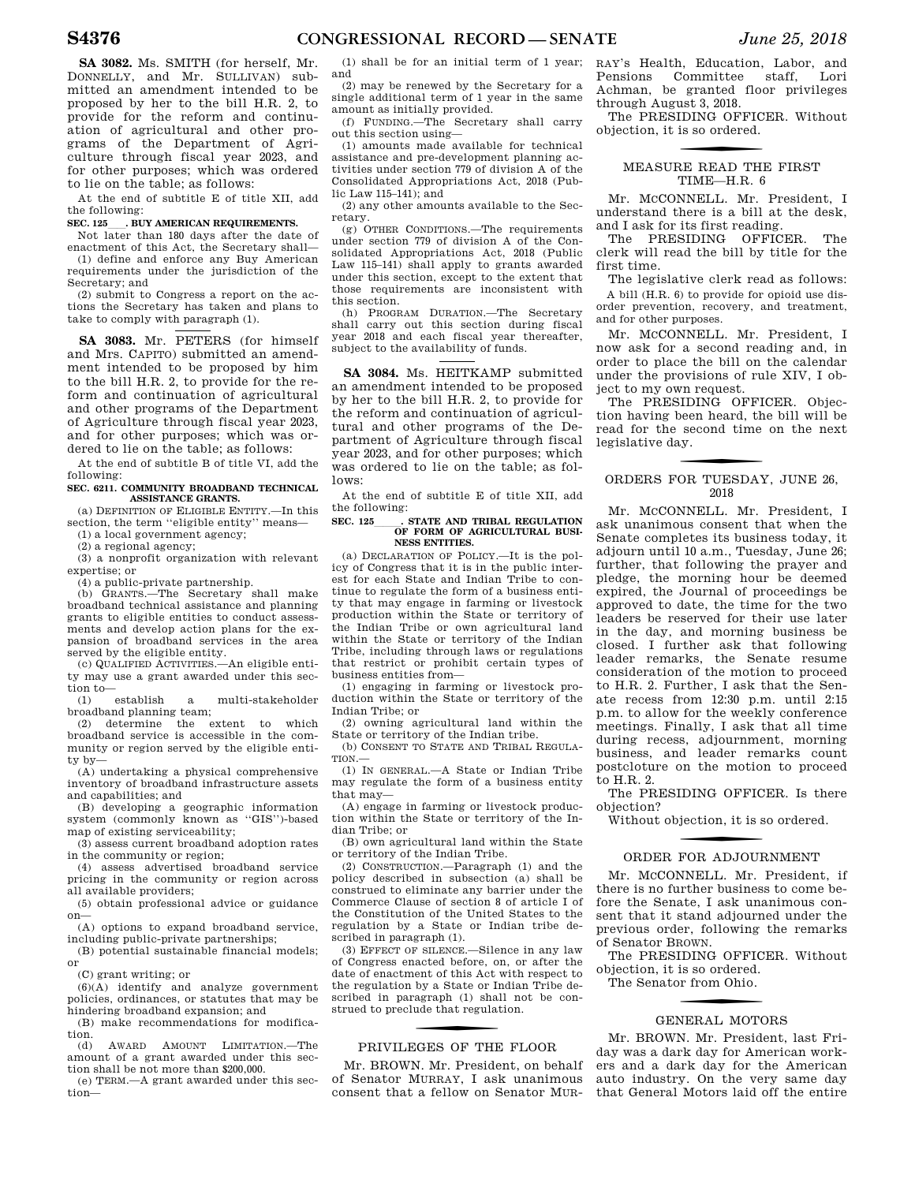**SA 3082.** Ms. SMITH (for herself, Mr. DONNELLY, and Mr. SULLIVAN) submitted an amendment intended to be proposed by her to the bill H.R. 2, to provide for the reform and continuation of agricultural and other programs of the Department of Agriculture through fiscal year 2023, and for other purposes; which was ordered to lie on the table; as follows:

At the end of subtitle E of title XII, add the following:

**SEC. 125___. BUY AMERICAN REQUIREMENTS.**

Not later than 180 days after the date of enactment of this Act, the Secretary shall—

(1) define and enforce any Buy American requirements under the jurisdiction of the Secretary; and

(2) submit to Congress a report on the actions the Secretary has taken and plans to take to comply with paragraph (1).

**SA 3083.** Mr. PETERS (for himself and Mrs. CAPITO) submitted an amendment intended to be proposed by him to the bill H.R. 2, to provide for the reform and continuation of agricultural and other programs of the Department of Agriculture through fiscal year 2023, and for other purposes; which was ordered to lie on the table; as follows:

At the end of subtitle B of title VI, add the following:

**SEC. 6211. COMMUNITY BROADBAND TECHNICAL ASSISTANCE GRANTS.**

(a) DEFINITION OF ELIGIBLE ENTITY.—In this section, the term ''eligible entity'' means—

(1) a local government agency;

(2) a regional agency;

(3) a nonprofit organization with relevant expertise; or

(4) a public-private partnership.

(b) GRANTS.—The Secretary shall make broadband technical assistance and planning grants to eligible entities to conduct assessments and develop action plans for the expansion of broadband services in the area served by the eligible entity.

(c) QUALIFIED ACTIVITIES.—An eligible entity may use a grant awarded under this section to—

(1) establish a multi-stakeholder broadband planning team;

(2) determine the extent to which broadband service is accessible in the community or region served by the eligible entity by—

(A) undertaking a physical comprehensive inventory of broadband infrastructure assets and capabilities; and

(B) developing a geographic information system (commonly known as ''GIS'')-based map of existing serviceability;

(3) assess current broadband adoption rates in the community or region;

(4) assess advertised broadband service pricing in the community or region across all available providers;

(5) obtain professional advice or guidance on—

(A) options to expand broadband service, including public-private partnerships;

(B) potential sustainable financial models; or

(C) grant writing; or

(6)(A) identify and analyze government policies, ordinances, or statutes that may be hindering broadband expansion; and

(B) make recommendations for modification.

(d) AWARD AMOUNT LIMITATION.—The amount of a grant awarded under this section shall be not more than $200,000.

(e) TERM.—A grant awarded under this section—

(1) shall be for an initial term of 1 year; and

(2) may be renewed by the Secretary for a single additional term of 1 year in the same amount as initially provided.

(f) FUNDING.—The Secretary shall carry out this section using—

(1) amounts made available for technical assistance and pre-development planning activities under section 779 of division A of the Consolidated Appropriations Act, 2018 (Public Law 115–141); and

(2) any other amounts available to the Secretary.

(g) OTHER CONDITIONS.—The requirements under section 779 of division A of the Consolidated Appropriations Act, 2018 (Public Law 115–141) shall apply to grants awarded under this section, except to the extent that those requirements are inconsistent with this section.

(h) PROGRAM DURATION.—The Secretary shall carry out this section during fiscal year 2018 and each fiscal year thereafter, subject to the availability of funds.

**SA 3084.** Ms. HEITKAMP submitted an amendment intended to be proposed by her to the bill H.R. 2, to provide for the reform and continuation of agricultural and other programs of the Department of Agriculture through fiscal year 2023, and for other purposes; which was ordered to lie on the table; as follows:

At the end of subtitle E of title XII, add the following:

**SEC. 125___. STATE AND TRIBAL REGULATION OF FORM OF AGRICULTURAL BUSINESS ENTITIES.**

(a) DECLARATION OF POLICY.—It is the policy of Congress that it is in the public interest for each State and Indian Tribe to continue to regulate the form of a business entity that may engage in farming or livestock production within the State or territory of the Indian Tribe or own agricultural land within the State or territory of the Indian Tribe, including through laws or regulations that restrict or prohibit certain types of business entities from—

(1) engaging in farming or livestock production within the State or territory of the Indian Tribe; or

(2) owning agricultural land within the State or territory of the Indian tribe.

(b) CONSENT TO STATE AND TRIBAL REGULATION.—

(1) IN GENERAL.—A State or Indian Tribe may regulate the form of a business entity that may—

(A) engage in farming or livestock production within the State or territory of the Indian Tribe; or

(B) own agricultural land within the State or territory of the Indian Tribe.

(2) CONSTRUCTION.—Paragraph (1) and the policy described in subsection (a) shall be construed to eliminate any barrier under the Commerce Clause of section 8 of article I of the Constitution of the United States to the regulation by a State or Indian tribe described in paragraph (1).

(3) EFFECT OF SILENCE.—Silence in any law of Congress enacted before, on, or after the date of enactment of this Act with respect to the regulation by a State or Indian Tribe described in paragraph (1) shall not be construed to preclude that regulation.

## PRIVILEGES OF THE FLOOR

Mr. BROWN. Mr. President, on behalf of Senator MURRAY, I ask unanimous consent that a fellow on Senator MURRAY's Health, Education, Labor, and Pensions Committee staff, Lori Achman, be granted floor privileges through August 3, 2018.

The PRESIDING OFFICER. Without objection, it is so ordered.

## MEASURE READ THE FIRST TIME—H.R. 6

Mr. MCCONNELL. Mr. President, I understand there is a bill at the desk, and I ask for its first reading.

The PRESIDING OFFICER. The clerk will read the bill by title for the first time.

The legislative clerk read as follows:

A bill (H.R. 6) to provide for opioid use disorder prevention, recovery, and treatment, and for other purposes.

Mr. MCCONNELL. Mr. President, I now ask for a second reading and, in order to place the bill on the calendar under the provisions of rule XIV, I object to my own request.

The PRESIDING OFFICER. Objection having been heard, the bill will be read for the second time on the next legislative day.

## ORDERS FOR TUESDAY, JUNE 26, 2018

Mr. MCCONNELL. Mr. President, I ask unanimous consent that when the Senate completes its business today, it adjourn until 10 a.m., Tuesday, June 26; further, that following the prayer and pledge, the morning hour be deemed expired, the Journal of proceedings be approved to date, the time for the two leaders be reserved for their use later in the day, and morning business be closed. I further ask that following leader remarks, the Senate resume consideration of the motion to proceed to H.R. 2. Further, I ask that the Senate recess from 12:30 p.m. until 2:15 p.m. to allow for the weekly conference meetings. Finally, I ask that all time during recess, adjournment, morning business, and leader remarks count postcloture on the motion to proceed to H.R. 2.

The PRESIDING OFFICER. Is there objection?

Without objection, it is so ordered.

## ORDER FOR ADJOURNMENT

Mr. MCCONNELL. Mr. President, if there is no further business to come before the Senate, I ask unanimous consent that it stand adjourned under the previous order, following the remarks of Senator BROWN.

The PRESIDING OFFICER. Without objection, it is so ordered.

The Senator from Ohio.

## GENERAL MOTORS

Mr. BROWN. Mr. President, last Friday was a dark day for American workers and a dark day for the American auto industry. On the very same day that General Motors laid off the entire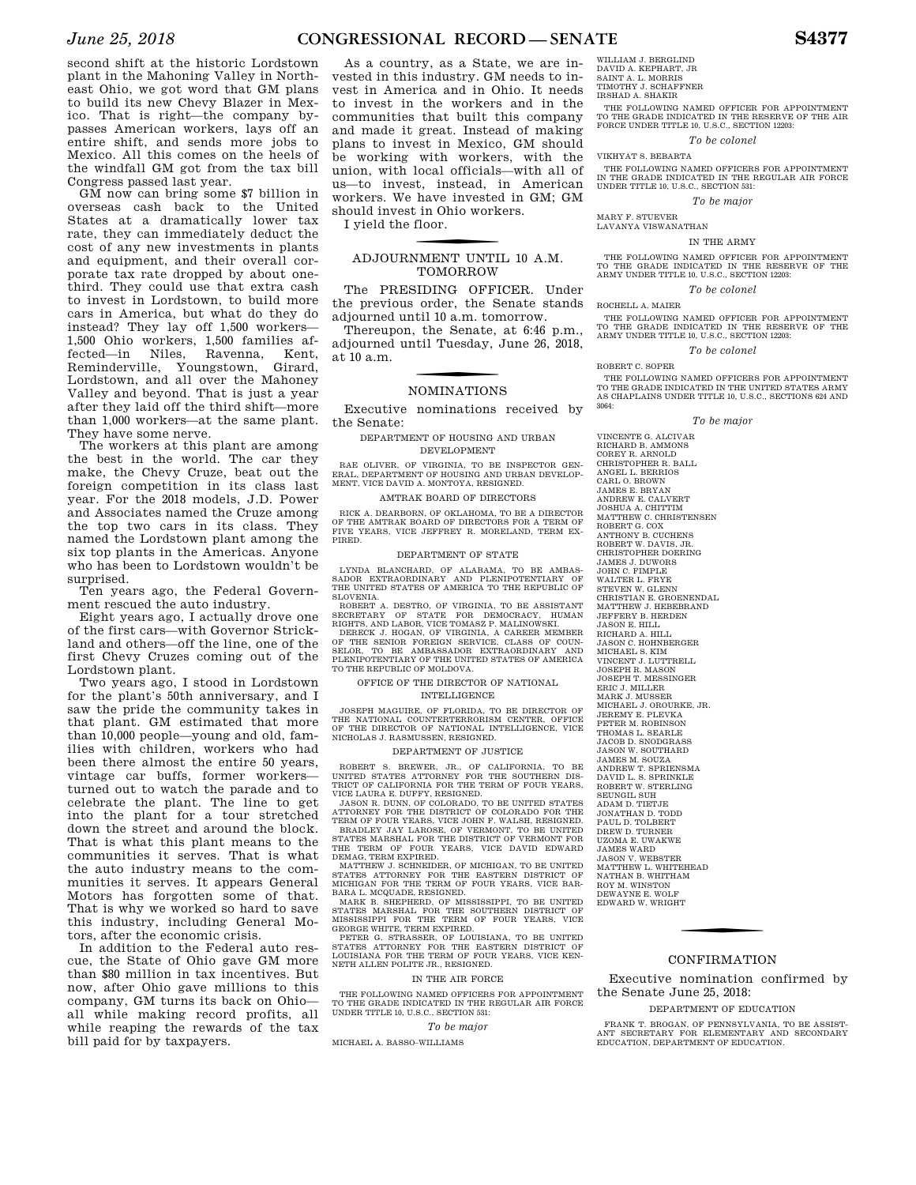second shift at the historic Lordstown plant in the Mahoning Valley in Northeast Ohio, we got word that GM plans to build its new Chevy Blazer in Mexico. That is right—the company bypasses American workers, lays off an entire shift, and sends more jobs to Mexico. All this comes on the heels of the windfall GM got from the tax bill Congress passed last year.

GM now can bring some $7 billion in overseas cash back to the United States at a dramatically lower tax rate, they can immediately deduct the cost of any new investments in plants and equipment, and their overall corporate tax rate dropped by about one-third. They could use that extra cash to invest in Lordstown, to build more cars in America, but what do they do instead? They lay off 1,500 workers—1,500 Ohio workers, 1,500 families affected—in Niles, Ravenna, Kent, Reminderville, Youngstown, Girard, Lordstown, and all over the Mahoney Valley and beyond. That is just a year after they laid off the third shift—more than 1,000 workers—at the same plant. They have some nerve.

The workers at this plant are among the best in the world. The car they make, the Chevy Cruze, beat out the foreign competition in its class last year. For the 2018 models, J.D. Power and Associates named the Cruze among the top two cars in its class. They named the Lordstown plant among the six top plants in the Americas. Anyone who has been to Lordstown wouldn't be surprised.

Ten years ago, the Federal Government rescued the auto industry.

Eight years ago, I actually drove one of the first cars—with Governor Strickland and others—off the line, one of the first Chevy Cruzes coming out of the Lordstown plant.

Two years ago, I stood in Lordstown for the plant's 50th anniversary, and I saw the pride the community takes in that plant. GM estimated that more than 10,000 people—young and old, families with children, workers who had been there almost the entire 50 years, vintage car buffs, former workers—turned out to watch the parade and to celebrate the plant. The line to get into the plant for a tour stretched down the street and around the block. That is what this plant means to the communities it serves. That is what the auto industry means to the communities it serves. It appears General Motors has forgotten some of that. That is why we worked so hard to save this industry, including General Motors, after the economic crisis.

In addition to the Federal auto rescue, the State of Ohio gave GM more than $80 million in tax incentives. But now, after Ohio gave millions to this company, GM turns its back on Ohio—all while making record profits, all while reaping the rewards of the tax bill paid for by taxpayers.

As a country, as a State, we are invested in this industry. GM needs to invest in America and in Ohio. It needs to invest in the workers and in the communities that built this company and made it great. Instead of making plans to invest in Mexico, GM should be working with workers, with the union, with local officials—with all of us—to invest, instead, in American workers. We have invested in GM; GM should invest in Ohio workers.

I yield the floor.

## ADJOURNMENT UNTIL 10 A.M. TOMORROW

The PRESIDING OFFICER. Under the previous order, the Senate stands adjourned until 10 a.m. tomorrow.

Thereupon, the Senate, at 6:46 p.m., adjourned until Tuesday, June 26, 2018, at 10 a.m.

## NOMINATIONS

Executive nominations received by the Senate:

### DEPARTMENT OF HOUSING AND URBAN DEVELOPMENT

RAE OLIVER, OF VIRGINIA, TO BE INSPECTOR GENERAL, DEPARTMENT OF HOUSING AND URBAN DEVELOPMENT, VICE DAVID A. MONTOYA, RESIGNED.

### AMTRAK BOARD OF DIRECTORS

RICK A. DEARBORN, OF OKLAHOMA, TO BE A DIRECTOR OF THE AMTRAK BOARD OF DIRECTORS FOR A TERM OF FIVE YEARS, VICE JEFFREY R. MORELAND, TERM EXPIRED.

### DEPARTMENT OF STATE

LYNDA BLANCHARD, OF ALABAMA, TO BE AMBASSADOR EXTRAORDINARY AND PLENIPOTENTIARY OF THE UNITED STATES OF AMERICA TO THE REPUBLIC OF SLOVENIA.

ROBERT A. DESTRO, OF VIRGINIA, TO BE ASSISTANT SECRETARY OF STATE FOR DEMOCRACY, HUMAN RIGHTS, AND LABOR, VICE TOMASZ P. MALINOWSKI.

DERECK J. HOGAN, OF VIRGINIA, A CAREER MEMBER OF THE SENIOR FOREIGN SERVICE, CLASS OF COUNSELOR, TO BE AMBASSADOR EXTRAORDINARY AND PLENIPOTENTIARY OF THE UNITED STATES OF AMERICA TO THE REPUBLIC OF MOLDOVA.

### OFFICE OF THE DIRECTOR OF NATIONAL INTELLIGENCE

JOSEPH MAGUIRE, OF FLORIDA, TO BE DIRECTOR OF THE NATIONAL COUNTERTERRORISM CENTER, OFFICE OF THE DIRECTOR OF NATIONAL INTELLIGENCE, VICE NICHOLAS J. RASMUSSEN, RESIGNED.

### DEPARTMENT OF JUSTICE

ROBERT S. BREWER, JR., OF CALIFORNIA, TO BE UNITED STATES ATTORNEY FOR THE SOUTHERN DISTRICT OF CALIFORNIA FOR THE TERM OF FOUR YEARS, VICE LAURA E. DUFFY, RESIGNED.

JASON R. DUNN, OF COLORADO, TO BE UNITED STATES ATTORNEY FOR THE DISTRICT OF COLORADO FOR THE TERM OF FOUR YEARS, VICE JOHN F. WALSH, RESIGNED.

BRADLEY JAY LAROSE, OF VERMONT, TO BE UNITED STATES MARSHAL FOR THE DISTRICT OF VERMONT FOR THE TERM OF FOUR YEARS, VICE DAVID EDWARD DEMAG, TERM EXPIRED.

MATTHEW J. SCHNEIDER, OF MICHIGAN, TO BE UNITED STATES ATTORNEY FOR THE EASTERN DISTRICT OF MICHIGAN FOR THE TERM OF FOUR YEARS, VICE BARBARA L. MCQUADE, RESIGNED.

MARK B. SHEPHERD, OF MISSISSIPPI, TO BE UNITED STATES MARSHAL FOR THE SOUTHERN DISTRICT OF MISSISSIPPI FOR THE TERM OF FOUR YEARS, VICE GEORGE WHITE, TERM EXPIRED.

PETER G. STRASSER, OF LOUISIANA, TO BE UNITED STATES ATTORNEY FOR THE EASTERN DISTRICT OF LOUISIANA FOR THE TERM OF FOUR YEARS, VICE KENNETH ALLEN POLITE JR., RESIGNED.

### IN THE AIR FORCE

THE FOLLOWING NAMED OFFICERS FOR APPOINTMENT TO THE GRADE INDICATED IN THE REGULAR AIR FORCE UNDER TITLE 10, U.S.C., SECTION 531:

*To be major*

MICHAEL A. BASSO–WILLIAMS
WILLIAM J. BERGLIND
DAVID A. KEPHART, JR
SAINT A. L. MORRIS
TIMOTHY J. SCHAFFNER
IRSHAD A. SHAKIR

THE FOLLOWING NAMED OFFICER FOR APPOINTMENT TO THE GRADE INDICATED IN THE RESERVE OF THE AIR FORCE UNDER TITLE 10, U.S.C., SECTION 12203:

*To be colonel*

VIKHYAT S. BEBARTA

THE FOLLOWING NAMED OFFICERS FOR APPOINTMENT TO THE GRADE INDICATED IN THE REGULAR AIR FORCE UNDER TITLE 10, U.S.C., SECTION 531:

*To be major*

MARY F. STUEVER
LAVANYA VISWANATHAN

### IN THE ARMY

THE FOLLOWING NAMED OFFICER FOR APPOINTMENT TO THE GRADE INDICATED IN THE RESERVE OF THE ARMY UNDER TITLE 10, U.S.C., SECTION 12203:

*To be colonel*

ROCHELL A. MAIER

THE FOLLOWING NAMED OFFICER FOR APPOINTMENT TO THE GRADE INDICATED IN THE RESERVE OF THE ARMY UNDER TITLE 10, U.S.C., SECTION 12203:

*To be colonel*

ROBERT C. SOPER

THE FOLLOWING NAMED OFFICERS FOR APPOINTMENT TO THE GRADE INDICATED IN THE UNITED STATES ARMY AS CHAPLAINS UNDER TITLE 10, U.S.C., SECTIONS 624 AND 3064:

*To be major*

VINCENTE G. ALCIVAR
RICHARD B. AMMONS
COREY R. ARNOLD
CHRISTOPHER R. BALL
ANGEL L. BERRIOS
CARL O. BROWN
JAMES E. BRYAN
ANDREW E. CALVERT
JOSHUA A. CHITTIM
MATTHEW C. CHRISTENSEN
ROBERT G. COX
ANTHONY B. CUCHENS
ROBERT W. DAVIS, JR.
CHRISTOPHER DOERING
JAMES J. DUWORS
JOHN C. FIMPLE
WALTER L. FRYE
STEVEN W. GLENN
CHRISTIAN E. GROENENDAL
MATTHEW J. HEBEBRAND
JEFFERY B. HERDEN
JASON E. HILL
RICHARD A. HILL
JASON C. HOHNBERGER
MICHAEL S. KIM
VINCENT J. LUTTRELL
JOSEPH R. MASON
JOSEPH T. MESSINGER
ERIC J. MILLER
MARK J. MUSSER
MICHAEL J. OROURKE, JR.
JEREMY E. PLEVKA
PETER M. ROBINSON
THOMAS L. SEARLE
JACOB D. SNODGRASS
JASON W. SOUTHARD
JAMES M. SOUZA
ANDREW T. SPRIENSMA
DAVID L. S. SPRINKLE
ROBERT W. STERLING
SEUNGIL SUH
ADAM D. TIETJE
JONATHAN D. TODD
PAUL D. TOLBERT
DREW D. TURNER
UZOMA E. UWAKWE
JAMES WARD
JASON V. WEBSTER
MATTHEW L. WHITEHEAD
NATHAN B. WHITHAM
ROY M. WINSTON
DEWAYNE E. WOLF
EDWARD W. WRIGHT

## CONFIRMATION

Executive nomination confirmed by the Senate June 25, 2018:

### DEPARTMENT OF EDUCATION

FRANK T. BROGAN, OF PENNSYLVANIA, TO BE ASSISTANT SECRETARY FOR ELEMENTARY AND SECONDARY EDUCATION, DEPARTMENT OF EDUCATION.